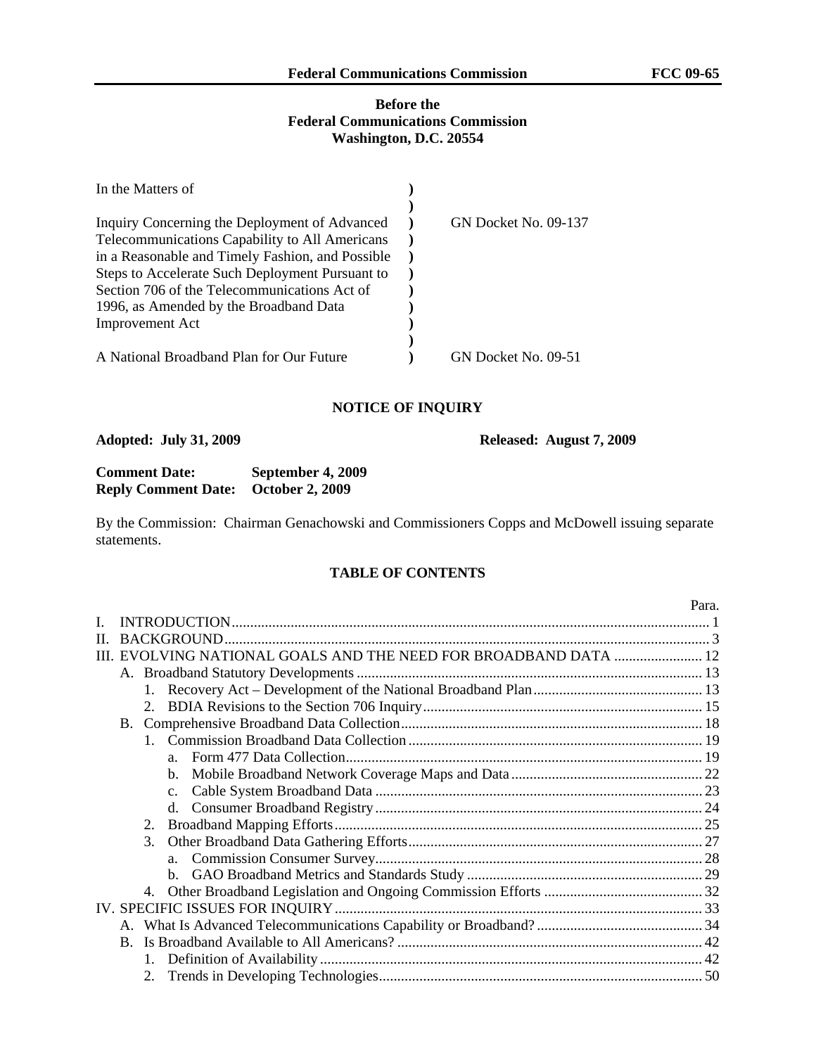**Before the**
**Federal Communications Commission**
**Washington, D.C. 20554**

| | | |
|---|---|---|
| In the Matters of | ) | |
| | ) | |
| Inquiry Concerning the Deployment of Advanced Telecommunications Capability to All Americans in a Reasonable and Timely Fashion, and Possible Steps to Accelerate Such Deployment Pursuant to Section 706 of the Telecommunications Act of 1996, as Amended by the Broadband Data Improvement Act | ) | GN Docket No. 09-137 |
| | ) | |
| A National Broadband Plan for Our Future | ) | GN Docket No. 09-51 |

## NOTICE OF INQUIRY

**Adopted: July 31, 2009** **Released: August 7, 2009**

**Comment Date: September 4, 2009**
**Reply Comment Date: October 2, 2009**

By the Commission: Chairman Genachowski and Commissioners Copps and McDowell issuing separate statements.

### TABLE OF CONTENTS

| | Para. |
|---|---|
| I. INTRODUCTION | 1 |
| II. BACKGROUND | 3 |
| III. EVOLVING NATIONAL GOALS AND THE NEED FOR BROADBAND DATA | 12 |
| A. Broadband Statutory Developments | 13 |
| 1. Recovery Act – Development of the National Broadband Plan | 13 |
| 2. BDIA Revisions to the Section 706 Inquiry | 15 |
| B. Comprehensive Broadband Data Collection | 18 |
| 1. Commission Broadband Data Collection | 19 |
| a. Form 477 Data Collection | 19 |
| b. Mobile Broadband Network Coverage Maps and Data | 22 |
| c. Cable System Broadband Data | 23 |
| d. Consumer Broadband Registry | 24 |
| 2. Broadband Mapping Efforts | 25 |
| 3. Other Broadband Data Gathering Efforts | 27 |
| a. Commission Consumer Survey | 28 |
| b. GAO Broadband Metrics and Standards Study | 29 |
| 4. Other Broadband Legislation and Ongoing Commission Efforts | 32 |
| IV. SPECIFIC ISSUES FOR INQUIRY | 33 |
| A. What Is Advanced Telecommunications Capability or Broadband? | 34 |
| B. Is Broadband Available to All Americans? | 42 |
| 1. Definition of Availability | 42 |
| 2. Trends in Developing Technologies | 50 |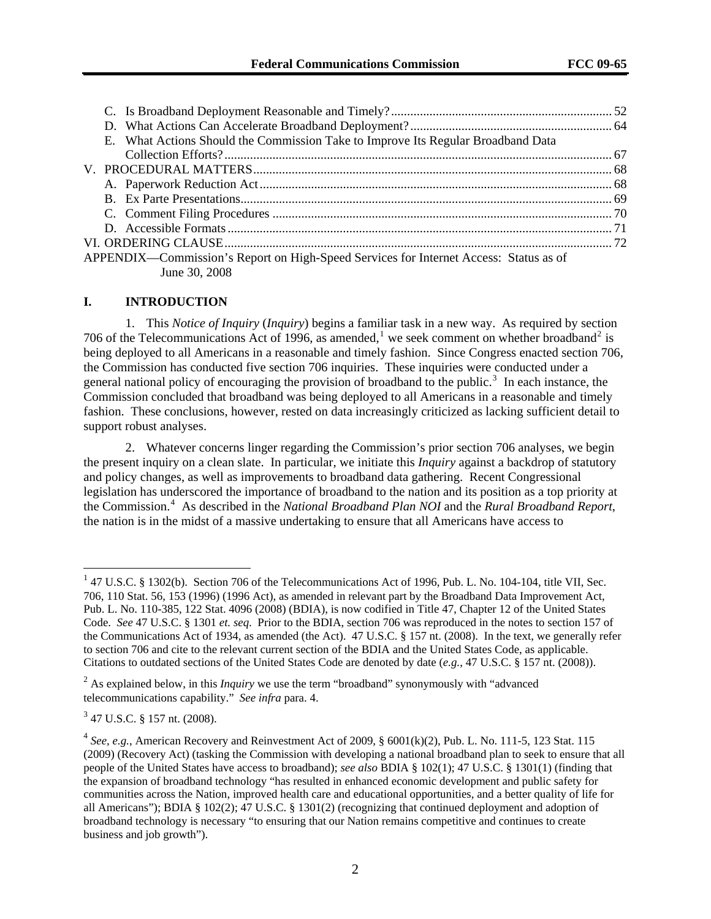C. Is Broadband Deployment Reasonable and Timely? ..... 52
D. What Actions Can Accelerate Broadband Deployment? ..... 64
E. What Actions Should the Commission Take to Improve Its Regular Broadband Data Collection Efforts? ..... 67

V. PROCEDURAL MATTERS ..... 68
A. Paperwork Reduction Act ..... 68
B. Ex Parte Presentations ..... 69
C. Comment Filing Procedures ..... 70
D. Accessible Formats ..... 71

VI. ORDERING CLAUSE ..... 72

APPENDIX—Commission's Report on High-Speed Services for Internet Access: Status as of June 30, 2008

## I. INTRODUCTION

1. This *Notice of Inquiry* (*Inquiry*) begins a familiar task in a new way. As required by section 706 of the Telecommunications Act of 1996, as amended,[1] we seek comment on whether broadband[2] is being deployed to all Americans in a reasonable and timely fashion. Since Congress enacted section 706, the Commission has conducted five section 706 inquiries. These inquiries were conducted under a general national policy of encouraging the provision of broadband to the public.[3] In each instance, the Commission concluded that broadband was being deployed to all Americans in a reasonable and timely fashion. These conclusions, however, rested on data increasingly criticized as lacking sufficient detail to support robust analyses.

2. Whatever concerns linger regarding the Commission's prior section 706 analyses, we begin the present inquiry on a clean slate. In particular, we initiate this *Inquiry* against a backdrop of statutory and policy changes, as well as improvements to broadband data gathering. Recent Congressional legislation has underscored the importance of broadband to the nation and its position as a top priority at the Commission.[4] As described in the *National Broadband Plan NOI* and the *Rural Broadband Report*, the nation is in the midst of a massive undertaking to ensure that all Americans have access to

---

[1] 47 U.S.C. § 1302(b). Section 706 of the Telecommunications Act of 1996, Pub. L. No. 104-104, title VII, Sec. 706, 110 Stat. 56, 153 (1996) (1996 Act), as amended in relevant part by the Broadband Data Improvement Act, Pub. L. No. 110-385, 122 Stat. 4096 (2008) (BDIA), is now codified in Title 47, Chapter 12 of the United States Code. *See* 47 U.S.C. § 1301 *et. seq.* Prior to the BDIA, section 706 was reproduced in the notes to section 157 of the Communications Act of 1934, as amended (the Act). 47 U.S.C. § 157 nt. (2008). In the text, we generally refer to section 706 and cite to the relevant current section of the BDIA and the United States Code, as applicable. Citations to outdated sections of the United States Code are denoted by date (*e.g.*, 47 U.S.C. § 157 nt. (2008)).

[2] As explained below, in this *Inquiry* we use the term "broadband" synonymously with "advanced telecommunications capability." *See infra* para. 4.

[3] 47 U.S.C. § 157 nt. (2008).

[4] *See, e.g.*, American Recovery and Reinvestment Act of 2009, § 6001(k)(2), Pub. L. No. 111-5, 123 Stat. 115 (2009) (Recovery Act) (tasking the Commission with developing a national broadband plan to seek to ensure that all people of the United States have access to broadband); *see also* BDIA § 102(1); 47 U.S.C. § 1301(1) (finding that the expansion of broadband technology "has resulted in enhanced economic development and public safety for communities across the Nation, improved health care and educational opportunities, and a better quality of life for all Americans"); BDIA § 102(2); 47 U.S.C. § 1301(2) (recognizing that continued deployment and adoption of broadband technology is necessary "to ensuring that our Nation remains competitive and continues to create business and job growth").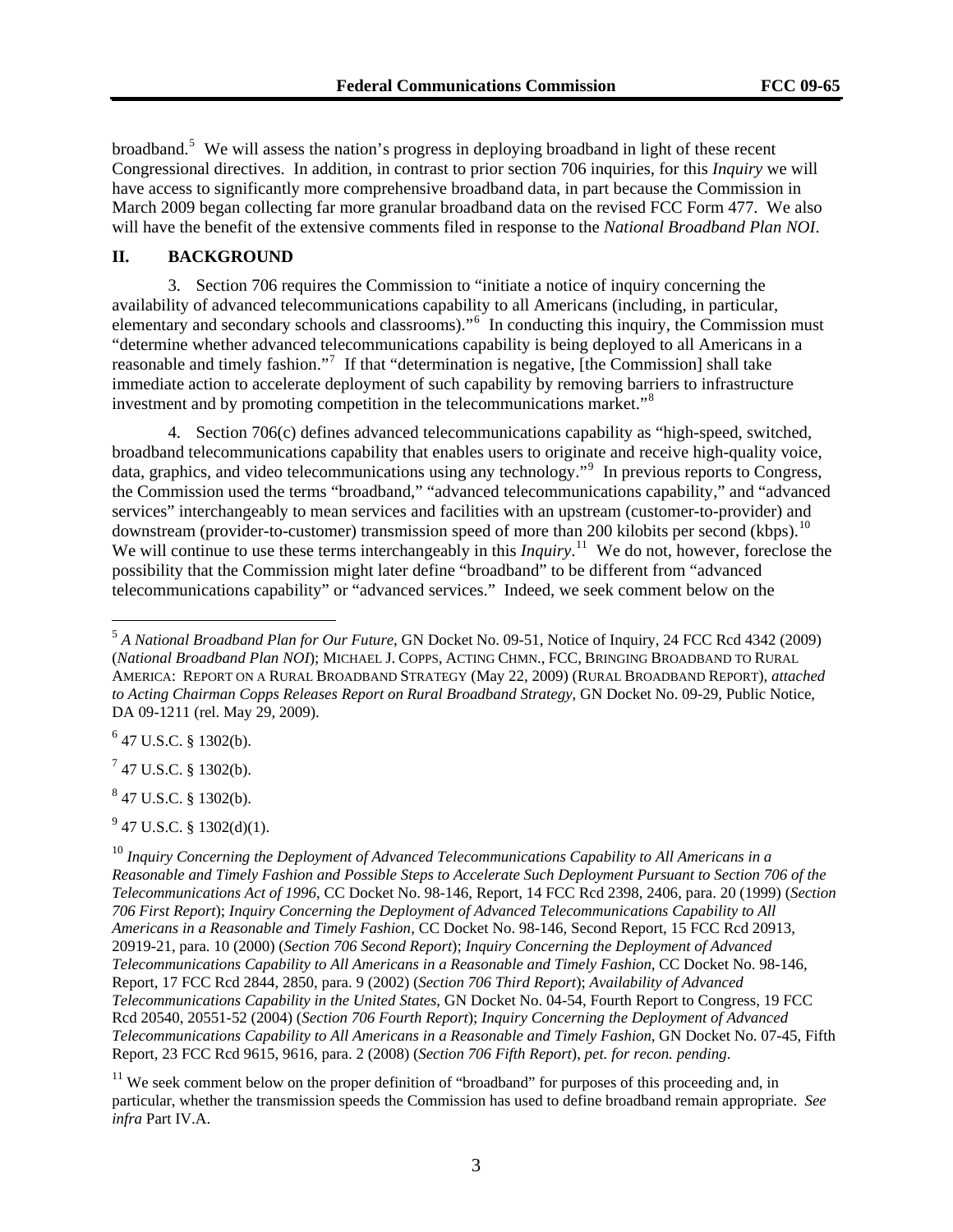broadband.[5] We will assess the nation's progress in deploying broadband in light of these recent Congressional directives. In addition, in contrast to prior section 706 inquiries, for this *Inquiry* we will have access to significantly more comprehensive broadband data, in part because the Commission in March 2009 began collecting far more granular broadband data on the revised FCC Form 477. We also will have the benefit of the extensive comments filed in response to the *National Broadband Plan NOI*.

## II. BACKGROUND

3. Section 706 requires the Commission to "initiate a notice of inquiry concerning the availability of advanced telecommunications capability to all Americans (including, in particular, elementary and secondary schools and classrooms)."[6] In conducting this inquiry, the Commission must "determine whether advanced telecommunications capability is being deployed to all Americans in a reasonable and timely fashion."[7] If that "determination is negative, [the Commission] shall take immediate action to accelerate deployment of such capability by removing barriers to infrastructure investment and by promoting competition in the telecommunications market."[8]

4. Section 706(c) defines advanced telecommunications capability as "high-speed, switched, broadband telecommunications capability that enables users to originate and receive high-quality voice, data, graphics, and video telecommunications using any technology."[9] In previous reports to Congress, the Commission used the terms "broadband," "advanced telecommunications capability," and "advanced services" interchangeably to mean services and facilities with an upstream (customer-to-provider) and downstream (provider-to-customer) transmission speed of more than 200 kilobits per second (kbps).[10] We will continue to use these terms interchangeably in this *Inquiry*.[11] We do not, however, foreclose the possibility that the Commission might later define "broadband" to be different from "advanced telecommunications capability" or "advanced services." Indeed, we seek comment below on the

---

[5] *A National Broadband Plan for Our Future*, GN Docket No. 09-51, Notice of Inquiry, 24 FCC Rcd 4342 (2009) (*National Broadband Plan NOI*); MICHAEL J. COPPS, ACTING CHMN., FCC, BRINGING BROADBAND TO RURAL AMERICA: REPORT ON A RURAL BROADBAND STRATEGY (May 22, 2009) (RURAL BROADBAND REPORT), *attached to Acting Chairman Copps Releases Report on Rural Broadband Strategy*, GN Docket No. 09-29, Public Notice, DA 09-1211 (rel. May 29, 2009).

[6] 47 U.S.C. § 1302(b).

[7] 47 U.S.C. § 1302(b).

[8] 47 U.S.C. § 1302(b).

[9] 47 U.S.C. § 1302(d)(1).

[10] *Inquiry Concerning the Deployment of Advanced Telecommunications Capability to All Americans in a Reasonable and Timely Fashion and Possible Steps to Accelerate Such Deployment Pursuant to Section 706 of the Telecommunications Act of 1996*, CC Docket No. 98-146, Report, 14 FCC Rcd 2398, 2406, para. 20 (1999) (*Section 706 First Report*); *Inquiry Concerning the Deployment of Advanced Telecommunications Capability to All Americans in a Reasonable and Timely Fashion*, CC Docket No. 98-146, Second Report, 15 FCC Rcd 20913, 20919-21, para. 10 (2000) (*Section 706 Second Report*); *Inquiry Concerning the Deployment of Advanced Telecommunications Capability to All Americans in a Reasonable and Timely Fashion*, CC Docket No. 98-146, Report, 17 FCC Rcd 2844, 2850, para. 9 (2002) (*Section 706 Third Report*); *Availability of Advanced Telecommunications Capability in the United States*, GN Docket No. 04-54, Fourth Report to Congress, 19 FCC Rcd 20540, 20551-52 (2004) (*Section 706 Fourth Report*); *Inquiry Concerning the Deployment of Advanced Telecommunications Capability to All Americans in a Reasonable and Timely Fashion*, GN Docket No. 07-45, Fifth Report, 23 FCC Rcd 9615, 9616, para. 2 (2008) (*Section 706 Fifth Report*), *pet. for recon. pending*.

[11] We seek comment below on the proper definition of "broadband" for purposes of this proceeding and, in particular, whether the transmission speeds the Commission has used to define broadband remain appropriate. *See infra* Part IV.A.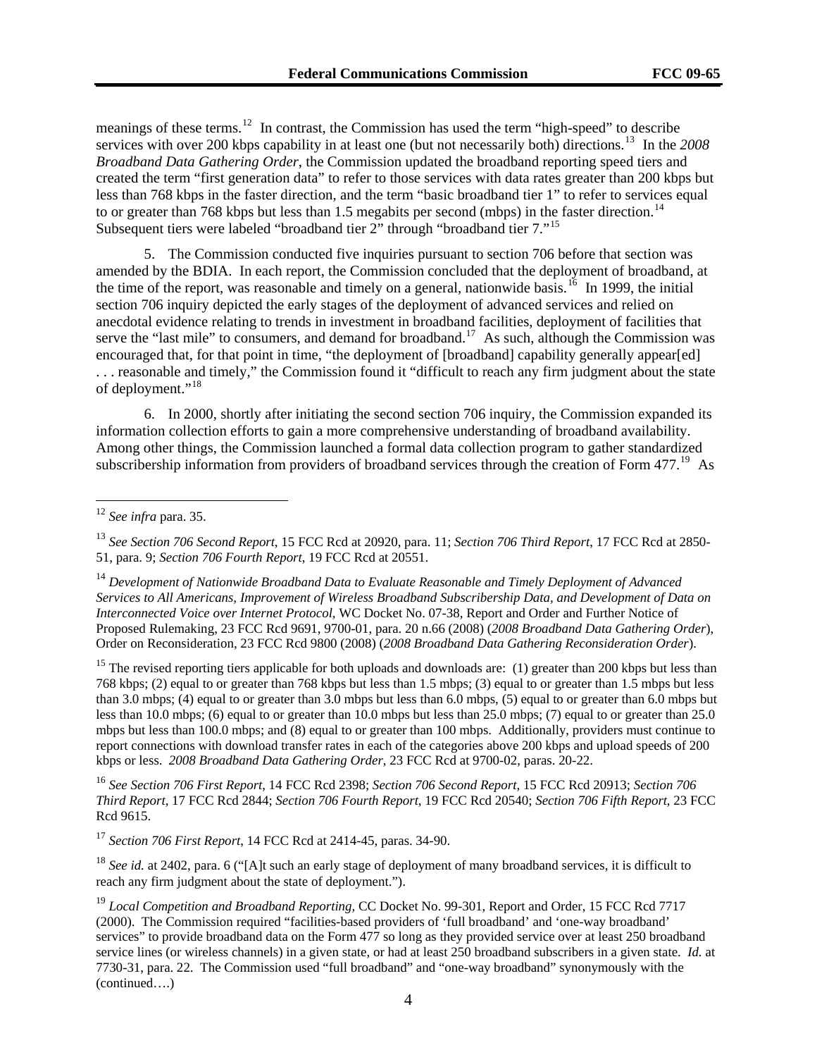meanings of these terms.[12] In contrast, the Commission has used the term "high-speed" to describe services with over 200 kbps capability in at least one (but not necessarily both) directions.[13] In the *2008 Broadband Data Gathering Order*, the Commission updated the broadband reporting speed tiers and created the term "first generation data" to refer to those services with data rates greater than 200 kbps but less than 768 kbps in the faster direction, and the term "basic broadband tier 1" to refer to services equal to or greater than 768 kbps but less than 1.5 megabits per second (mbps) in the faster direction.[14] Subsequent tiers were labeled "broadband tier 2" through "broadband tier 7."[15]

5. The Commission conducted five inquiries pursuant to section 706 before that section was amended by the BDIA. In each report, the Commission concluded that the deployment of broadband, at the time of the report, was reasonable and timely on a general, nationwide basis.[16] In 1999, the initial section 706 inquiry depicted the early stages of the deployment of advanced services and relied on anecdotal evidence relating to trends in investment in broadband facilities, deployment of facilities that serve the "last mile" to consumers, and demand for broadband.[17] As such, although the Commission was encouraged that, for that point in time, "the deployment of [broadband] capability generally appear[ed] . . . reasonable and timely," the Commission found it "difficult to reach any firm judgment about the state of deployment."[18]

6. In 2000, shortly after initiating the second section 706 inquiry, the Commission expanded its information collection efforts to gain a more comprehensive understanding of broadband availability. Among other things, the Commission launched a formal data collection program to gather standardized subscribership information from providers of broadband services through the creation of Form 477.[19] As

---

[12] *See infra* para. 35.

[13] *See Section 706 Second Report*, 15 FCC Rcd at 20920, para. 11; *Section 706 Third Report*, 17 FCC Rcd at 2850-51, para. 9; *Section 706 Fourth Report*, 19 FCC Rcd at 20551.

[14] *Development of Nationwide Broadband Data to Evaluate Reasonable and Timely Deployment of Advanced Services to All Americans, Improvement of Wireless Broadband Subscribership Data, and Development of Data on Interconnected Voice over Internet Protocol*, WC Docket No. 07-38, Report and Order and Further Notice of Proposed Rulemaking, 23 FCC Rcd 9691, 9700-01, para. 20 n.66 (2008) (*2008 Broadband Data Gathering Order*), Order on Reconsideration, 23 FCC Rcd 9800 (2008) (*2008 Broadband Data Gathering Reconsideration Order*).

[15] The revised reporting tiers applicable for both uploads and downloads are: (1) greater than 200 kbps but less than 768 kbps; (2) equal to or greater than 768 kbps but less than 1.5 mbps; (3) equal to or greater than 1.5 mbps but less than 3.0 mbps; (4) equal to or greater than 3.0 mbps but less than 6.0 mbps, (5) equal to or greater than 6.0 mbps but less than 10.0 mbps; (6) equal to or greater than 10.0 mbps but less than 25.0 mbps; (7) equal to or greater than 25.0 mbps but less than 100.0 mbps; and (8) equal to or greater than 100 mbps. Additionally, providers must continue to report connections with download transfer rates in each of the categories above 200 kbps and upload speeds of 200 kbps or less. *2008 Broadband Data Gathering Order*, 23 FCC Rcd at 9700-02, paras. 20-22.

[16] *See Section 706 First Report*, 14 FCC Rcd 2398; *Section 706 Second Report*, 15 FCC Rcd 20913; *Section 706 Third Report*, 17 FCC Rcd 2844; *Section 706 Fourth Report*, 19 FCC Rcd 20540; *Section 706 Fifth Report*, 23 FCC Rcd 9615.

[17] *Section 706 First Report*, 14 FCC Rcd at 2414-45, paras. 34-90.

[18] *See id.* at 2402, para. 6 ("[A]t such an early stage of deployment of many broadband services, it is difficult to reach any firm judgment about the state of deployment.").

[19] *Local Competition and Broadband Reporting*, CC Docket No. 99-301, Report and Order, 15 FCC Rcd 7717 (2000). The Commission required "facilities-based providers of 'full broadband' and 'one-way broadband' services" to provide broadband data on the Form 477 so long as they provided service over at least 250 broadband service lines (or wireless channels) in a given state, or had at least 250 broadband subscribers in a given state. *Id.* at 7730-31, para. 22. The Commission used "full broadband" and "one-way broadband" synonymously with the (continued….)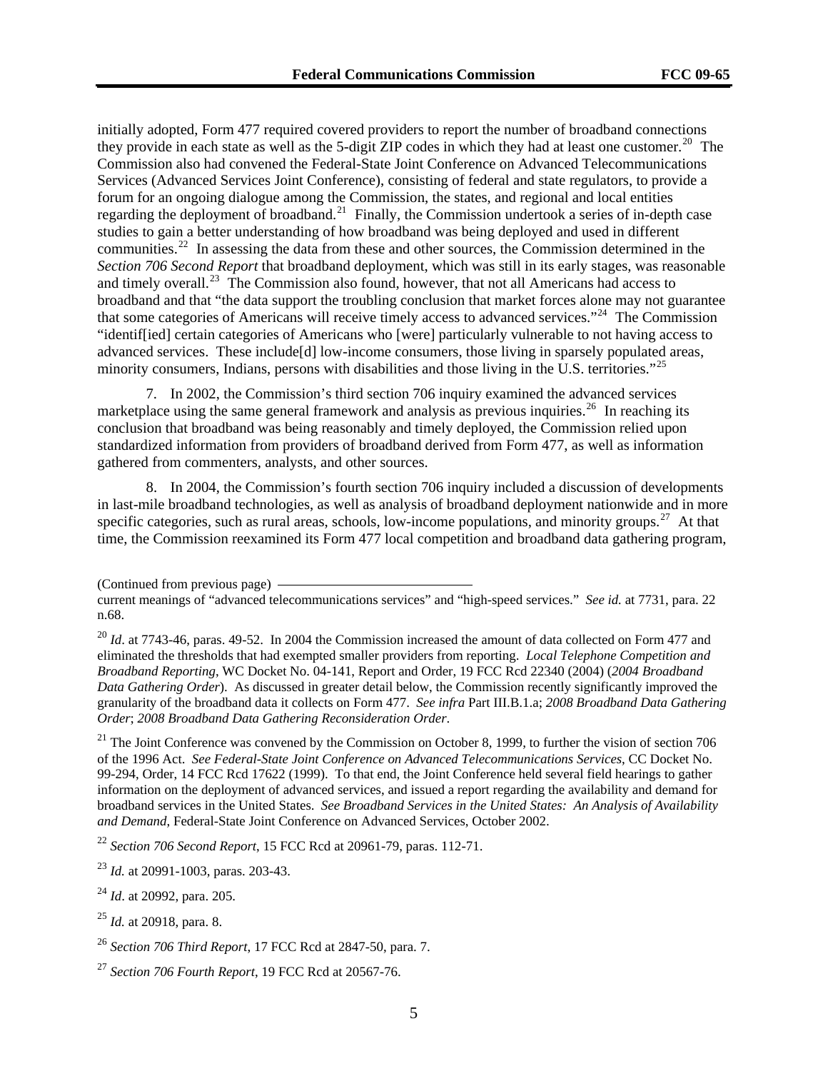initially adopted, Form 477 required covered providers to report the number of broadband connections they provide in each state as well as the 5-digit ZIP codes in which they had at least one customer.[20] The Commission also had convened the Federal-State Joint Conference on Advanced Telecommunications Services (Advanced Services Joint Conference), consisting of federal and state regulators, to provide a forum for an ongoing dialogue among the Commission, the states, and regional and local entities regarding the deployment of broadband.[21] Finally, the Commission undertook a series of in-depth case studies to gain a better understanding of how broadband was being deployed and used in different communities.[22] In assessing the data from these and other sources, the Commission determined in the *Section 706 Second Report* that broadband deployment, which was still in its early stages, was reasonable and timely overall.[23] The Commission also found, however, that not all Americans had access to broadband and that "the data support the troubling conclusion that market forces alone may not guarantee that some categories of Americans will receive timely access to advanced services."[24] The Commission "identif[ied] certain categories of Americans who [were] particularly vulnerable to not having access to advanced services. These include[d] low-income consumers, those living in sparsely populated areas, minority consumers, Indians, persons with disabilities and those living in the U.S. territories."[25]

7. In 2002, the Commission's third section 706 inquiry examined the advanced services marketplace using the same general framework and analysis as previous inquiries.[26] In reaching its conclusion that broadband was being reasonably and timely deployed, the Commission relied upon standardized information from providers of broadband derived from Form 477, as well as information gathered from commenters, analysts, and other sources.

8. In 2004, the Commission's fourth section 706 inquiry included a discussion of developments in last-mile broadband technologies, as well as analysis of broadband deployment nationwide and in more specific categories, such as rural areas, schools, low-income populations, and minority groups.[27] At that time, the Commission reexamined its Form 477 local competition and broadband data gathering program,

(Continued from previous page)
current meanings of "advanced telecommunications services" and "high-speed services." *See id.* at 7731, para. 22 n.68.

[20] *Id*. at 7743-46, paras. 49-52. In 2004 the Commission increased the amount of data collected on Form 477 and eliminated the thresholds that had exempted smaller providers from reporting. *Local Telephone Competition and Broadband Reporting*, WC Docket No. 04-141, Report and Order, 19 FCC Rcd 22340 (2004) (*2004 Broadband Data Gathering Order*). As discussed in greater detail below, the Commission recently significantly improved the granularity of the broadband data it collects on Form 477. *See infra* Part III.B.1.a; *2008 Broadband Data Gathering Order*; *2008 Broadband Data Gathering Reconsideration Order*.

[21] The Joint Conference was convened by the Commission on October 8, 1999, to further the vision of section 706 of the 1996 Act. *See Federal-State Joint Conference on Advanced Telecommunications Services*, CC Docket No. 99-294, Order, 14 FCC Rcd 17622 (1999). To that end, the Joint Conference held several field hearings to gather information on the deployment of advanced services, and issued a report regarding the availability and demand for broadband services in the United States. *See Broadband Services in the United States: An Analysis of Availability and Demand*, Federal-State Joint Conference on Advanced Services, October 2002.

[22] *Section 706 Second Report*, 15 FCC Rcd at 20961-79, paras. 112-71.

[23] *Id.* at 20991-1003, paras. 203-43.

[24] *Id*. at 20992, para. 205.

[25] *Id.* at 20918, para. 8.

[26] *Section 706 Third Report*, 17 FCC Rcd at 2847-50, para. 7.

[27] *Section 706 Fourth Report*, 19 FCC Rcd at 20567-76.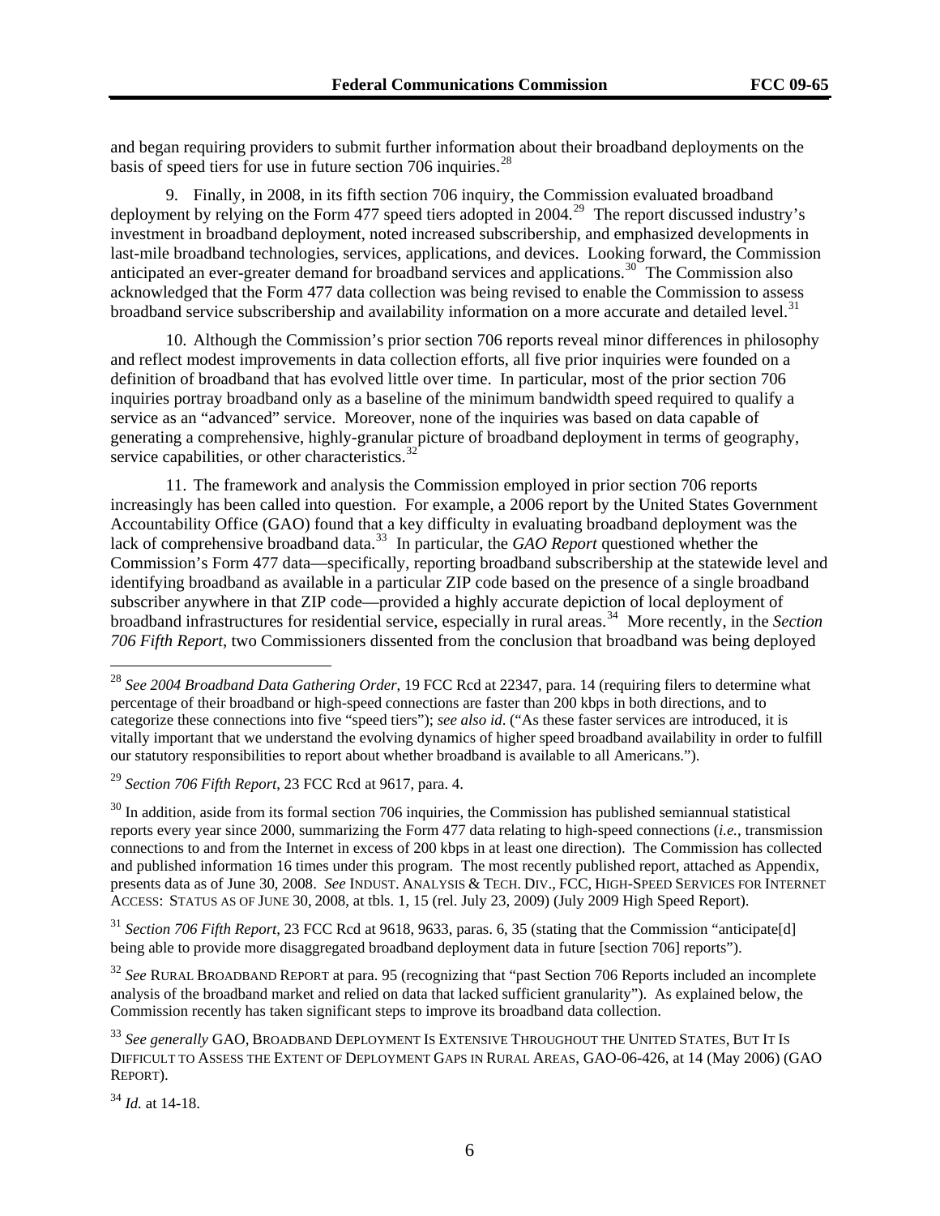and began requiring providers to submit further information about their broadband deployments on the basis of speed tiers for use in future section 706 inquiries.[28]

9. Finally, in 2008, in its fifth section 706 inquiry, the Commission evaluated broadband deployment by relying on the Form 477 speed tiers adopted in 2004.[29] The report discussed industry's investment in broadband deployment, noted increased subscribership, and emphasized developments in last-mile broadband technologies, services, applications, and devices. Looking forward, the Commission anticipated an ever-greater demand for broadband services and applications.[30] The Commission also acknowledged that the Form 477 data collection was being revised to enable the Commission to assess broadband service subscribership and availability information on a more accurate and detailed level.[31]

10. Although the Commission's prior section 706 reports reveal minor differences in philosophy and reflect modest improvements in data collection efforts, all five prior inquiries were founded on a definition of broadband that has evolved little over time. In particular, most of the prior section 706 inquiries portray broadband only as a baseline of the minimum bandwidth speed required to qualify a service as an "advanced" service. Moreover, none of the inquiries was based on data capable of generating a comprehensive, highly-granular picture of broadband deployment in terms of geography, service capabilities, or other characteristics.[32]

11. The framework and analysis the Commission employed in prior section 706 reports increasingly has been called into question. For example, a 2006 report by the United States Government Accountability Office (GAO) found that a key difficulty in evaluating broadband deployment was the lack of comprehensive broadband data.[33] In particular, the *GAO Report* questioned whether the Commission's Form 477 data—specifically, reporting broadband subscribership at the statewide level and identifying broadband as available in a particular ZIP code based on the presence of a single broadband subscriber anywhere in that ZIP code—provided a highly accurate depiction of local deployment of broadband infrastructures for residential service, especially in rural areas.[34] More recently, in the *Section 706 Fifth Report*, two Commissioners dissented from the conclusion that broadband was being deployed

---

[28] *See 2004 Broadband Data Gathering Order*, 19 FCC Rcd at 22347, para. 14 (requiring filers to determine what percentage of their broadband or high-speed connections are faster than 200 kbps in both directions, and to categorize these connections into five "speed tiers"); *see also id*. ("As these faster services are introduced, it is vitally important that we understand the evolving dynamics of higher speed broadband availability in order to fulfill our statutory responsibilities to report about whether broadband is available to all Americans.").

[29] *Section 706 Fifth Report*, 23 FCC Rcd at 9617, para. 4.

[30] In addition, aside from its formal section 706 inquiries, the Commission has published semiannual statistical reports every year since 2000, summarizing the Form 477 data relating to high-speed connections (*i.e.*, transmission connections to and from the Internet in excess of 200 kbps in at least one direction). The Commission has collected and published information 16 times under this program. The most recently published report, attached as Appendix, presents data as of June 30, 2008. *See* INDUST. ANALYSIS & TECH. DIV., FCC, HIGH-SPEED SERVICES FOR INTERNET ACCESS: STATUS AS OF JUNE 30, 2008, at tbls. 1, 15 (rel. July 23, 2009) (July 2009 High Speed Report).

[31] *Section 706 Fifth Report*, 23 FCC Rcd at 9618, 9633, paras. 6, 35 (stating that the Commission "anticipate[d] being able to provide more disaggregated broadband deployment data in future [section 706] reports").

[32] *See* RURAL BROADBAND REPORT at para. 95 (recognizing that "past Section 706 Reports included an incomplete analysis of the broadband market and relied on data that lacked sufficient granularity"). As explained below, the Commission recently has taken significant steps to improve its broadband data collection.

[33] *See generally* GAO, BROADBAND DEPLOYMENT IS EXTENSIVE THROUGHOUT THE UNITED STATES, BUT IT IS DIFFICULT TO ASSESS THE EXTENT OF DEPLOYMENT GAPS IN RURAL AREAS, GAO-06-426, at 14 (May 2006) (GAO REPORT).

[34] *Id.* at 14-18.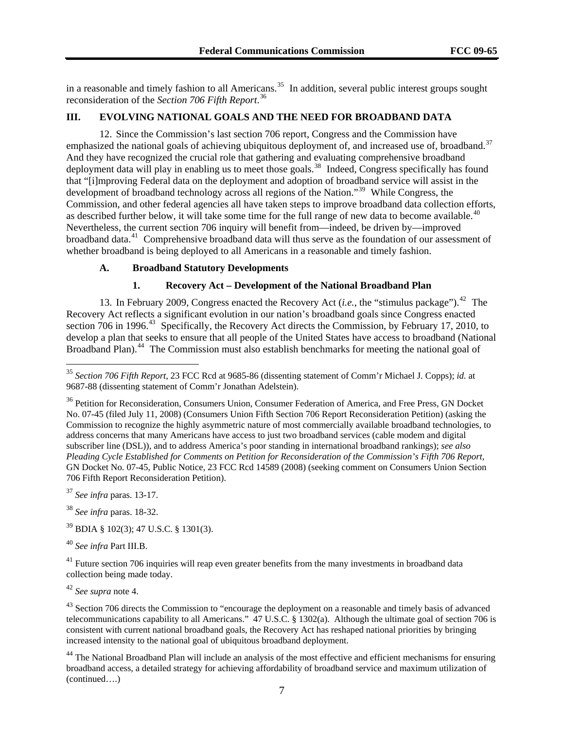in a reasonable and timely fashion to all Americans.[35] In addition, several public interest groups sought reconsideration of the *Section 706 Fifth Report*.[36]

## III. EVOLVING NATIONAL GOALS AND THE NEED FOR BROADBAND DATA

12. Since the Commission's last section 706 report, Congress and the Commission have emphasized the national goals of achieving ubiquitous deployment of, and increased use of, broadband.[37] And they have recognized the crucial role that gathering and evaluating comprehensive broadband deployment data will play in enabling us to meet those goals.[38] Indeed, Congress specifically has found that "[i]mproving Federal data on the deployment and adoption of broadband service will assist in the development of broadband technology across all regions of the Nation."[39] While Congress, the Commission, and other federal agencies all have taken steps to improve broadband data collection efforts, as described further below, it will take some time for the full range of new data to become available.[40] Nevertheless, the current section 706 inquiry will benefit from—indeed, be driven by—improved broadband data.[41] Comprehensive broadband data will thus serve as the foundation of our assessment of whether broadband is being deployed to all Americans in a reasonable and timely fashion.

### A. Broadband Statutory Developments

#### 1. Recovery Act – Development of the National Broadband Plan

13. In February 2009, Congress enacted the Recovery Act (*i.e.*, the "stimulus package").[42] The Recovery Act reflects a significant evolution in our nation's broadband goals since Congress enacted section 706 in 1996.[43] Specifically, the Recovery Act directs the Commission, by February 17, 2010, to develop a plan that seeks to ensure that all people of the United States have access to broadband (National Broadband Plan).[44] The Commission must also establish benchmarks for meeting the national goal of

---

[35] *Section 706 Fifth Report*, 23 FCC Rcd at 9685-86 (dissenting statement of Comm'r Michael J. Copps); *id.* at 9687-88 (dissenting statement of Comm'r Jonathan Adelstein).

[36] Petition for Reconsideration, Consumers Union, Consumer Federation of America, and Free Press, GN Docket No. 07-45 (filed July 11, 2008) (Consumers Union Fifth Section 706 Report Reconsideration Petition) (asking the Commission to recognize the highly asymmetric nature of most commercially available broadband technologies, to address concerns that many Americans have access to just two broadband services (cable modem and digital subscriber line (DSL)), and to address America's poor standing in international broadband rankings); *see also Pleading Cycle Established for Comments on Petition for Reconsideration of the Commission's Fifth 706 Report*, GN Docket No. 07-45, Public Notice, 23 FCC Rcd 14589 (2008) (seeking comment on Consumers Union Section 706 Fifth Report Reconsideration Petition).

[37] *See infra* paras. 13-17.

[38] *See infra* paras. 18-32.

[39] BDIA § 102(3); 47 U.S.C. § 1301(3).

[40] *See infra* Part III.B.

[41] Future section 706 inquiries will reap even greater benefits from the many investments in broadband data collection being made today.

[42] *See supra* note 4.

[43] Section 706 directs the Commission to "encourage the deployment on a reasonable and timely basis of advanced telecommunications capability to all Americans." 47 U.S.C. § 1302(a). Although the ultimate goal of section 706 is consistent with current national broadband goals, the Recovery Act has reshaped national priorities by bringing increased intensity to the national goal of ubiquitous broadband deployment.

[44] The National Broadband Plan will include an analysis of the most effective and efficient mechanisms for ensuring broadband access, a detailed strategy for achieving affordability of broadband service and maximum utilization of (continued….)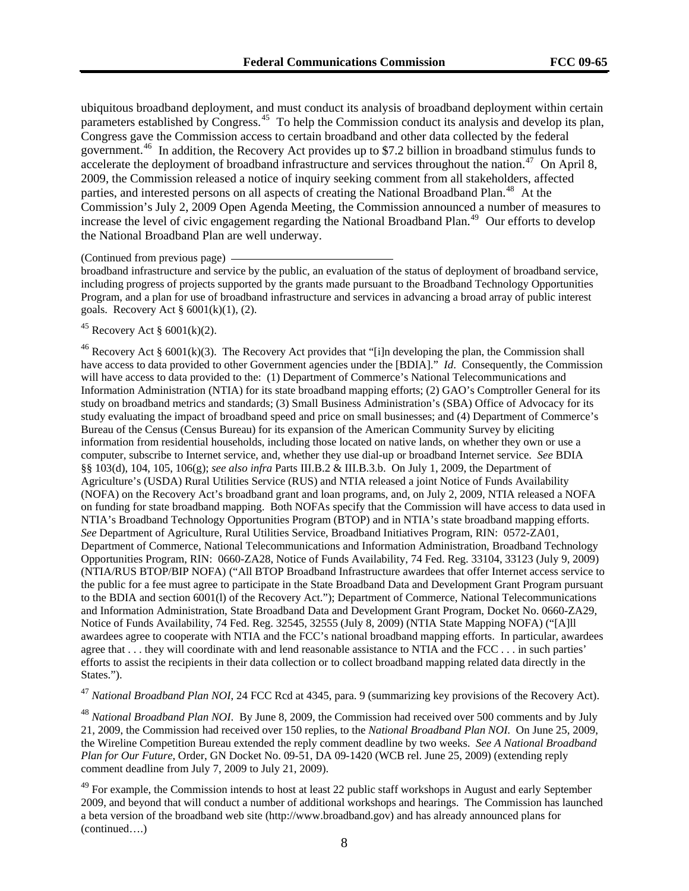ubiquitous broadband deployment, and must conduct its analysis of broadband deployment within certain parameters established by Congress.[45] To help the Commission conduct its analysis and develop its plan, Congress gave the Commission access to certain broadband and other data collected by the federal government.[46] In addition, the Recovery Act provides up to $7.2 billion in broadband stimulus funds to accelerate the deployment of broadband infrastructure and services throughout the nation.[47] On April 8, 2009, the Commission released a notice of inquiry seeking comment from all stakeholders, affected parties, and interested persons on all aspects of creating the National Broadband Plan.[48] At the Commission's July 2, 2009 Open Agenda Meeting, the Commission announced a number of measures to increase the level of civic engagement regarding the National Broadband Plan.[49] Our efforts to develop the National Broadband Plan are well underway.

(Continued from previous page)

broadband infrastructure and service by the public, an evaluation of the status of deployment of broadband service, including progress of projects supported by the grants made pursuant to the Broadband Technology Opportunities Program, and a plan for use of broadband infrastructure and services in advancing a broad array of public interest goals. Recovery Act § 6001(k)(1), (2).

[45] Recovery Act § 6001(k)(2).

[46] Recovery Act § 6001(k)(3). The Recovery Act provides that "[i]n developing the plan, the Commission shall have access to data provided to other Government agencies under the [BDIA]." *Id*. Consequently, the Commission will have access to data provided to the: (1) Department of Commerce's National Telecommunications and Information Administration (NTIA) for its state broadband mapping efforts; (2) GAO's Comptroller General for its study on broadband metrics and standards; (3) Small Business Administration's (SBA) Office of Advocacy for its study evaluating the impact of broadband speed and price on small businesses; and (4) Department of Commerce's Bureau of the Census (Census Bureau) for its expansion of the American Community Survey by eliciting information from residential households, including those located on native lands, on whether they own or use a computer, subscribe to Internet service, and, whether they use dial-up or broadband Internet service. *See* BDIA §§ 103(d), 104, 105, 106(g); *see also infra* Parts III.B.2 & III.B.3.b. On July 1, 2009, the Department of Agriculture's (USDA) Rural Utilities Service (RUS) and NTIA released a joint Notice of Funds Availability (NOFA) on the Recovery Act's broadband grant and loan programs, and, on July 2, 2009, NTIA released a NOFA on funding for state broadband mapping. Both NOFAs specify that the Commission will have access to data used in NTIA's Broadband Technology Opportunities Program (BTOP) and in NTIA's state broadband mapping efforts. *See* Department of Agriculture, Rural Utilities Service, Broadband Initiatives Program, RIN: 0572-ZA01, Department of Commerce, National Telecommunications and Information Administration, Broadband Technology Opportunities Program, RIN: 0660-ZA28, Notice of Funds Availability, 74 Fed. Reg. 33104, 33123 (July 9, 2009) (NTIA/RUS BTOP/BIP NOFA) ("All BTOP Broadband Infrastructure awardees that offer Internet access service to the public for a fee must agree to participate in the State Broadband Data and Development Grant Program pursuant to the BDIA and section 6001(l) of the Recovery Act."); Department of Commerce, National Telecommunications and Information Administration, State Broadband Data and Development Grant Program, Docket No. 0660-ZA29, Notice of Funds Availability, 74 Fed. Reg. 32545, 32555 (July 8, 2009) (NTIA State Mapping NOFA) ("[A]ll awardees agree to cooperate with NTIA and the FCC's national broadband mapping efforts. In particular, awardees agree that . . . they will coordinate with and lend reasonable assistance to NTIA and the FCC . . . in such parties' efforts to assist the recipients in their data collection or to collect broadband mapping related data directly in the States.").

[47] *National Broadband Plan NOI*, 24 FCC Rcd at 4345, para. 9 (summarizing key provisions of the Recovery Act).

[48] *National Broadband Plan NOI*. By June 8, 2009, the Commission had received over 500 comments and by July 21, 2009, the Commission had received over 150 replies, to the *National Broadband Plan NOI*. On June 25, 2009, the Wireline Competition Bureau extended the reply comment deadline by two weeks. *See A National Broadband Plan for Our Future*, Order, GN Docket No. 09-51, DA 09-1420 (WCB rel. June 25, 2009) (extending reply comment deadline from July 7, 2009 to July 21, 2009).

[49] For example, the Commission intends to host at least 22 public staff workshops in August and early September 2009, and beyond that will conduct a number of additional workshops and hearings. The Commission has launched a beta version of the broadband web site (http://www.broadband.gov) and has already announced plans for (continued….)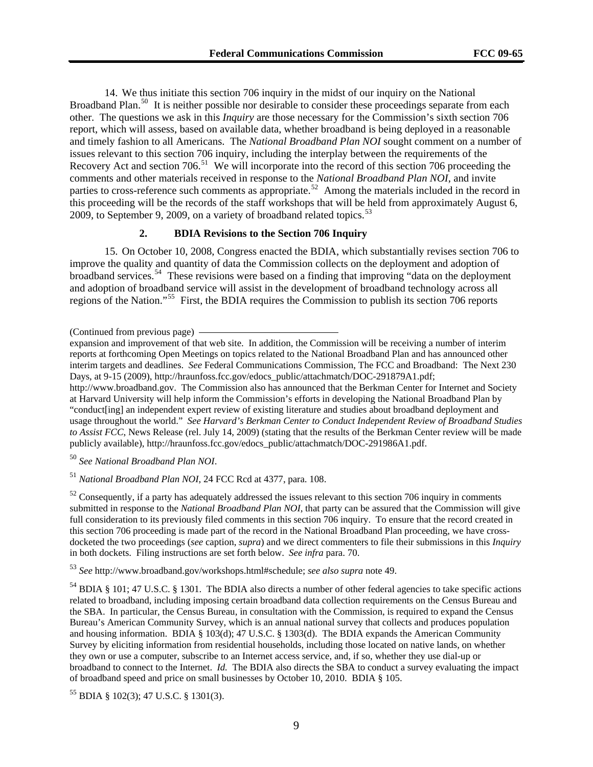14. We thus initiate this section 706 inquiry in the midst of our inquiry on the National Broadband Plan.[50] It is neither possible nor desirable to consider these proceedings separate from each other. The questions we ask in this *Inquiry* are those necessary for the Commission's sixth section 706 report, which will assess, based on available data, whether broadband is being deployed in a reasonable and timely fashion to all Americans. The *National Broadband Plan NOI* sought comment on a number of issues relevant to this section 706 inquiry, including the interplay between the requirements of the Recovery Act and section 706.[51] We will incorporate into the record of this section 706 proceeding the comments and other materials received in response to the *National Broadband Plan NOI*, and invite parties to cross-reference such comments as appropriate.[52] Among the materials included in the record in this proceeding will be the records of the staff workshops that will be held from approximately August 6, 2009, to September 9, 2009, on a variety of broadband related topics.[53]

### 2. BDIA Revisions to the Section 706 Inquiry

15. On October 10, 2008, Congress enacted the BDIA, which substantially revises section 706 to improve the quality and quantity of data the Commission collects on the deployment and adoption of broadband services.[54] These revisions were based on a finding that improving "data on the deployment and adoption of broadband service will assist in the development of broadband technology across all regions of the Nation."[55] First, the BDIA requires the Commission to publish its section 706 reports

(Continued from previous page) expansion and improvement of that web site. In addition, the Commission will be receiving a number of interim reports at forthcoming Open Meetings on topics related to the National Broadband Plan and has announced other interim targets and deadlines. *See* Federal Communications Commission, The FCC and Broadband: The Next 230 Days, at 9-15 (2009), http://hraunfoss.fcc.gov/edocs_public/attachmatch/DOC-291879A1.pdf; http://www.broadband.gov. The Commission also has announced that the Berkman Center for Internet and Society at Harvard University will help inform the Commission's efforts in developing the National Broadband Plan by "conduct[ing] an independent expert review of existing literature and studies about broadband deployment and usage throughout the world." *See Harvard's Berkman Center to Conduct Independent Review of Broadband Studies to Assist FCC*, News Release (rel. July 14, 2009) (stating that the results of the Berkman Center review will be made publicly available), http://hraunfoss.fcc.gov/edocs_public/attachmatch/DOC-291986A1.pdf.

[50] *See National Broadband Plan NOI*.

[51] *National Broadband Plan NOI*, 24 FCC Rcd at 4377, para. 108.

[52] Consequently, if a party has adequately addressed the issues relevant to this section 706 inquiry in comments submitted in response to the *National Broadband Plan NOI*, that party can be assured that the Commission will give full consideration to its previously filed comments in this section 706 inquiry. To ensure that the record created in this section 706 proceeding is made part of the record in the National Broadband Plan proceeding, we have cross-docketed the two proceedings (*see* caption, *supra*) and we direct commenters to file their submissions in this *Inquiry* in both dockets. Filing instructions are set forth below. *See infra* para. 70.

[53] *See* http://www.broadband.gov/workshops.html#schedule; *see also supra* note 49.

[54] BDIA § 101; 47 U.S.C. § 1301. The BDIA also directs a number of other federal agencies to take specific actions related to broadband, including imposing certain broadband data collection requirements on the Census Bureau and the SBA. In particular, the Census Bureau, in consultation with the Commission, is required to expand the Census Bureau's American Community Survey, which is an annual national survey that collects and produces population and housing information. BDIA § 103(d); 47 U.S.C. § 1303(d). The BDIA expands the American Community Survey by eliciting information from residential households, including those located on native lands, on whether they own or use a computer, subscribe to an Internet access service, and, if so, whether they use dial-up or broadband to connect to the Internet. *Id.* The BDIA also directs the SBA to conduct a survey evaluating the impact of broadband speed and price on small businesses by October 10, 2010. BDIA § 105.

[55] BDIA § 102(3); 47 U.S.C. § 1301(3).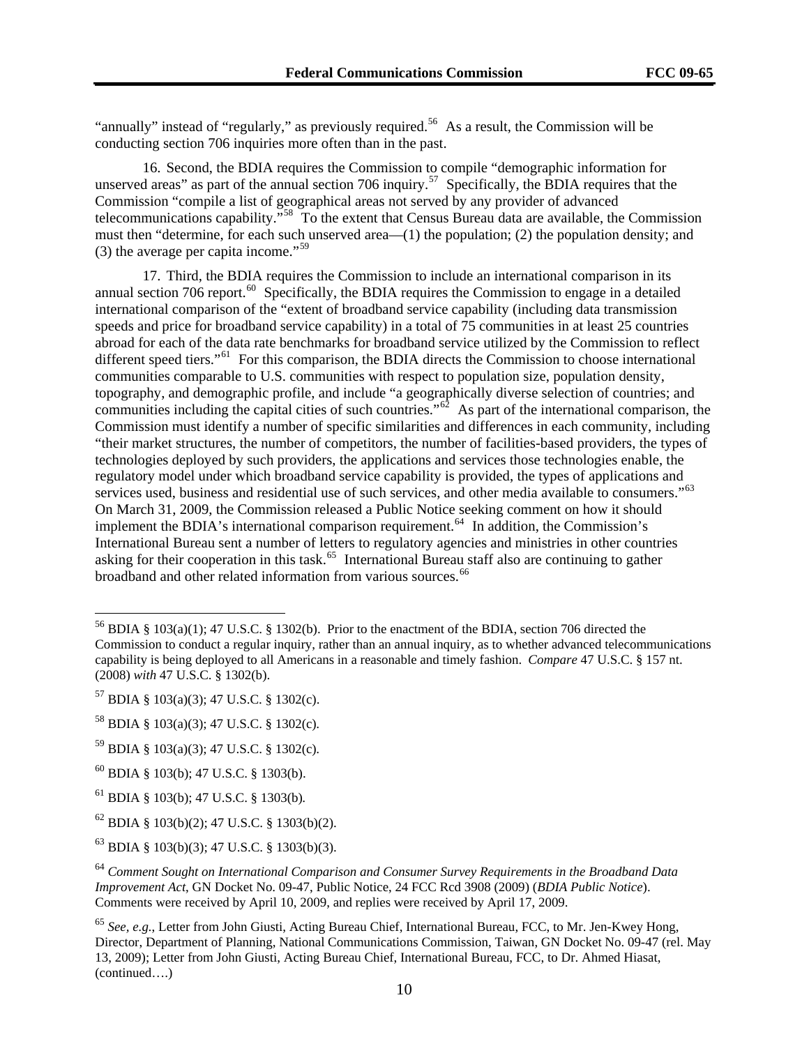"annually" instead of "regularly," as previously required.[56] As a result, the Commission will be conducting section 706 inquiries more often than in the past.

16. Second, the BDIA requires the Commission to compile "demographic information for unserved areas" as part of the annual section 706 inquiry.[57] Specifically, the BDIA requires that the Commission "compile a list of geographical areas not served by any provider of advanced telecommunications capability."[58] To the extent that Census Bureau data are available, the Commission must then "determine, for each such unserved area—(1) the population; (2) the population density; and (3) the average per capita income."[59]

17. Third, the BDIA requires the Commission to include an international comparison in its annual section 706 report.[60] Specifically, the BDIA requires the Commission to engage in a detailed international comparison of the "extent of broadband service capability (including data transmission speeds and price for broadband service capability) in a total of 75 communities in at least 25 countries abroad for each of the data rate benchmarks for broadband service utilized by the Commission to reflect different speed tiers."[61] For this comparison, the BDIA directs the Commission to choose international communities comparable to U.S. communities with respect to population size, population density, topography, and demographic profile, and include "a geographically diverse selection of countries; and communities including the capital cities of such countries."[62] As part of the international comparison, the Commission must identify a number of specific similarities and differences in each community, including "their market structures, the number of competitors, the number of facilities-based providers, the types of technologies deployed by such providers, the applications and services those technologies enable, the regulatory model under which broadband service capability is provided, the types of applications and services used, business and residential use of such services, and other media available to consumers."[63] On March 31, 2009, the Commission released a Public Notice seeking comment on how it should implement the BDIA's international comparison requirement.[64] In addition, the Commission's International Bureau sent a number of letters to regulatory agencies and ministries in other countries asking for their cooperation in this task.[65] International Bureau staff also are continuing to gather broadband and other related information from various sources.[66]

---

[56] BDIA § 103(a)(1); 47 U.S.C. § 1302(b). Prior to the enactment of the BDIA, section 706 directed the Commission to conduct a regular inquiry, rather than an annual inquiry, as to whether advanced telecommunications capability is being deployed to all Americans in a reasonable and timely fashion. *Compare* 47 U.S.C. § 157 nt. (2008) *with* 47 U.S.C. § 1302(b).

[57] BDIA § 103(a)(3); 47 U.S.C. § 1302(c).

[58] BDIA § 103(a)(3); 47 U.S.C. § 1302(c).

[59] BDIA § 103(a)(3); 47 U.S.C. § 1302(c).

[60] BDIA § 103(b); 47 U.S.C. § 1303(b).

[61] BDIA § 103(b); 47 U.S.C. § 1303(b).

[62] BDIA § 103(b)(2); 47 U.S.C. § 1303(b)(2).

[63] BDIA § 103(b)(3); 47 U.S.C. § 1303(b)(3).

[64] *Comment Sought on International Comparison and Consumer Survey Requirements in the Broadband Data Improvement Act*, GN Docket No. 09-47, Public Notice, 24 FCC Rcd 3908 (2009) (*BDIA Public Notice*). Comments were received by April 10, 2009, and replies were received by April 17, 2009.

[65] *See, e.g.*, Letter from John Giusti, Acting Bureau Chief, International Bureau, FCC, to Mr. Jen-Kwey Hong, Director, Department of Planning, National Communications Commission, Taiwan, GN Docket No. 09-47 (rel. May 13, 2009); Letter from John Giusti, Acting Bureau Chief, International Bureau, FCC, to Dr. Ahmed Hiasat, (continued….)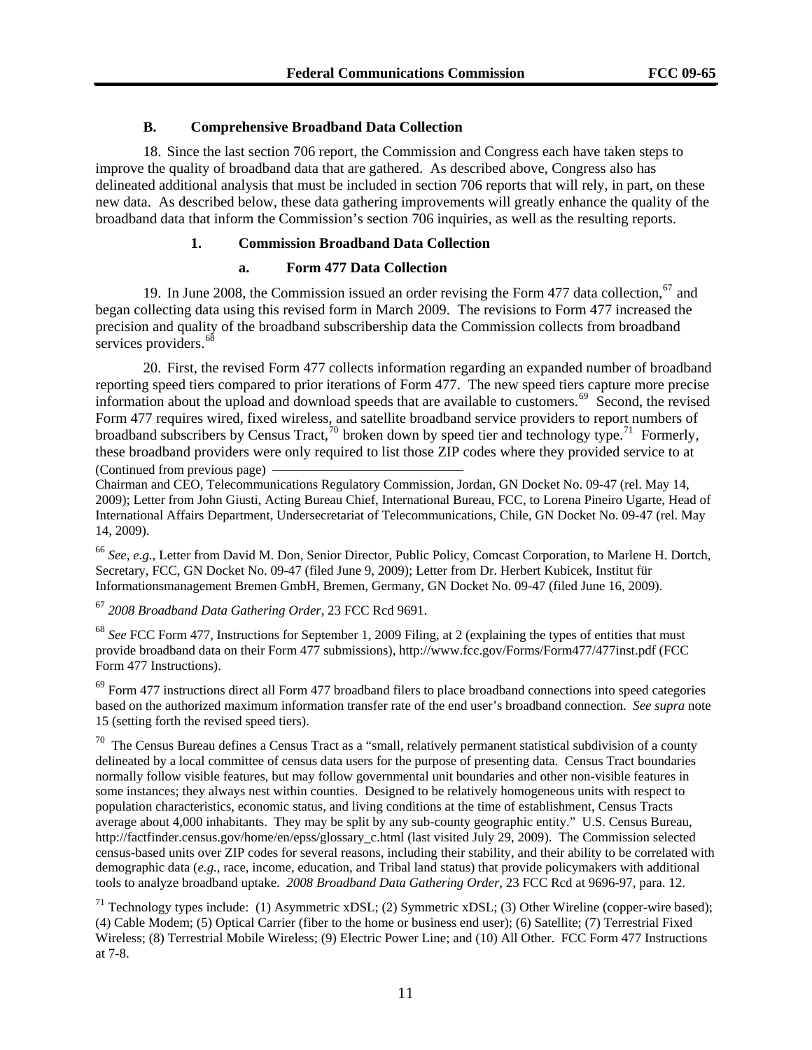### B. Comprehensive Broadband Data Collection

18. Since the last section 706 report, the Commission and Congress each have taken steps to improve the quality of broadband data that are gathered. As described above, Congress also has delineated additional analysis that must be included in section 706 reports that will rely, in part, on these new data. As described below, these data gathering improvements will greatly enhance the quality of the broadband data that inform the Commission's section 706 inquiries, as well as the resulting reports.

#### 1. Commission Broadband Data Collection

##### a. Form 477 Data Collection

19. In June 2008, the Commission issued an order revising the Form 477 data collection,[67] and began collecting data using this revised form in March 2009. The revisions to Form 477 increased the precision and quality of the broadband subscribership data the Commission collects from broadband services providers.[68]

20. First, the revised Form 477 collects information regarding an expanded number of broadband reporting speed tiers compared to prior iterations of Form 477. The new speed tiers capture more precise information about the upload and download speeds that are available to customers.[69] Second, the revised Form 477 requires wired, fixed wireless, and satellite broadband service providers to report numbers of broadband subscribers by Census Tract,[70] broken down by speed tier and technology type.[71] Formerly, these broadband providers were only required to list those ZIP codes where they provided service to at

(Continued from previous page)

Chairman and CEO, Telecommunications Regulatory Commission, Jordan, GN Docket No. 09-47 (rel. May 14, 2009); Letter from John Giusti, Acting Bureau Chief, International Bureau, FCC, to Lorena Pineiro Ugarte, Head of International Affairs Department, Undersecretariat of Telecommunications, Chile, GN Docket No. 09-47 (rel. May 14, 2009).

[66] *See, e.g.*, Letter from David M. Don, Senior Director, Public Policy, Comcast Corporation, to Marlene H. Dortch, Secretary, FCC, GN Docket No. 09-47 (filed June 9, 2009); Letter from Dr. Herbert Kubicek, Institut für Informationsmanagement Bremen GmbH, Bremen, Germany, GN Docket No. 09-47 (filed June 16, 2009).

[67] *2008 Broadband Data Gathering Order*, 23 FCC Rcd 9691.

[68] *See* FCC Form 477, Instructions for September 1, 2009 Filing, at 2 (explaining the types of entities that must provide broadband data on their Form 477 submissions), http://www.fcc.gov/Forms/Form477/477inst.pdf (FCC Form 477 Instructions).

[69] Form 477 instructions direct all Form 477 broadband filers to place broadband connections into speed categories based on the authorized maximum information transfer rate of the end user's broadband connection. *See supra* note 15 (setting forth the revised speed tiers).

[70] The Census Bureau defines a Census Tract as a "small, relatively permanent statistical subdivision of a county delineated by a local committee of census data users for the purpose of presenting data. Census Tract boundaries normally follow visible features, but may follow governmental unit boundaries and other non-visible features in some instances; they always nest within counties. Designed to be relatively homogeneous units with respect to population characteristics, economic status, and living conditions at the time of establishment, Census Tracts average about 4,000 inhabitants. They may be split by any sub-county geographic entity." U.S. Census Bureau, http://factfinder.census.gov/home/en/epss/glossary_c.html (last visited July 29, 2009). The Commission selected census-based units over ZIP codes for several reasons, including their stability, and their ability to be correlated with demographic data (*e.g.*, race, income, education, and Tribal land status) that provide policymakers with additional tools to analyze broadband uptake. *2008 Broadband Data Gathering Order*, 23 FCC Rcd at 9696-97, para. 12.

[71] Technology types include: (1) Asymmetric xDSL; (2) Symmetric xDSL; (3) Other Wireline (copper-wire based); (4) Cable Modem; (5) Optical Carrier (fiber to the home or business end user); (6) Satellite; (7) Terrestrial Fixed Wireless; (8) Terrestrial Mobile Wireless; (9) Electric Power Line; and (10) All Other. FCC Form 477 Instructions at 7-8.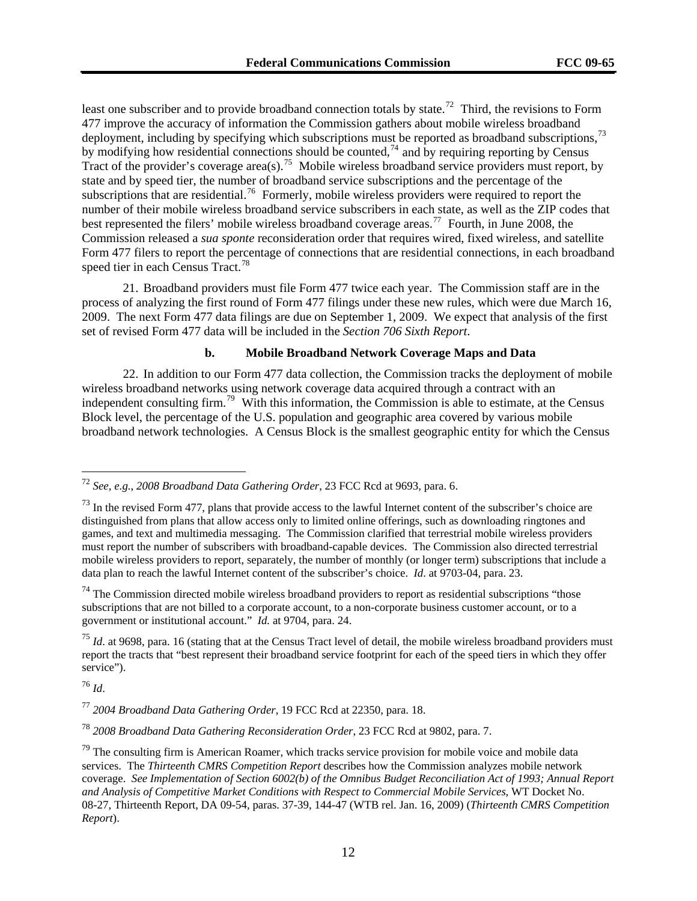least one subscriber and to provide broadband connection totals by state.[72] Third, the revisions to Form 477 improve the accuracy of information the Commission gathers about mobile wireless broadband deployment, including by specifying which subscriptions must be reported as broadband subscriptions,[73] by modifying how residential connections should be counted,[74] and by requiring reporting by Census Tract of the provider's coverage area(s).[75] Mobile wireless broadband service providers must report, by state and by speed tier, the number of broadband service subscriptions and the percentage of the subscriptions that are residential.[76] Formerly, mobile wireless providers were required to report the number of their mobile wireless broadband service subscribers in each state, as well as the ZIP codes that best represented the filers' mobile wireless broadband coverage areas.[77] Fourth, in June 2008, the Commission released a *sua sponte* reconsideration order that requires wired, fixed wireless, and satellite Form 477 filers to report the percentage of connections that are residential connections, in each broadband speed tier in each Census Tract.[78]

21. Broadband providers must file Form 477 twice each year. The Commission staff are in the process of analyzing the first round of Form 477 filings under these new rules, which were due March 16, 2009. The next Form 477 data filings are due on September 1, 2009. We expect that analysis of the first set of revised Form 477 data will be included in the *Section 706 Sixth Report*.

### b. Mobile Broadband Network Coverage Maps and Data

22. In addition to our Form 477 data collection, the Commission tracks the deployment of mobile wireless broadband networks using network coverage data acquired through a contract with an independent consulting firm.[79] With this information, the Commission is able to estimate, at the Census Block level, the percentage of the U.S. population and geographic area covered by various mobile broadband network technologies. A Census Block is the smallest geographic entity for which the Census

---

[72] *See, e.g., 2008 Broadband Data Gathering Order*, 23 FCC Rcd at 9693, para. 6.

[73] In the revised Form 477, plans that provide access to the lawful Internet content of the subscriber's choice are distinguished from plans that allow access only to limited online offerings, such as downloading ringtones and games, and text and multimedia messaging. The Commission clarified that terrestrial mobile wireless providers must report the number of subscribers with broadband-capable devices. The Commission also directed terrestrial mobile wireless providers to report, separately, the number of monthly (or longer term) subscriptions that include a data plan to reach the lawful Internet content of the subscriber's choice. *Id*. at 9703-04, para. 23.

[74] The Commission directed mobile wireless broadband providers to report as residential subscriptions "those subscriptions that are not billed to a corporate account, to a non-corporate business customer account, or to a government or institutional account." *Id.* at 9704, para. 24.

[75] *Id*. at 9698, para. 16 (stating that at the Census Tract level of detail, the mobile wireless broadband providers must report the tracts that "best represent their broadband service footprint for each of the speed tiers in which they offer service").

[76] *Id*.

[77] *2004 Broadband Data Gathering Order*, 19 FCC Rcd at 22350, para. 18.

[78] *2008 Broadband Data Gathering Reconsideration Order*, 23 FCC Rcd at 9802, para. 7.

[79] The consulting firm is American Roamer, which tracks service provision for mobile voice and mobile data services. The *Thirteenth CMRS Competition Report* describes how the Commission analyzes mobile network coverage. *See Implementation of Section 6002(b) of the Omnibus Budget Reconciliation Act of 1993; Annual Report and Analysis of Competitive Market Conditions with Respect to Commercial Mobile Services*, WT Docket No. 08-27, Thirteenth Report, DA 09-54, paras. 37-39, 144-47 (WTB rel. Jan. 16, 2009) (*Thirteenth CMRS Competition Report*).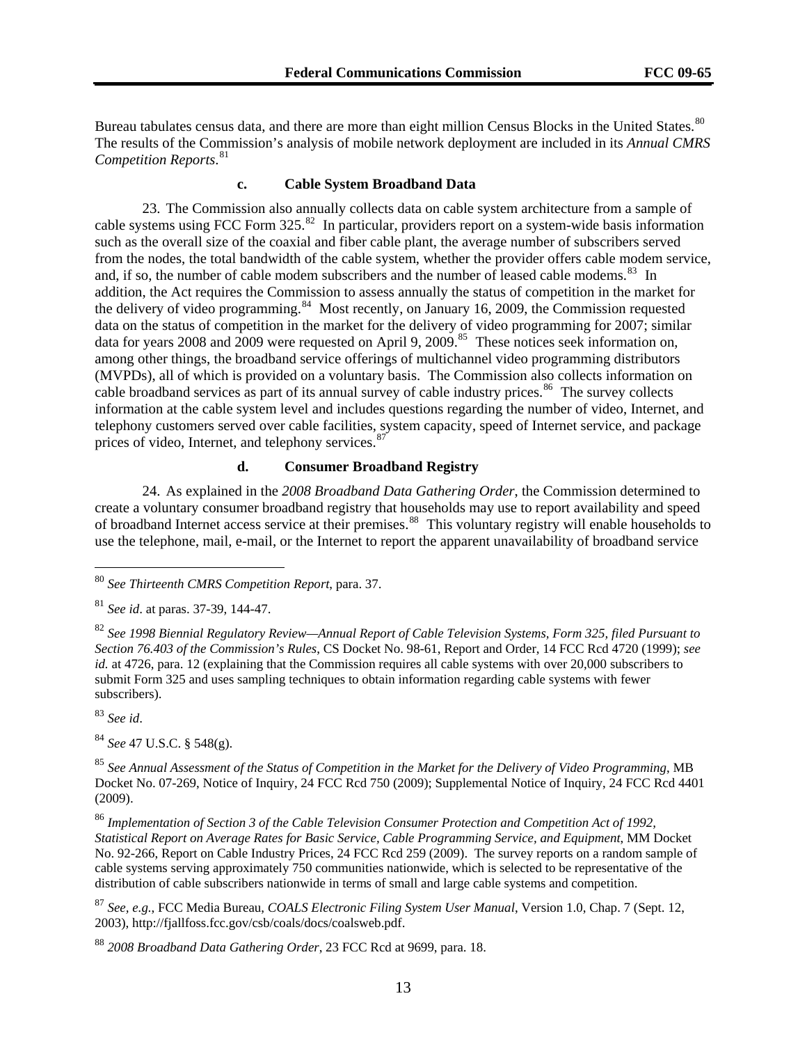Bureau tabulates census data, and there are more than eight million Census Blocks in the United States.[80] The results of the Commission's analysis of mobile network deployment are included in its *Annual CMRS Competition Reports*.[81]

#### c. Cable System Broadband Data

23. The Commission also annually collects data on cable system architecture from a sample of cable systems using FCC Form 325.[82] In particular, providers report on a system-wide basis information such as the overall size of the coaxial and fiber cable plant, the average number of subscribers served from the nodes, the total bandwidth of the cable system, whether the provider offers cable modem service, and, if so, the number of cable modem subscribers and the number of leased cable modems.[83] In addition, the Act requires the Commission to assess annually the status of competition in the market for the delivery of video programming.[84] Most recently, on January 16, 2009, the Commission requested data on the status of competition in the market for the delivery of video programming for 2007; similar data for years 2008 and 2009 were requested on April 9, 2009.[85] These notices seek information on, among other things, the broadband service offerings of multichannel video programming distributors (MVPDs), all of which is provided on a voluntary basis. The Commission also collects information on cable broadband services as part of its annual survey of cable industry prices.[86] The survey collects information at the cable system level and includes questions regarding the number of video, Internet, and telephony customers served over cable facilities, system capacity, speed of Internet service, and package prices of video, Internet, and telephony services.[87]

#### d. Consumer Broadband Registry

24. As explained in the *2008 Broadband Data Gathering Order*, the Commission determined to create a voluntary consumer broadband registry that households may use to report availability and speed of broadband Internet access service at their premises.[88] This voluntary registry will enable households to use the telephone, mail, e-mail, or the Internet to report the apparent unavailability of broadband service

---

[80] *See Thirteenth CMRS Competition Report*, para. 37.

[81] *See id*. at paras. 37-39, 144-47.

[82] *See 1998 Biennial Regulatory Review—Annual Report of Cable Television Systems, Form 325, filed Pursuant to Section 76.403 of the Commission's Rules*, CS Docket No. 98-61, Report and Order, 14 FCC Rcd 4720 (1999); *see id.* at 4726, para. 12 (explaining that the Commission requires all cable systems with over 20,000 subscribers to submit Form 325 and uses sampling techniques to obtain information regarding cable systems with fewer subscribers).

[83] *See id*.

[84] *See* 47 U.S.C. § 548(g).

[85] *See Annual Assessment of the Status of Competition in the Market for the Delivery of Video Programming*, MB Docket No. 07-269, Notice of Inquiry, 24 FCC Rcd 750 (2009); Supplemental Notice of Inquiry, 24 FCC Rcd 4401 (2009).

[86] *Implementation of Section 3 of the Cable Television Consumer Protection and Competition Act of 1992, Statistical Report on Average Rates for Basic Service, Cable Programming Service, and Equipment,* MM Docket No. 92-266, Report on Cable Industry Prices, 24 FCC Rcd 259 (2009). The survey reports on a random sample of cable systems serving approximately 750 communities nationwide, which is selected to be representative of the distribution of cable subscribers nationwide in terms of small and large cable systems and competition.

[87] *See, e.g.*, FCC Media Bureau, *COALS Electronic Filing System User Manual*, Version 1.0, Chap. 7 (Sept. 12, 2003), http://fjallfoss.fcc.gov/csb/coals/docs/coalsweb.pdf.

[88] *2008 Broadband Data Gathering Order*, 23 FCC Rcd at 9699, para. 18.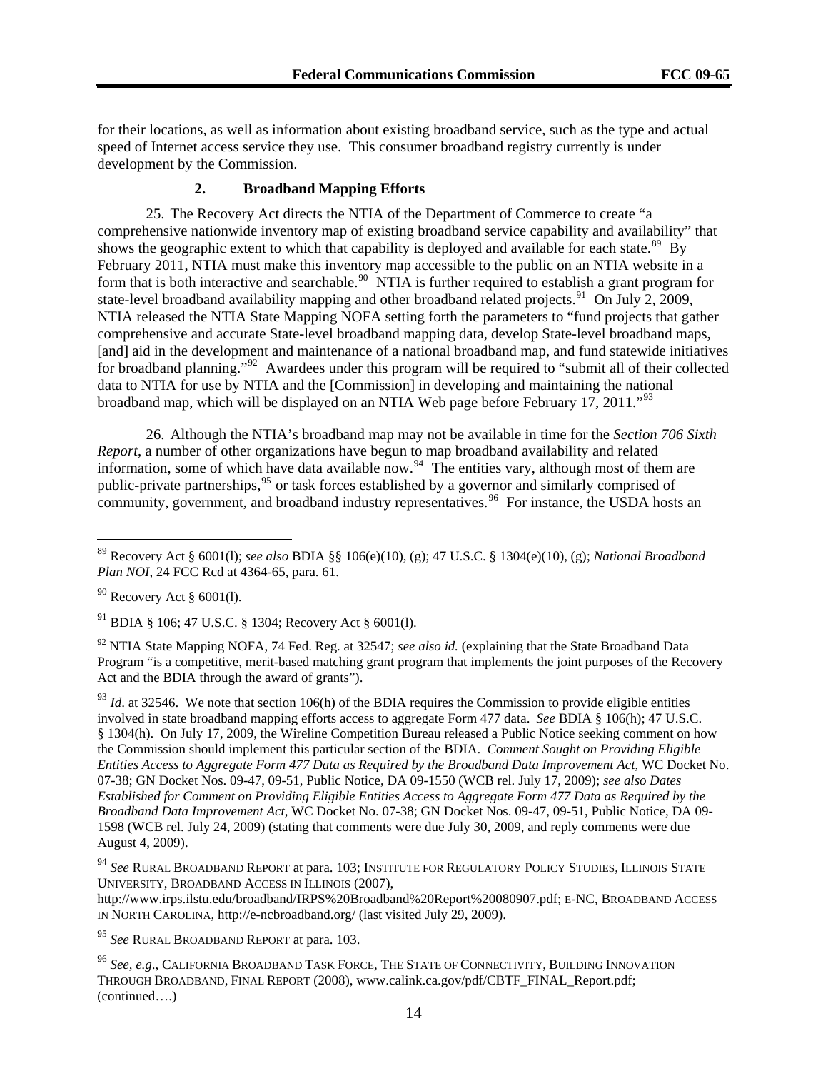for their locations, as well as information about existing broadband service, such as the type and actual speed of Internet access service they use. This consumer broadband registry currently is under development by the Commission.

### 2. Broadband Mapping Efforts

25. The Recovery Act directs the NTIA of the Department of Commerce to create "a comprehensive nationwide inventory map of existing broadband service capability and availability" that shows the geographic extent to which that capability is deployed and available for each state.[89] By February 2011, NTIA must make this inventory map accessible to the public on an NTIA website in a form that is both interactive and searchable.[90] NTIA is further required to establish a grant program for state-level broadband availability mapping and other broadband related projects.[91] On July 2, 2009, NTIA released the NTIA State Mapping NOFA setting forth the parameters to "fund projects that gather comprehensive and accurate State-level broadband mapping data, develop State-level broadband maps, [and] aid in the development and maintenance of a national broadband map, and fund statewide initiatives for broadband planning."[92] Awardees under this program will be required to "submit all of their collected data to NTIA for use by NTIA and the [Commission] in developing and maintaining the national broadband map, which will be displayed on an NTIA Web page before February 17, 2011."[93]

26. Although the NTIA's broadband map may not be available in time for the *Section 706 Sixth Report*, a number of other organizations have begun to map broadband availability and related information, some of which have data available now.[94] The entities vary, although most of them are public-private partnerships,[95] or task forces established by a governor and similarly comprised of community, government, and broadband industry representatives.[96] For instance, the USDA hosts an

---

[89] Recovery Act § 6001(l); *see also* BDIA §§ 106(e)(10), (g); 47 U.S.C. § 1304(e)(10), (g); *National Broadband Plan NOI*, 24 FCC Rcd at 4364-65, para. 61.

[90] Recovery Act § 6001(l).

[91] BDIA § 106; 47 U.S.C. § 1304; Recovery Act § 6001(l).

[92] NTIA State Mapping NOFA, 74 Fed. Reg. at 32547; *see also id.* (explaining that the State Broadband Data Program "is a competitive, merit-based matching grant program that implements the joint purposes of the Recovery Act and the BDIA through the award of grants").

[93] *Id*. at 32546. We note that section 106(h) of the BDIA requires the Commission to provide eligible entities involved in state broadband mapping efforts access to aggregate Form 477 data. *See* BDIA § 106(h); 47 U.S.C. § 1304(h). On July 17, 2009, the Wireline Competition Bureau released a Public Notice seeking comment on how the Commission should implement this particular section of the BDIA. *Comment Sought on Providing Eligible Entities Access to Aggregate Form 477 Data as Required by the Broadband Data Improvement Act*, WC Docket No. 07-38; GN Docket Nos. 09-47, 09-51, Public Notice, DA 09-1550 (WCB rel. July 17, 2009); *see also Dates Established for Comment on Providing Eligible Entities Access to Aggregate Form 477 Data as Required by the Broadband Data Improvement Act*, WC Docket No. 07-38; GN Docket Nos. 09-47, 09-51, Public Notice, DA 09-1598 (WCB rel. July 24, 2009) (stating that comments were due July 30, 2009, and reply comments were due August 4, 2009).

[94] *See* RURAL BROADBAND REPORT at para. 103; INSTITUTE FOR REGULATORY POLICY STUDIES, ILLINOIS STATE UNIVERSITY, BROADBAND ACCESS IN ILLINOIS (2007), http://www.irps.ilstu.edu/broadband/IRPS%20Broadband%20Report%20080907.pdf; E-NC, BROADBAND ACCESS IN NORTH CAROLINA, http://e-ncbroadband.org/ (last visited July 29, 2009).

[95] *See* RURAL BROADBAND REPORT at para. 103.

[96] *See, e.g.*, CALIFORNIA BROADBAND TASK FORCE, THE STATE OF CONNECTIVITY, BUILDING INNOVATION THROUGH BROADBAND, FINAL REPORT (2008), www.calink.ca.gov/pdf/CBTF_FINAL_Report.pdf; (continued….)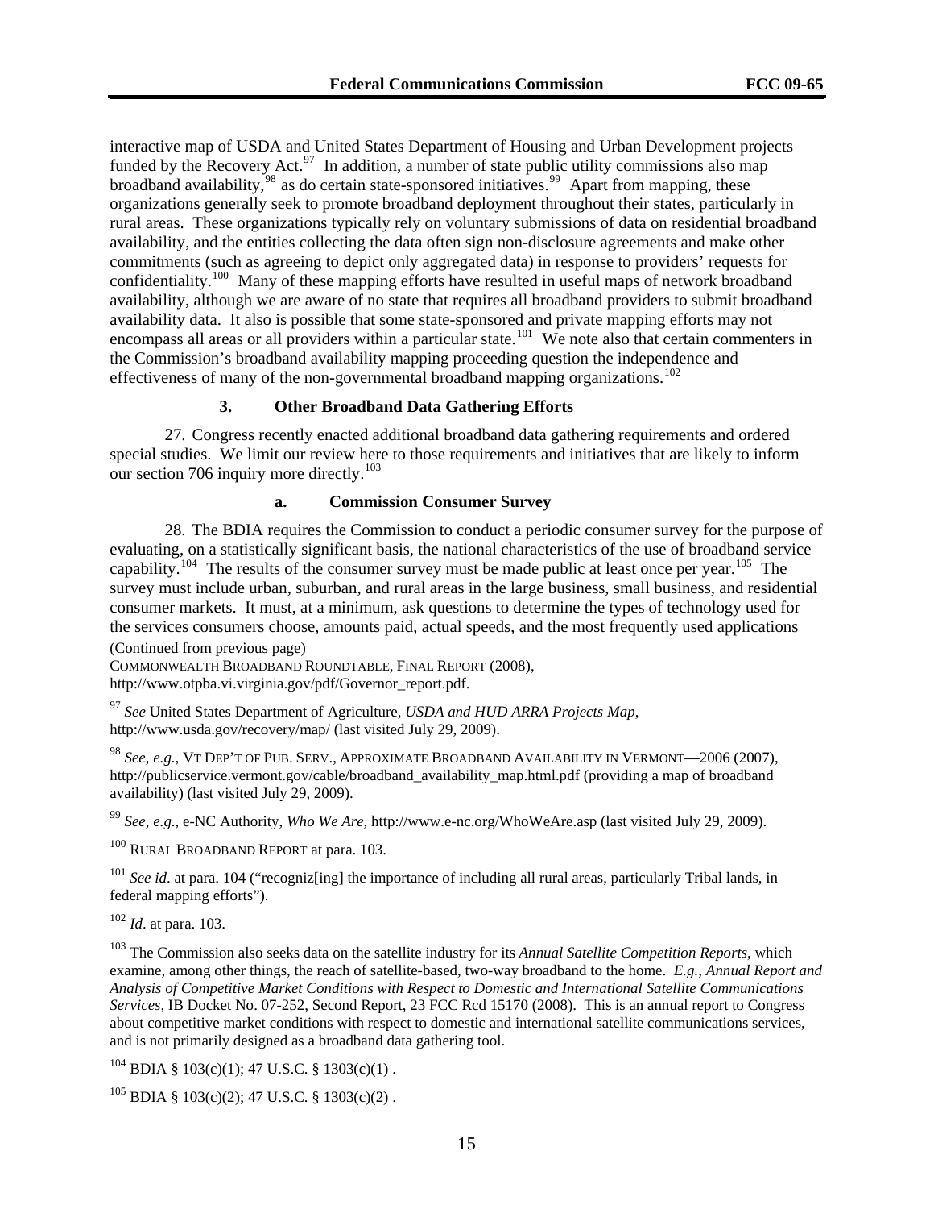interactive map of USDA and United States Department of Housing and Urban Development projects funded by the Recovery Act.[97] In addition, a number of state public utility commissions also map broadband availability,[98] as do certain state-sponsored initiatives.[99] Apart from mapping, these organizations generally seek to promote broadband deployment throughout their states, particularly in rural areas. These organizations typically rely on voluntary submissions of data on residential broadband availability, and the entities collecting the data often sign non-disclosure agreements and make other commitments (such as agreeing to depict only aggregated data) in response to providers' requests for confidentiality.[100] Many of these mapping efforts have resulted in useful maps of network broadband availability, although we are aware of no state that requires all broadband providers to submit broadband availability data. It also is possible that some state-sponsored and private mapping efforts may not encompass all areas or all providers within a particular state.[101] We note also that certain commenters in the Commission's broadband availability mapping proceeding question the independence and effectiveness of many of the non-governmental broadband mapping organizations.[102]

### 3. Other Broadband Data Gathering Efforts

27. Congress recently enacted additional broadband data gathering requirements and ordered special studies. We limit our review here to those requirements and initiatives that are likely to inform our section 706 inquiry more directly.[103]

#### a. Commission Consumer Survey

28. The BDIA requires the Commission to conduct a periodic consumer survey for the purpose of evaluating, on a statistically significant basis, the national characteristics of the use of broadband service capability.[104] The results of the consumer survey must be made public at least once per year.[105] The survey must include urban, suburban, and rural areas in the large business, small business, and residential consumer markets. It must, at a minimum, ask questions to determine the types of technology used for the services consumers choose, amounts paid, actual speeds, and the most frequently used applications

(Continued from previous page)
COMMONWEALTH BROADBAND ROUNDTABLE, FINAL REPORT (2008), http://www.otpba.vi.virginia.gov/pdf/Governor_report.pdf.

[97] *See* United States Department of Agriculture, *USDA and HUD ARRA Projects Map*, http://www.usda.gov/recovery/map/ (last visited July 29, 2009).

[98] *See, e.g.*, VT DEP'T OF PUB. SERV., APPROXIMATE BROADBAND AVAILABILITY IN VERMONT—2006 (2007), http://publicservice.vermont.gov/cable/broadband_availability_map.html.pdf (providing a map of broadband availability) (last visited July 29, 2009).

[99] *See, e.g.*, e-NC Authority, *Who We Are*, http://www.e-nc.org/WhoWeAre.asp (last visited July 29, 2009).

[100] RURAL BROADBAND REPORT at para. 103.

[101] *See id*. at para. 104 ("recogniz[ing] the importance of including all rural areas, particularly Tribal lands, in federal mapping efforts").

[102] *Id*. at para. 103.

[103] The Commission also seeks data on the satellite industry for its *Annual Satellite Competition Reports*, which examine, among other things, the reach of satellite-based, two-way broadband to the home. *E.g.*, *Annual Report and Analysis of Competitive Market Conditions with Respect to Domestic and International Satellite Communications Services*, IB Docket No. 07-252, Second Report, 23 FCC Rcd 15170 (2008). This is an annual report to Congress about competitive market conditions with respect to domestic and international satellite communications services, and is not primarily designed as a broadband data gathering tool.

[104] BDIA § 103(c)(1); 47 U.S.C. § 1303(c)(1) .

[105] BDIA § 103(c)(2); 47 U.S.C. § 1303(c)(2) .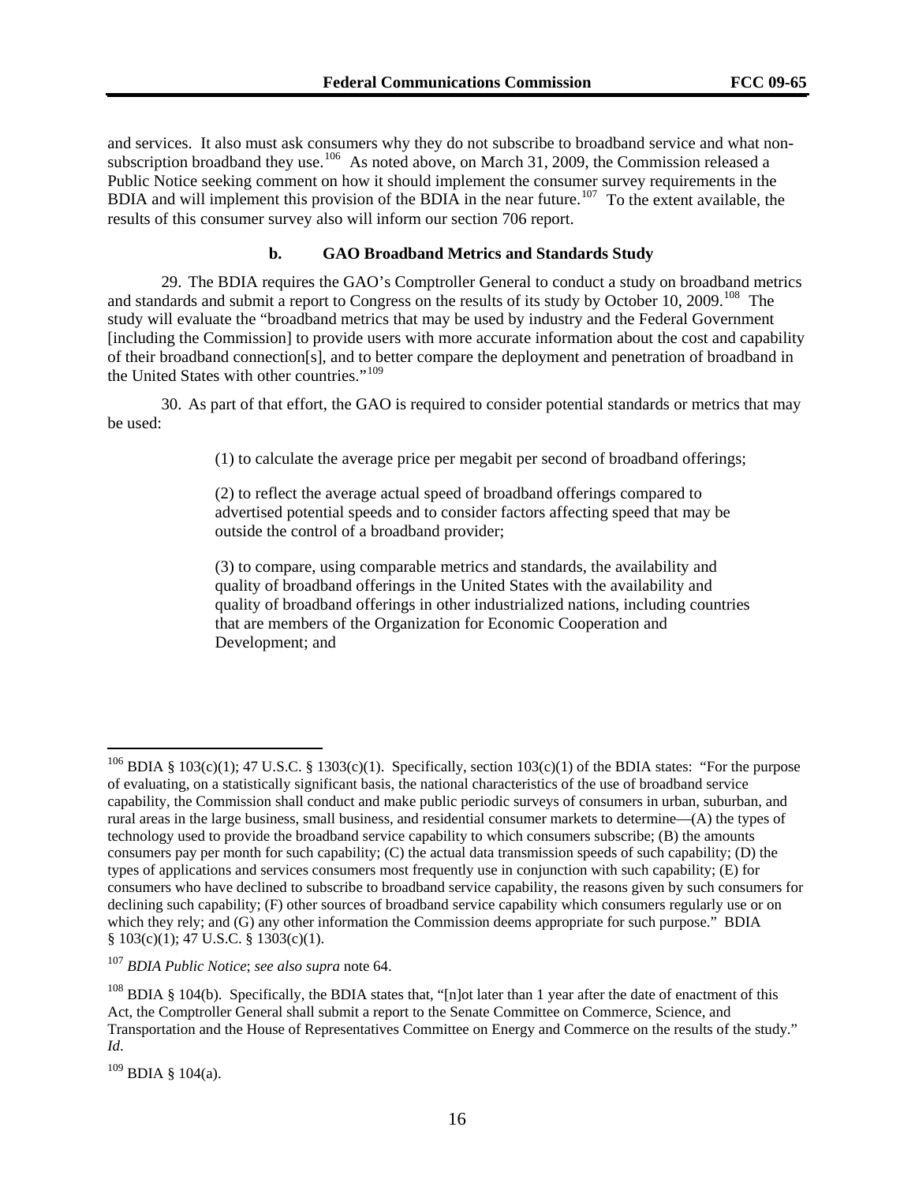and services. It also must ask consumers why they do not subscribe to broadband service and what non-subscription broadband they use.[106] As noted above, on March 31, 2009, the Commission released a Public Notice seeking comment on how it should implement the consumer survey requirements in the BDIA and will implement this provision of the BDIA in the near future.[107] To the extent available, the results of this consumer survey also will inform our section 706 report.

### b. GAO Broadband Metrics and Standards Study

29. The BDIA requires the GAO's Comptroller General to conduct a study on broadband metrics and standards and submit a report to Congress on the results of its study by October 10, 2009.[108] The study will evaluate the "broadband metrics that may be used by industry and the Federal Government [including the Commission] to provide users with more accurate information about the cost and capability of their broadband connection[s], and to better compare the deployment and penetration of broadband in the United States with other countries."[109]

30. As part of that effort, the GAO is required to consider potential standards or metrics that may be used:

> (1) to calculate the average price per megabit per second of broadband offerings;
>
> (2) to reflect the average actual speed of broadband offerings compared to advertised potential speeds and to consider factors affecting speed that may be outside the control of a broadband provider;
>
> (3) to compare, using comparable metrics and standards, the availability and quality of broadband offerings in the United States with the availability and quality of broadband offerings in other industrialized nations, including countries that are members of the Organization for Economic Cooperation and Development; and

---

[106] BDIA § 103(c)(1); 47 U.S.C. § 1303(c)(1). Specifically, section 103(c)(1) of the BDIA states: "For the purpose of evaluating, on a statistically significant basis, the national characteristics of the use of broadband service capability, the Commission shall conduct and make public periodic surveys of consumers in urban, suburban, and rural areas in the large business, small business, and residential consumer markets to determine—(A) the types of technology used to provide the broadband service capability to which consumers subscribe; (B) the amounts consumers pay per month for such capability; (C) the actual data transmission speeds of such capability; (D) the types of applications and services consumers most frequently use in conjunction with such capability; (E) for consumers who have declined to subscribe to broadband service capability, the reasons given by such consumers for declining such capability; (F) other sources of broadband service capability which consumers regularly use or on which they rely; and (G) any other information the Commission deems appropriate for such purpose." BDIA § 103(c)(1); 47 U.S.C. § 1303(c)(1).

[107] *BDIA Public Notice*; *see also supra* note 64.

[108] BDIA § 104(b). Specifically, the BDIA states that, "[n]ot later than 1 year after the date of enactment of this Act, the Comptroller General shall submit a report to the Senate Committee on Commerce, Science, and Transportation and the House of Representatives Committee on Energy and Commerce on the results of the study." *Id*.

[109] BDIA § 104(a).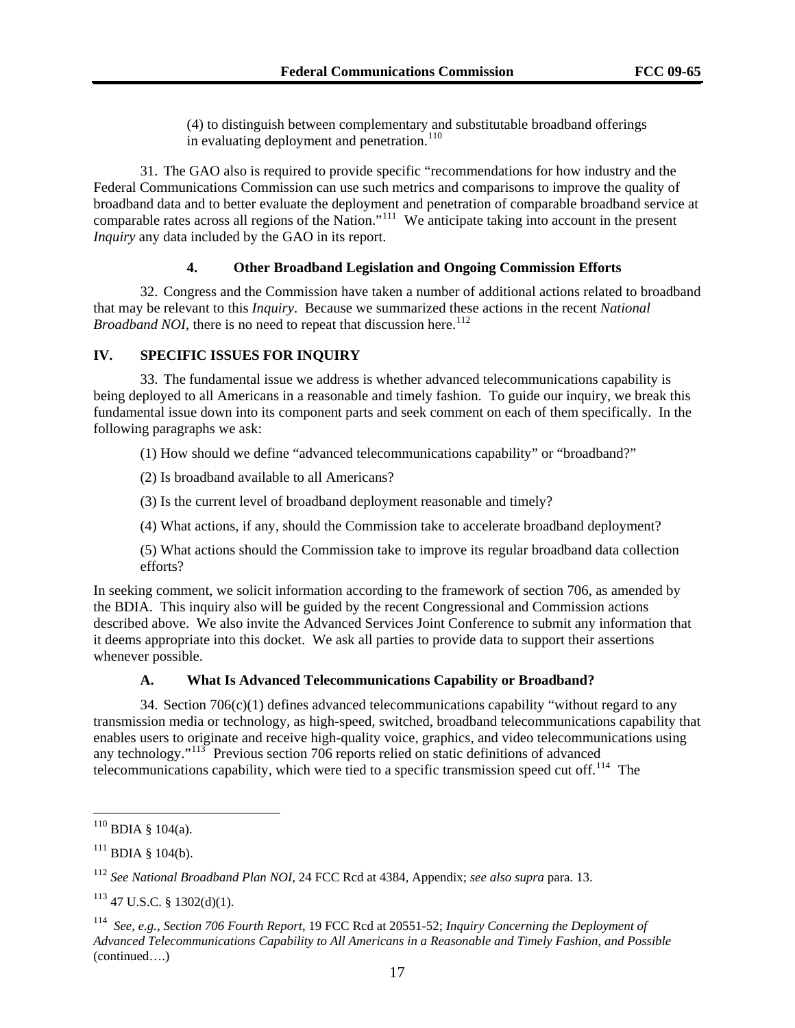(4) to distinguish between complementary and substitutable broadband offerings in evaluating deployment and penetration.[110]

31. The GAO also is required to provide specific "recommendations for how industry and the Federal Communications Commission can use such metrics and comparisons to improve the quality of broadband data and to better evaluate the deployment and penetration of comparable broadband service at comparable rates across all regions of the Nation."[111] We anticipate taking into account in the present *Inquiry* any data included by the GAO in its report.

#### 4. Other Broadband Legislation and Ongoing Commission Efforts

32. Congress and the Commission have taken a number of additional actions related to broadband that may be relevant to this *Inquiry*. Because we summarized these actions in the recent *National Broadband NOI*, there is no need to repeat that discussion here.[112]

## IV. SPECIFIC ISSUES FOR INQUIRY

33. The fundamental issue we address is whether advanced telecommunications capability is being deployed to all Americans in a reasonable and timely fashion. To guide our inquiry, we break this fundamental issue down into its component parts and seek comment on each of them specifically. In the following paragraphs we ask:

(1) How should we define "advanced telecommunications capability" or "broadband?"

(2) Is broadband available to all Americans?

(3) Is the current level of broadband deployment reasonable and timely?

(4) What actions, if any, should the Commission take to accelerate broadband deployment?

(5) What actions should the Commission take to improve its regular broadband data collection efforts?

In seeking comment, we solicit information according to the framework of section 706, as amended by the BDIA. This inquiry also will be guided by the recent Congressional and Commission actions described above. We also invite the Advanced Services Joint Conference to submit any information that it deems appropriate into this docket. We ask all parties to provide data to support their assertions whenever possible.

### A. What Is Advanced Telecommunications Capability or Broadband?

34. Section 706(c)(1) defines advanced telecommunications capability "without regard to any transmission media or technology, as high-speed, switched, broadband telecommunications capability that enables users to originate and receive high-quality voice, graphics, and video telecommunications using any technology."[113] Previous section 706 reports relied on static definitions of advanced telecommunications capability, which were tied to a specific transmission speed cut off.[114] The

---

[110] BDIA § 104(a).

[111] BDIA § 104(b).

[112] *See National Broadband Plan NOI*, 24 FCC Rcd at 4384, Appendix; *see also supra* para. 13.

[113] 47 U.S.C. § 1302(d)(1).

[114] *See, e.g.*, *Section 706 Fourth Report*, 19 FCC Rcd at 20551-52; *Inquiry Concerning the Deployment of Advanced Telecommunications Capability to All Americans in a Reasonable and Timely Fashion, and Possible* (continued….)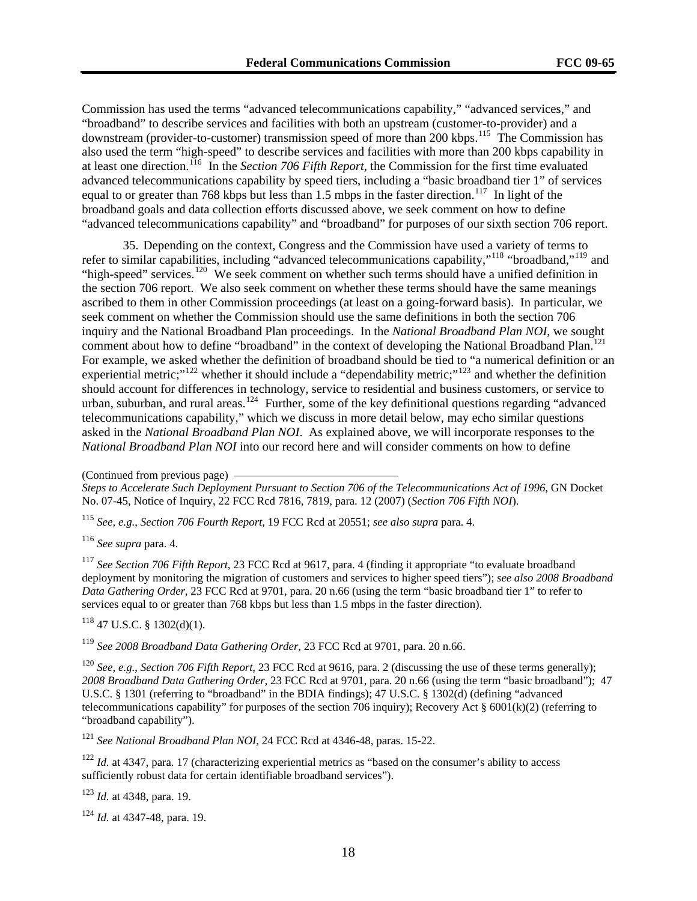Commission has used the terms "advanced telecommunications capability," "advanced services," and "broadband" to describe services and facilities with both an upstream (customer-to-provider) and a downstream (provider-to-customer) transmission speed of more than 200 kbps.[115] The Commission has also used the term "high-speed" to describe services and facilities with more than 200 kbps capability in at least one direction.[116] In the *Section 706 Fifth Report*, the Commission for the first time evaluated advanced telecommunications capability by speed tiers, including a "basic broadband tier 1" of services equal to or greater than 768 kbps but less than 1.5 mbps in the faster direction.[117] In light of the broadband goals and data collection efforts discussed above, we seek comment on how to define "advanced telecommunications capability" and "broadband" for purposes of our sixth section 706 report.

35. Depending on the context, Congress and the Commission have used a variety of terms to refer to similar capabilities, including "advanced telecommunications capability,"[118] "broadband,"[119] and "high-speed" services.[120] We seek comment on whether such terms should have a unified definition in the section 706 report. We also seek comment on whether these terms should have the same meanings ascribed to them in other Commission proceedings (at least on a going-forward basis). In particular, we seek comment on whether the Commission should use the same definitions in both the section 706 inquiry and the National Broadband Plan proceedings. In the *National Broadband Plan NOI*, we sought comment about how to define "broadband" in the context of developing the National Broadband Plan.[121] For example, we asked whether the definition of broadband should be tied to "a numerical definition or an experiential metric;"[122] whether it should include a "dependability metric;"[123] and whether the definition should account for differences in technology, service to residential and business customers, or service to urban, suburban, and rural areas.[124] Further, some of the key definitional questions regarding "advanced telecommunications capability," which we discuss in more detail below, may echo similar questions asked in the *National Broadband Plan NOI*. As explained above, we will incorporate responses to the *National Broadband Plan NOI* into our record here and will consider comments on how to define

(Continued from previous page)
*Steps to Accelerate Such Deployment Pursuant to Section 706 of the Telecommunications Act of 1996*, GN Docket No. 07-45, Notice of Inquiry, 22 FCC Rcd 7816, 7819, para. 12 (2007) (*Section 706 Fifth NOI*).

[115] *See, e.g.*, *Section 706 Fourth Report*, 19 FCC Rcd at 20551; *see also supra* para. 4.

[116] *See supra* para. 4.

[117] *See Section 706 Fifth Report*, 23 FCC Rcd at 9617, para. 4 (finding it appropriate "to evaluate broadband deployment by monitoring the migration of customers and services to higher speed tiers"); *see also 2008 Broadband Data Gathering Order*, 23 FCC Rcd at 9701, para. 20 n.66 (using the term "basic broadband tier 1" to refer to services equal to or greater than 768 kbps but less than 1.5 mbps in the faster direction).

[118] 47 U.S.C. § 1302(d)(1).

[119] *See 2008 Broadband Data Gathering Order*, 23 FCC Rcd at 9701, para. 20 n.66.

[120] *See, e.g.*, *Section 706 Fifth Report*, 23 FCC Rcd at 9616, para. 2 (discussing the use of these terms generally); *2008 Broadband Data Gathering Order*, 23 FCC Rcd at 9701, para. 20 n.66 (using the term "basic broadband"); 47 U.S.C. § 1301 (referring to "broadband" in the BDIA findings); 47 U.S.C. § 1302(d) (defining "advanced telecommunications capability" for purposes of the section 706 inquiry); Recovery Act § 6001(k)(2) (referring to "broadband capability").

[121] *See National Broadband Plan NOI*, 24 FCC Rcd at 4346-48, paras. 15-22.

[122] *Id.* at 4347, para. 17 (characterizing experiential metrics as "based on the consumer's ability to access sufficiently robust data for certain identifiable broadband services").

[123] *Id.* at 4348, para. 19.

[124] *Id.* at 4347-48, para. 19.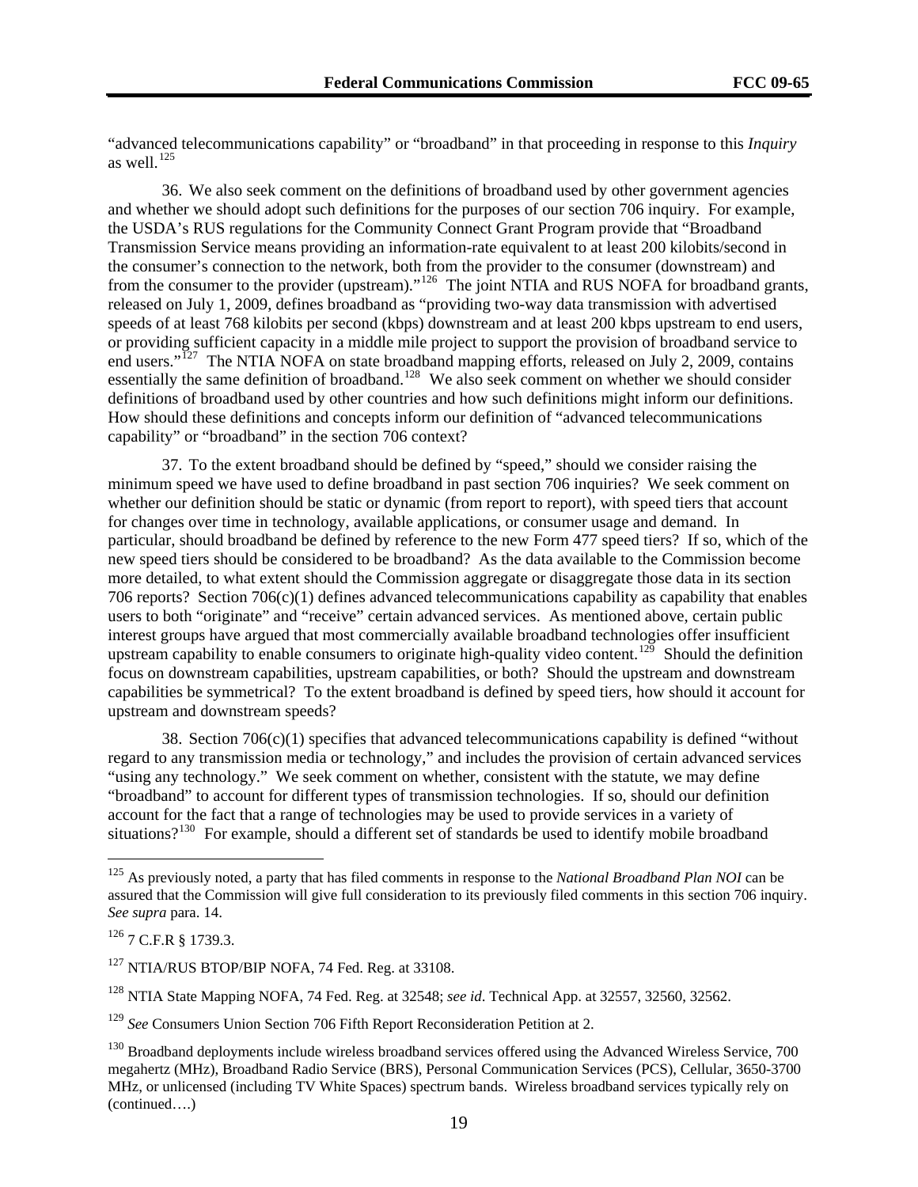"advanced telecommunications capability" or "broadband" in that proceeding in response to this *Inquiry* as well.[125]

36. We also seek comment on the definitions of broadband used by other government agencies and whether we should adopt such definitions for the purposes of our section 706 inquiry. For example, the USDA's RUS regulations for the Community Connect Grant Program provide that "Broadband Transmission Service means providing an information-rate equivalent to at least 200 kilobits/second in the consumer's connection to the network, both from the provider to the consumer (downstream) and from the consumer to the provider (upstream)."[126] The joint NTIA and RUS NOFA for broadband grants, released on July 1, 2009, defines broadband as "providing two-way data transmission with advertised speeds of at least 768 kilobits per second (kbps) downstream and at least 200 kbps upstream to end users, or providing sufficient capacity in a middle mile project to support the provision of broadband service to end users."[127] The NTIA NOFA on state broadband mapping efforts, released on July 2, 2009, contains essentially the same definition of broadband.[128] We also seek comment on whether we should consider definitions of broadband used by other countries and how such definitions might inform our definitions. How should these definitions and concepts inform our definition of "advanced telecommunications capability" or "broadband" in the section 706 context?

37. To the extent broadband should be defined by "speed," should we consider raising the minimum speed we have used to define broadband in past section 706 inquiries? We seek comment on whether our definition should be static or dynamic (from report to report), with speed tiers that account for changes over time in technology, available applications, or consumer usage and demand. In particular, should broadband be defined by reference to the new Form 477 speed tiers? If so, which of the new speed tiers should be considered to be broadband? As the data available to the Commission become more detailed, to what extent should the Commission aggregate or disaggregate those data in its section 706 reports? Section 706(c)(1) defines advanced telecommunications capability as capability that enables users to both "originate" and "receive" certain advanced services. As mentioned above, certain public interest groups have argued that most commercially available broadband technologies offer insufficient upstream capability to enable consumers to originate high-quality video content.[129] Should the definition focus on downstream capabilities, upstream capabilities, or both? Should the upstream and downstream capabilities be symmetrical? To the extent broadband is defined by speed tiers, how should it account for upstream and downstream speeds?

38. Section 706(c)(1) specifies that advanced telecommunications capability is defined "without regard to any transmission media or technology," and includes the provision of certain advanced services "using any technology." We seek comment on whether, consistent with the statute, we may define "broadband" to account for different types of transmission technologies. If so, should our definition account for the fact that a range of technologies may be used to provide services in a variety of situations?[130] For example, should a different set of standards be used to identify mobile broadband

---

[125] As previously noted, a party that has filed comments in response to the *National Broadband Plan NOI* can be assured that the Commission will give full consideration to its previously filed comments in this section 706 inquiry. *See supra* para. 14.

[126] 7 C.F.R § 1739.3.

[127] NTIA/RUS BTOP/BIP NOFA, 74 Fed. Reg. at 33108.

[128] NTIA State Mapping NOFA, 74 Fed. Reg. at 32548; *see id*. Technical App. at 32557, 32560, 32562.

[129] *See* Consumers Union Section 706 Fifth Report Reconsideration Petition at 2.

[130] Broadband deployments include wireless broadband services offered using the Advanced Wireless Service, 700 megahertz (MHz), Broadband Radio Service (BRS), Personal Communication Services (PCS), Cellular, 3650-3700 MHz, or unlicensed (including TV White Spaces) spectrum bands. Wireless broadband services typically rely on (continued….)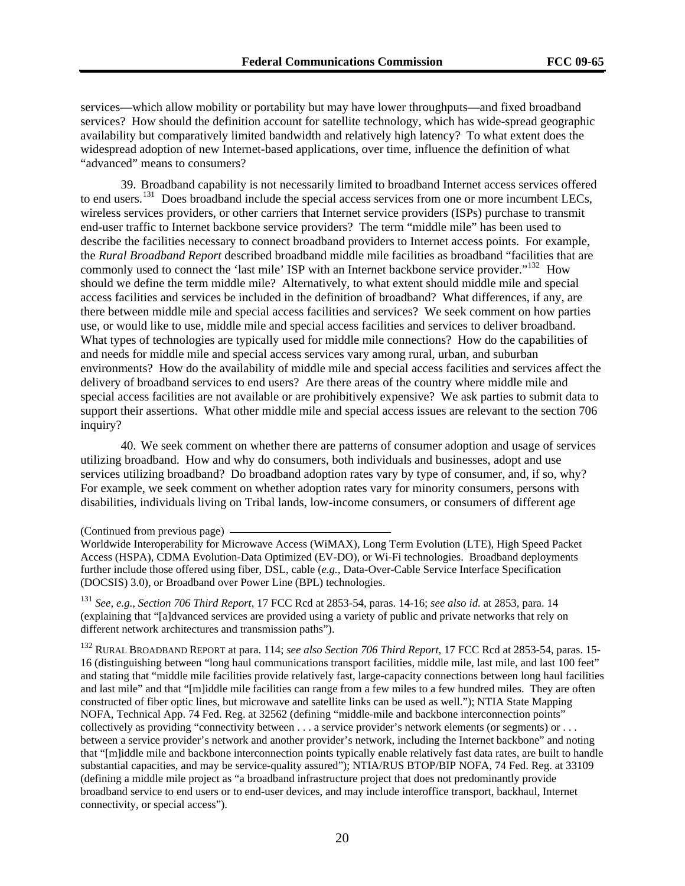services—which allow mobility or portability but may have lower throughputs—and fixed broadband services? How should the definition account for satellite technology, which has wide-spread geographic availability but comparatively limited bandwidth and relatively high latency? To what extent does the widespread adoption of new Internet-based applications, over time, influence the definition of what "advanced" means to consumers?

39. Broadband capability is not necessarily limited to broadband Internet access services offered to end users.[131] Does broadband include the special access services from one or more incumbent LECs, wireless services providers, or other carriers that Internet service providers (ISPs) purchase to transmit end-user traffic to Internet backbone service providers? The term "middle mile" has been used to describe the facilities necessary to connect broadband providers to Internet access points. For example, the *Rural Broadband Report* described broadband middle mile facilities as broadband "facilities that are commonly used to connect the 'last mile' ISP with an Internet backbone service provider."[132] How should we define the term middle mile? Alternatively, to what extent should middle mile and special access facilities and services be included in the definition of broadband? What differences, if any, are there between middle mile and special access facilities and services? We seek comment on how parties use, or would like to use, middle mile and special access facilities and services to deliver broadband. What types of technologies are typically used for middle mile connections? How do the capabilities of and needs for middle mile and special access services vary among rural, urban, and suburban environments? How do the availability of middle mile and special access facilities and services affect the delivery of broadband services to end users? Are there areas of the country where middle mile and special access facilities are not available or are prohibitively expensive? We ask parties to submit data to support their assertions. What other middle mile and special access issues are relevant to the section 706 inquiry?

40. We seek comment on whether there are patterns of consumer adoption and usage of services utilizing broadband. How and why do consumers, both individuals and businesses, adopt and use services utilizing broadband? Do broadband adoption rates vary by type of consumer, and, if so, why? For example, we seek comment on whether adoption rates vary for minority consumers, persons with disabilities, individuals living on Tribal lands, low-income consumers, or consumers of different age

(Continued from previous page)

Worldwide Interoperability for Microwave Access (WiMAX), Long Term Evolution (LTE), High Speed Packet Access (HSPA), CDMA Evolution-Data Optimized (EV-DO), or Wi-Fi technologies. Broadband deployments further include those offered using fiber, DSL, cable (*e.g.*, Data-Over-Cable Service Interface Specification (DOCSIS) 3.0), or Broadband over Power Line (BPL) technologies.

[131] *See, e.g.*, *Section 706 Third Report*, 17 FCC Rcd at 2853-54, paras. 14-16; *see also id.* at 2853, para. 14 (explaining that "[a]dvanced services are provided using a variety of public and private networks that rely on different network architectures and transmission paths").

[132] RURAL BROADBAND REPORT at para. 114; *see also Section 706 Third Report*, 17 FCC Rcd at 2853-54, paras. 15-16 (distinguishing between "long haul communications transport facilities, middle mile, last mile, and last 100 feet" and stating that "middle mile facilities provide relatively fast, large-capacity connections between long haul facilities and last mile" and that "[m]iddle mile facilities can range from a few miles to a few hundred miles. They are often constructed of fiber optic lines, but microwave and satellite links can be used as well."); NTIA State Mapping NOFA, Technical App. 74 Fed. Reg. at 32562 (defining "middle-mile and backbone interconnection points" collectively as providing "connectivity between . . . a service provider's network elements (or segments) or . . . between a service provider's network and another provider's network, including the Internet backbone" and noting that "[m]iddle mile and backbone interconnection points typically enable relatively fast data rates, are built to handle substantial capacities, and may be service-quality assured"); NTIA/RUS BTOP/BIP NOFA, 74 Fed. Reg. at 33109 (defining a middle mile project as "a broadband infrastructure project that does not predominantly provide broadband service to end users or to end-user devices, and may include interoffice transport, backhaul, Internet connectivity, or special access").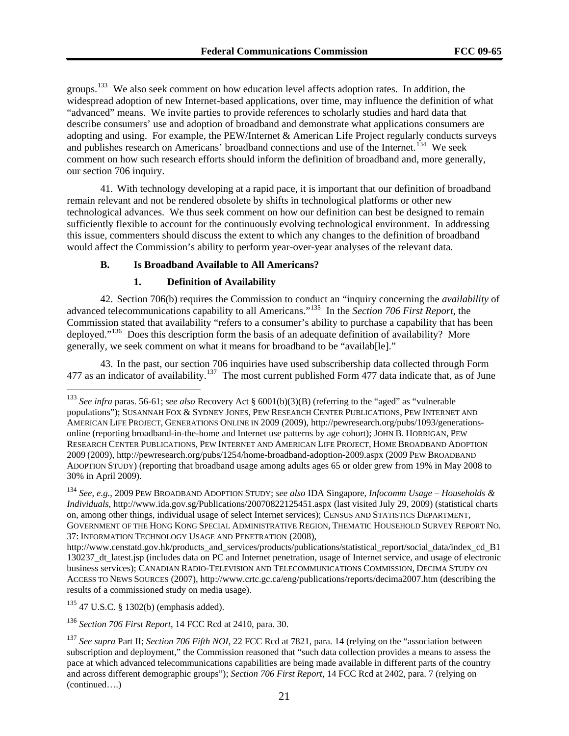groups.[133] We also seek comment on how education level affects adoption rates. In addition, the widespread adoption of new Internet-based applications, over time, may influence the definition of what "advanced" means. We invite parties to provide references to scholarly studies and hard data that describe consumers' use and adoption of broadband and demonstrate what applications consumers are adopting and using. For example, the PEW/Internet & American Life Project regularly conducts surveys and publishes research on Americans' broadband connections and use of the Internet.[134] We seek comment on how such research efforts should inform the definition of broadband and, more generally, our section 706 inquiry.

41. With technology developing at a rapid pace, it is important that our definition of broadband remain relevant and not be rendered obsolete by shifts in technological platforms or other new technological advances. We thus seek comment on how our definition can best be designed to remain sufficiently flexible to account for the continuously evolving technological environment. In addressing this issue, commenters should discuss the extent to which any changes to the definition of broadband would affect the Commission's ability to perform year-over-year analyses of the relevant data.

### B. Is Broadband Available to All Americans?

#### 1. Definition of Availability

42. Section 706(b) requires the Commission to conduct an "inquiry concerning the *availability* of advanced telecommunications capability to all Americans."[135] In the *Section 706 First Report*, the Commission stated that availability "refers to a consumer's ability to purchase a capability that has been deployed."[136] Does this description form the basis of an adequate definition of availability? More generally, we seek comment on what it means for broadband to be "availab[le]."

43. In the past, our section 706 inquiries have used subscribership data collected through Form 477 as an indicator of availability.[137] The most current published Form 477 data indicate that, as of June

---

[133] *See infra* paras. 56-61; *see also* Recovery Act § 6001(b)(3)(B) (referring to the "aged" as "vulnerable populations"); SUSANNAH FOX & SYDNEY JONES, PEW RESEARCH CENTER PUBLICATIONS, PEW INTERNET AND AMERICAN LIFE PROJECT, GENERATIONS ONLINE IN 2009 (2009), http://pewresearch.org/pubs/1093/generations-online (reporting broadband-in-the-home and Internet use patterns by age cohort); JOHN B. HORRIGAN, PEW RESEARCH CENTER PUBLICATIONS, PEW INTERNET AND AMERICAN LIFE PROJECT, HOME BROADBAND ADOPTION 2009 (2009), http://pewresearch.org/pubs/1254/home-broadband-adoption-2009.aspx (2009 PEW BROADBAND ADOPTION STUDY) (reporting that broadband usage among adults ages 65 or older grew from 19% in May 2008 to 30% in April 2009).

[134] *See, e.g.*, 2009 PEW BROADBAND ADOPTION STUDY; *see also* IDA Singapore, *Infocomm Usage – Households & Individuals*, http://www.ida.gov.sg/Publications/20070822125451.aspx (last visited July 29, 2009) (statistical charts on, among other things, individual usage of select Internet services); CENSUS AND STATISTICS DEPARTMENT, GOVERNMENT OF THE HONG KONG SPECIAL ADMINISTRATIVE REGION, THEMATIC HOUSEHOLD SURVEY REPORT NO. 37: INFORMATION TECHNOLOGY USAGE AND PENETRATION (2008), http://www.censtatd.gov.hk/products_and_services/products/publications/statistical_report/social_data/index_cd_B1130237_dt_latest.jsp (includes data on PC and Internet penetration, usage of Internet service, and usage of electronic business services); CANADIAN RADIO-TELEVISION AND TELECOMMUNICATIONS COMMISSION, DECIMA STUDY ON ACCESS TO NEWS SOURCES (2007), http://www.crtc.gc.ca/eng/publications/reports/decima2007.htm (describing the results of a commissioned study on media usage).

[135] 47 U.S.C. § 1302(b) (emphasis added).

[136] *Section 706 First Report*, 14 FCC Rcd at 2410, para. 30.

[137] *See supra* Part II; *Section 706 Fifth NOI*, 22 FCC Rcd at 7821, para. 14 (relying on the "association between subscription and deployment," the Commission reasoned that "such data collection provides a means to assess the pace at which advanced telecommunications capabilities are being made available in different parts of the country and across different demographic groups"); *Section 706 First Report*, 14 FCC Rcd at 2402, para. 7 (relying on (continued….)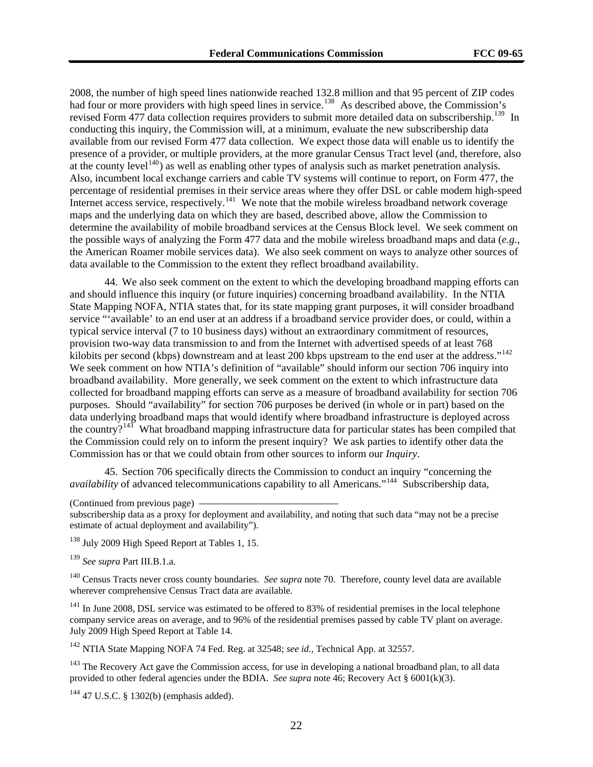2008, the number of high speed lines nationwide reached 132.8 million and that 95 percent of ZIP codes had four or more providers with high speed lines in service.[138] As described above, the Commission's revised Form 477 data collection requires providers to submit more detailed data on subscribership.[139] In conducting this inquiry, the Commission will, at a minimum, evaluate the new subscribership data available from our revised Form 477 data collection. We expect those data will enable us to identify the presence of a provider, or multiple providers, at the more granular Census Tract level (and, therefore, also at the county level[140]) as well as enabling other types of analysis such as market penetration analysis. Also, incumbent local exchange carriers and cable TV systems will continue to report, on Form 477, the percentage of residential premises in their service areas where they offer DSL or cable modem high-speed Internet access service, respectively.[141] We note that the mobile wireless broadband network coverage maps and the underlying data on which they are based, described above, allow the Commission to determine the availability of mobile broadband services at the Census Block level. We seek comment on the possible ways of analyzing the Form 477 data and the mobile wireless broadband maps and data (*e.g.*, the American Roamer mobile services data). We also seek comment on ways to analyze other sources of data available to the Commission to the extent they reflect broadband availability.

44. We also seek comment on the extent to which the developing broadband mapping efforts can and should influence this inquiry (or future inquiries) concerning broadband availability. In the NTIA State Mapping NOFA, NTIA states that, for its state mapping grant purposes, it will consider broadband service "'available' to an end user at an address if a broadband service provider does, or could, within a typical service interval (7 to 10 business days) without an extraordinary commitment of resources, provision two-way data transmission to and from the Internet with advertised speeds of at least 768 kilobits per second (kbps) downstream and at least 200 kbps upstream to the end user at the address."[142] We seek comment on how NTIA's definition of "available" should inform our section 706 inquiry into broadband availability. More generally, we seek comment on the extent to which infrastructure data collected for broadband mapping efforts can serve as a measure of broadband availability for section 706 purposes. Should "availability" for section 706 purposes be derived (in whole or in part) based on the data underlying broadband maps that would identify where broadband infrastructure is deployed across the country?[143] What broadband mapping infrastructure data for particular states has been compiled that the Commission could rely on to inform the present inquiry? We ask parties to identify other data the Commission has or that we could obtain from other sources to inform our *Inquiry*.

45. Section 706 specifically directs the Commission to conduct an inquiry "concerning the *availability* of advanced telecommunications capability to all Americans."[144] Subscribership data,

(Continued from previous page) subscribership data as a proxy for deployment and availability, and noting that such data "may not be a precise estimate of actual deployment and availability").

[138] July 2009 High Speed Report at Tables 1, 15.

[139] *See supra* Part III.B.1.a.

[140] Census Tracts never cross county boundaries. *See supra* note 70. Therefore, county level data are available wherever comprehensive Census Tract data are available.

[141] In June 2008, DSL service was estimated to be offered to 83% of residential premises in the local telephone company service areas on average, and to 96% of the residential premises passed by cable TV plant on average. July 2009 High Speed Report at Table 14.

[142] NTIA State Mapping NOFA 74 Fed. Reg. at 32548; *see id.*, Technical App. at 32557.

[143] The Recovery Act gave the Commission access, for use in developing a national broadband plan, to all data provided to other federal agencies under the BDIA. *See supra* note 46; Recovery Act § 6001(k)(3).

[144] 47 U.S.C. § 1302(b) (emphasis added).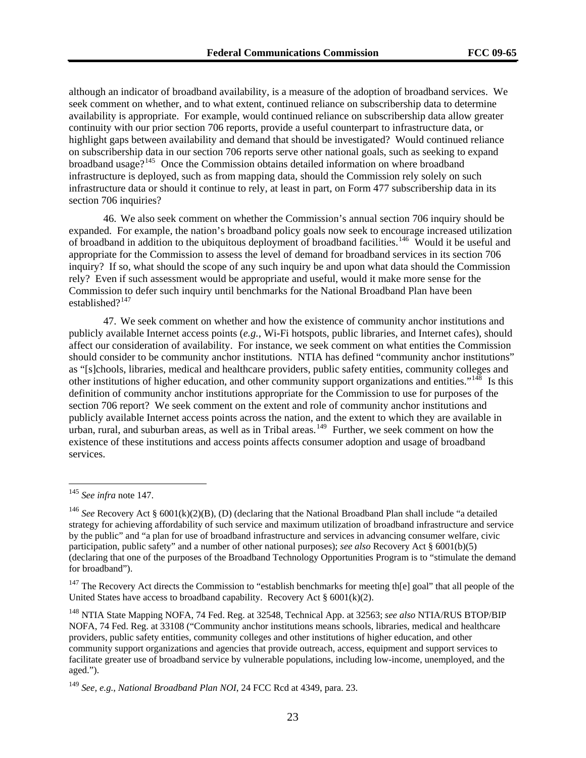although an indicator of broadband availability, is a measure of the adoption of broadband services. We seek comment on whether, and to what extent, continued reliance on subscribership data to determine availability is appropriate. For example, would continued reliance on subscribership data allow greater continuity with our prior section 706 reports, provide a useful counterpart to infrastructure data, or highlight gaps between availability and demand that should be investigated? Would continued reliance on subscribership data in our section 706 reports serve other national goals, such as seeking to expand broadband usage?[145] Once the Commission obtains detailed information on where broadband infrastructure is deployed, such as from mapping data, should the Commission rely solely on such infrastructure data or should it continue to rely, at least in part, on Form 477 subscribership data in its section 706 inquiries?

46. We also seek comment on whether the Commission's annual section 706 inquiry should be expanded. For example, the nation's broadband policy goals now seek to encourage increased utilization of broadband in addition to the ubiquitous deployment of broadband facilities.[146] Would it be useful and appropriate for the Commission to assess the level of demand for broadband services in its section 706 inquiry? If so, what should the scope of any such inquiry be and upon what data should the Commission rely? Even if such assessment would be appropriate and useful, would it make more sense for the Commission to defer such inquiry until benchmarks for the National Broadband Plan have been established?[147]

47. We seek comment on whether and how the existence of community anchor institutions and publicly available Internet access points (*e.g.*, Wi-Fi hotspots, public libraries, and Internet cafes), should affect our consideration of availability. For instance, we seek comment on what entities the Commission should consider to be community anchor institutions. NTIA has defined "community anchor institutions" as "[s]chools, libraries, medical and healthcare providers, public safety entities, community colleges and other institutions of higher education, and other community support organizations and entities."[148] Is this definition of community anchor institutions appropriate for the Commission to use for purposes of the section 706 report? We seek comment on the extent and role of community anchor institutions and publicly available Internet access points across the nation, and the extent to which they are available in urban, rural, and suburban areas, as well as in Tribal areas.[149] Further, we seek comment on how the existence of these institutions and access points affects consumer adoption and usage of broadband services.

---

[145] *See infra* note 147.

[146] *See* Recovery Act § 6001(k)(2)(B), (D) (declaring that the National Broadband Plan shall include "a detailed strategy for achieving affordability of such service and maximum utilization of broadband infrastructure and service by the public" and "a plan for use of broadband infrastructure and services in advancing consumer welfare, civic participation, public safety" and a number of other national purposes); *see also* Recovery Act § 6001(b)(5) (declaring that one of the purposes of the Broadband Technology Opportunities Program is to "stimulate the demand for broadband").

[147] The Recovery Act directs the Commission to "establish benchmarks for meeting th[e] goal" that all people of the United States have access to broadband capability. Recovery Act § 6001(k)(2).

[148] NTIA State Mapping NOFA, 74 Fed. Reg. at 32548, Technical App. at 32563; *see also* NTIA/RUS BTOP/BIP NOFA, 74 Fed. Reg. at 33108 ("Community anchor institutions means schools, libraries, medical and healthcare providers, public safety entities, community colleges and other institutions of higher education, and other community support organizations and agencies that provide outreach, access, equipment and support services to facilitate greater use of broadband service by vulnerable populations, including low-income, unemployed, and the aged.").

[149] *See, e.g.*, *National Broadband Plan NOI*, 24 FCC Rcd at 4349, para. 23.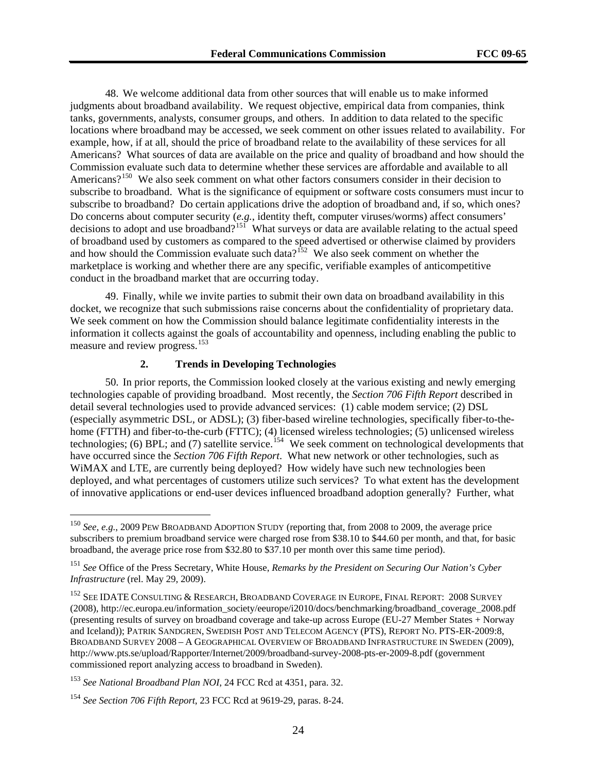48. We welcome additional data from other sources that will enable us to make informed judgments about broadband availability. We request objective, empirical data from companies, think tanks, governments, analysts, consumer groups, and others. In addition to data related to the specific locations where broadband may be accessed, we seek comment on other issues related to availability. For example, how, if at all, should the price of broadband relate to the availability of these services for all Americans? What sources of data are available on the price and quality of broadband and how should the Commission evaluate such data to determine whether these services are affordable and available to all Americans?[150] We also seek comment on what other factors consumers consider in their decision to subscribe to broadband. What is the significance of equipment or software costs consumers must incur to subscribe to broadband? Do certain applications drive the adoption of broadband and, if so, which ones? Do concerns about computer security (*e.g.*, identity theft, computer viruses/worms) affect consumers' decisions to adopt and use broadband?[151] What surveys or data are available relating to the actual speed of broadband used by customers as compared to the speed advertised or otherwise claimed by providers and how should the Commission evaluate such data?[152] We also seek comment on whether the marketplace is working and whether there are any specific, verifiable examples of anticompetitive conduct in the broadband market that are occurring today.

49. Finally, while we invite parties to submit their own data on broadband availability in this docket, we recognize that such submissions raise concerns about the confidentiality of proprietary data. We seek comment on how the Commission should balance legitimate confidentiality interests in the information it collects against the goals of accountability and openness, including enabling the public to measure and review progress.[153]

### 2. Trends in Developing Technologies

50. In prior reports, the Commission looked closely at the various existing and newly emerging technologies capable of providing broadband. Most recently, the *Section 706 Fifth Report* described in detail several technologies used to provide advanced services: (1) cable modem service; (2) DSL (especially asymmetric DSL, or ADSL); (3) fiber-based wireline technologies, specifically fiber-to-the-home (FTTH) and fiber-to-the-curb (FTTC); (4) licensed wireless technologies; (5) unlicensed wireless technologies; (6) BPL; and (7) satellite service.[154] We seek comment on technological developments that have occurred since the *Section 706 Fifth Report*. What new network or other technologies, such as WiMAX and LTE, are currently being deployed? How widely have such new technologies been deployed, and what percentages of customers utilize such services? To what extent has the development of innovative applications or end-user devices influenced broadband adoption generally? Further, what

---

[150] *See, e.g.*, 2009 PEW BROADBAND ADOPTION STUDY (reporting that, from 2008 to 2009, the average price subscribers to premium broadband service were charged rose from $38.10 to $44.60 per month, and that, for basic broadband, the average price rose from $32.80 to $37.10 per month over this same time period).

[151] *See* Office of the Press Secretary, White House, *Remarks by the President on Securing Our Nation's Cyber Infrastructure* (rel. May 29, 2009).

[152] SEE IDATE CONSULTING & RESEARCH, BROADBAND COVERAGE IN EUROPE, FINAL REPORT: 2008 SURVEY (2008), http://ec.europa.eu/information_society/eeurope/i2010/docs/benchmarking/broadband_coverage_2008.pdf (presenting results of survey on broadband coverage and take-up across Europe (EU-27 Member States + Norway and Iceland)); PATRIK SANDGREN, SWEDISH POST AND TELECOM AGENCY (PTS), REPORT NO. PTS-ER-2009:8, BROADBAND SURVEY 2008 – A GEOGRAPHICAL OVERVIEW OF BROADBAND INFRASTRUCTURE IN SWEDEN (2009), http://www.pts.se/upload/Rapporter/Internet/2009/broadband-survey-2008-pts-er-2009-8.pdf (government commissioned report analyzing access to broadband in Sweden).

[153] *See National Broadband Plan NOI*, 24 FCC Rcd at 4351, para. 32.

[154] *See Section 706 Fifth Report*, 23 FCC Rcd at 9619-29, paras. 8-24.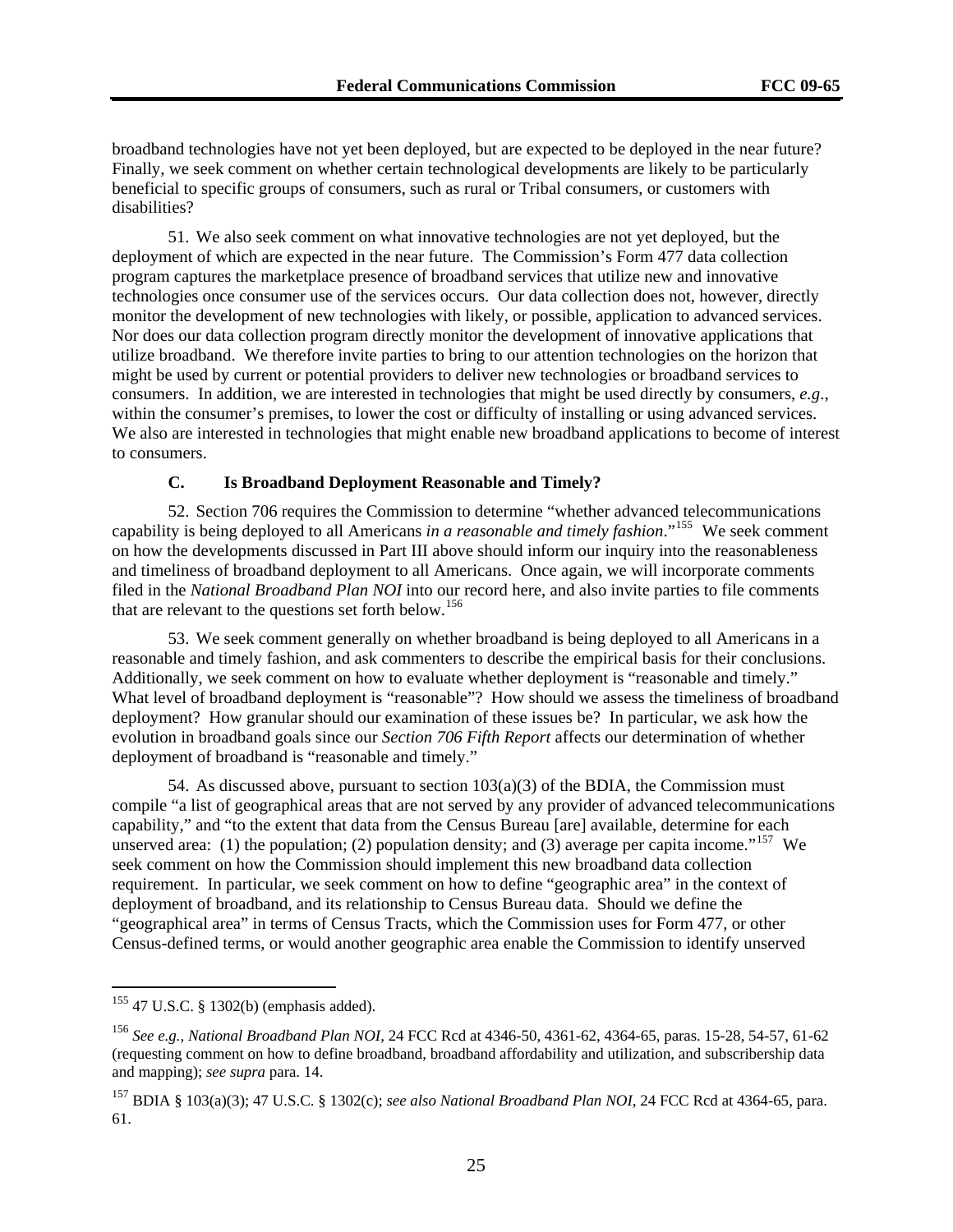broadband technologies have not yet been deployed, but are expected to be deployed in the near future? Finally, we seek comment on whether certain technological developments are likely to be particularly beneficial to specific groups of consumers, such as rural or Tribal consumers, or customers with disabilities?

51. We also seek comment on what innovative technologies are not yet deployed, but the deployment of which are expected in the near future. The Commission's Form 477 data collection program captures the marketplace presence of broadband services that utilize new and innovative technologies once consumer use of the services occurs. Our data collection does not, however, directly monitor the development of new technologies with likely, or possible, application to advanced services. Nor does our data collection program directly monitor the development of innovative applications that utilize broadband. We therefore invite parties to bring to our attention technologies on the horizon that might be used by current or potential providers to deliver new technologies or broadband services to consumers. In addition, we are interested in technologies that might be used directly by consumers, *e.g*., within the consumer's premises, to lower the cost or difficulty of installing or using advanced services. We also are interested in technologies that might enable new broadband applications to become of interest to consumers.

### C. Is Broadband Deployment Reasonable and Timely?

52. Section 706 requires the Commission to determine "whether advanced telecommunications capability is being deployed to all Americans *in a reasonable and timely fashion*."[155] We seek comment on how the developments discussed in Part III above should inform our inquiry into the reasonableness and timeliness of broadband deployment to all Americans. Once again, we will incorporate comments filed in the *National Broadband Plan NOI* into our record here, and also invite parties to file comments that are relevant to the questions set forth below.[156]

53. We seek comment generally on whether broadband is being deployed to all Americans in a reasonable and timely fashion, and ask commenters to describe the empirical basis for their conclusions. Additionally, we seek comment on how to evaluate whether deployment is "reasonable and timely." What level of broadband deployment is "reasonable"? How should we assess the timeliness of broadband deployment? How granular should our examination of these issues be? In particular, we ask how the evolution in broadband goals since our *Section 706 Fifth Report* affects our determination of whether deployment of broadband is "reasonable and timely."

54. As discussed above, pursuant to section 103(a)(3) of the BDIA, the Commission must compile "a list of geographical areas that are not served by any provider of advanced telecommunications capability," and "to the extent that data from the Census Bureau [are] available, determine for each unserved area: (1) the population; (2) population density; and (3) average per capita income."[157] We seek comment on how the Commission should implement this new broadband data collection requirement. In particular, we seek comment on how to define "geographic area" in the context of deployment of broadband, and its relationship to Census Bureau data. Should we define the "geographical area" in terms of Census Tracts, which the Commission uses for Form 477, or other Census-defined terms, or would another geographic area enable the Commission to identify unserved

---

[155] 47 U.S.C. § 1302(b) (emphasis added).

[156] *See e.g., National Broadband Plan NOI*, 24 FCC Rcd at 4346-50, 4361-62, 4364-65, paras. 15-28, 54-57, 61-62 (requesting comment on how to define broadband, broadband affordability and utilization, and subscribership data and mapping); *see supra* para. 14.

[157] BDIA § 103(a)(3); 47 U.S.C. § 1302(c); *see also National Broadband Plan NOI*, 24 FCC Rcd at 4364-65, para. 61.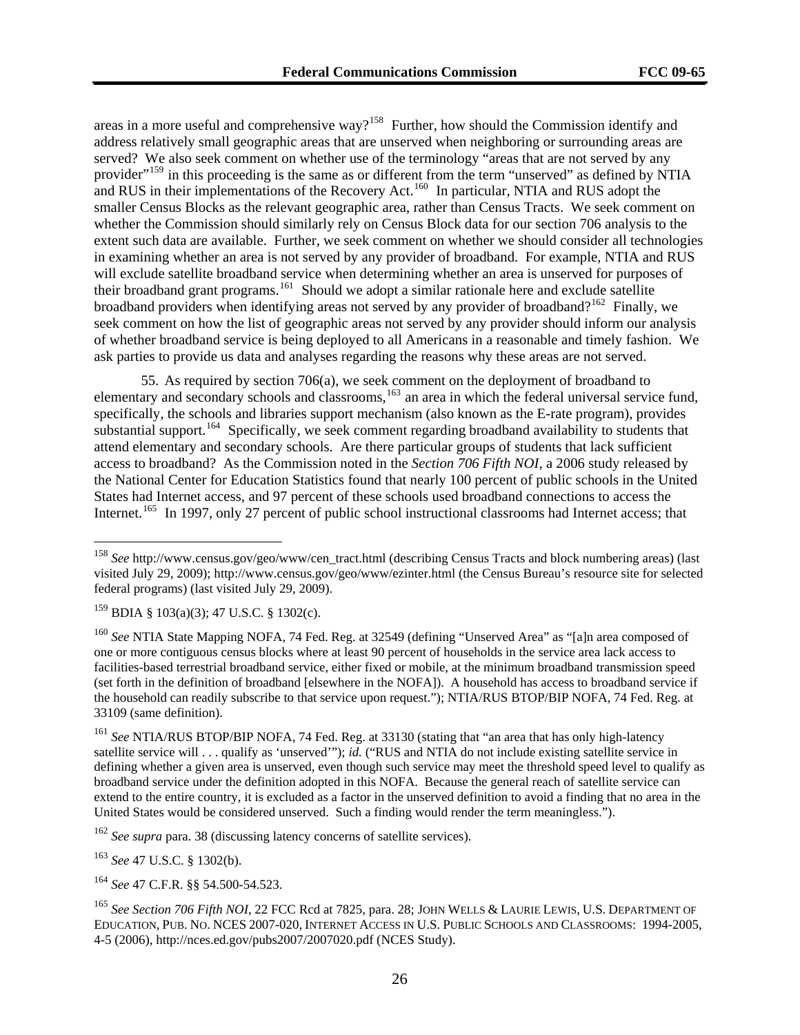areas in a more useful and comprehensive way?[158] Further, how should the Commission identify and address relatively small geographic areas that are unserved when neighboring or surrounding areas are served? We also seek comment on whether use of the terminology "areas that are not served by any provider"[159] in this proceeding is the same as or different from the term "unserved" as defined by NTIA and RUS in their implementations of the Recovery Act.[160] In particular, NTIA and RUS adopt the smaller Census Blocks as the relevant geographic area, rather than Census Tracts. We seek comment on whether the Commission should similarly rely on Census Block data for our section 706 analysis to the extent such data are available. Further, we seek comment on whether we should consider all technologies in examining whether an area is not served by any provider of broadband. For example, NTIA and RUS will exclude satellite broadband service when determining whether an area is unserved for purposes of their broadband grant programs.[161] Should we adopt a similar rationale here and exclude satellite broadband providers when identifying areas not served by any provider of broadband?[162] Finally, we seek comment on how the list of geographic areas not served by any provider should inform our analysis of whether broadband service is being deployed to all Americans in a reasonable and timely fashion. We ask parties to provide us data and analyses regarding the reasons why these areas are not served.

55. As required by section 706(a), we seek comment on the deployment of broadband to elementary and secondary schools and classrooms,[163] an area in which the federal universal service fund, specifically, the schools and libraries support mechanism (also known as the E-rate program), provides substantial support.[164] Specifically, we seek comment regarding broadband availability to students that attend elementary and secondary schools. Are there particular groups of students that lack sufficient access to broadband? As the Commission noted in the *Section 706 Fifth NOI*, a 2006 study released by the National Center for Education Statistics found that nearly 100 percent of public schools in the United States had Internet access, and 97 percent of these schools used broadband connections to access the Internet.[165] In 1997, only 27 percent of public school instructional classrooms had Internet access; that

---

[158] *See* http://www.census.gov/geo/www/cen_tract.html (describing Census Tracts and block numbering areas) (last visited July 29, 2009); http://www.census.gov/geo/www/ezinter.html (the Census Bureau's resource site for selected federal programs) (last visited July 29, 2009).

[159] BDIA § 103(a)(3); 47 U.S.C. § 1302(c).

[160] *See* NTIA State Mapping NOFA, 74 Fed. Reg. at 32549 (defining "Unserved Area" as "[a]n area composed of one or more contiguous census blocks where at least 90 percent of households in the service area lack access to facilities-based terrestrial broadband service, either fixed or mobile, at the minimum broadband transmission speed (set forth in the definition of broadband [elsewhere in the NOFA]). A household has access to broadband service if the household can readily subscribe to that service upon request."); NTIA/RUS BTOP/BIP NOFA, 74 Fed. Reg. at 33109 (same definition).

[161] *See* NTIA/RUS BTOP/BIP NOFA, 74 Fed. Reg. at 33130 (stating that "an area that has only high-latency satellite service will . . . qualify as 'unserved'"); *id.* ("RUS and NTIA do not include existing satellite service in defining whether a given area is unserved, even though such service may meet the threshold speed level to qualify as broadband service under the definition adopted in this NOFA. Because the general reach of satellite service can extend to the entire country, it is excluded as a factor in the unserved definition to avoid a finding that no area in the United States would be considered unserved. Such a finding would render the term meaningless.").

[162] *See supra* para. 38 (discussing latency concerns of satellite services).

[163] *See* 47 U.S.C. § 1302(b).

[164] *See* 47 C.F.R. §§ 54.500-54.523.

[165] *See Section 706 Fifth NOI*, 22 FCC Rcd at 7825, para. 28; JOHN WELLS & LAURIE LEWIS, U.S. DEPARTMENT OF EDUCATION, PUB. NO. NCES 2007-020, INTERNET ACCESS IN U.S. PUBLIC SCHOOLS AND CLASSROOMS: 1994-2005, 4-5 (2006), http://nces.ed.gov/pubs2007/2007020.pdf (NCES Study).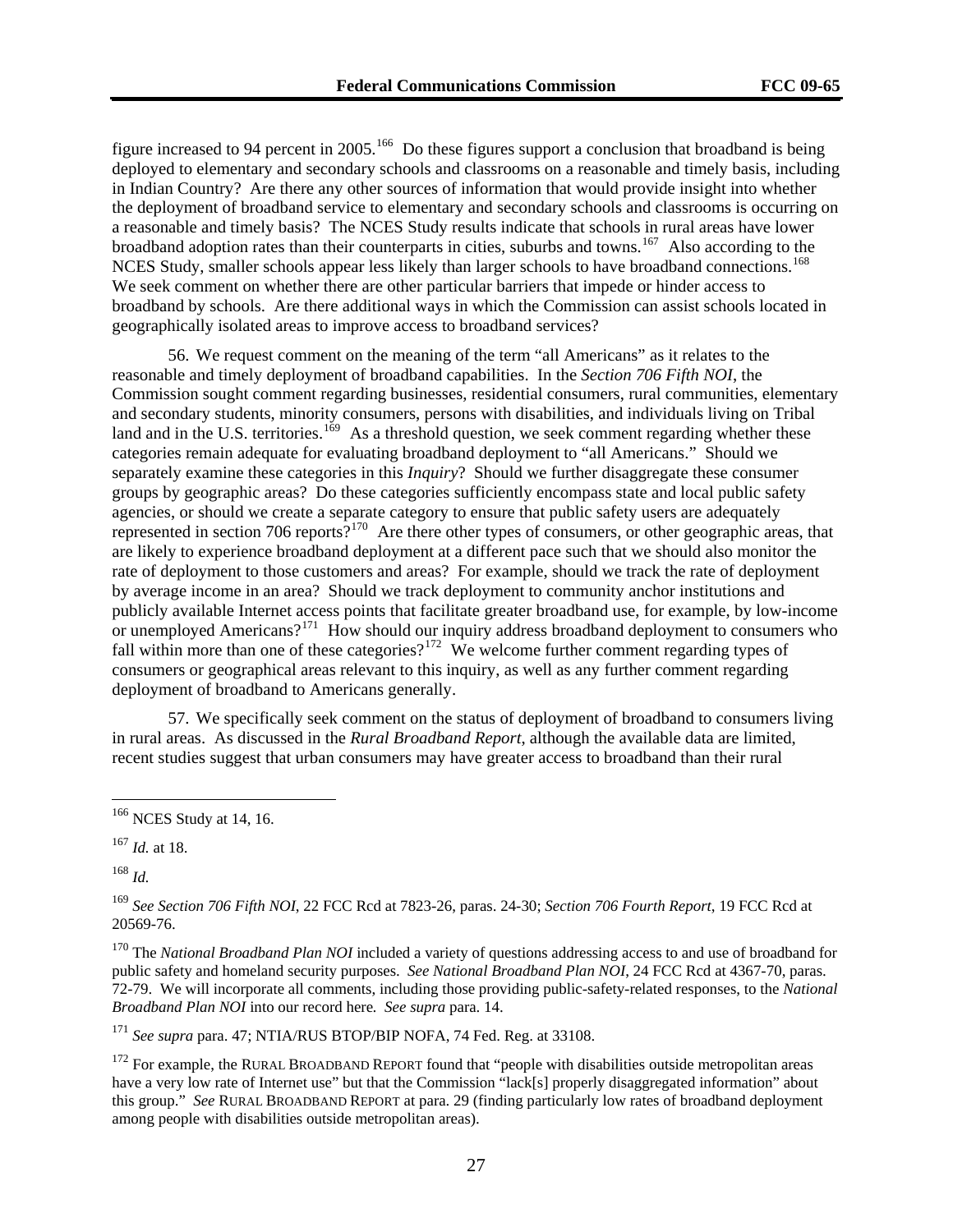figure increased to 94 percent in 2005.[166] Do these figures support a conclusion that broadband is being deployed to elementary and secondary schools and classrooms on a reasonable and timely basis, including in Indian Country? Are there any other sources of information that would provide insight into whether the deployment of broadband service to elementary and secondary schools and classrooms is occurring on a reasonable and timely basis? The NCES Study results indicate that schools in rural areas have lower broadband adoption rates than their counterparts in cities, suburbs and towns.[167] Also according to the NCES Study, smaller schools appear less likely than larger schools to have broadband connections.[168] We seek comment on whether there are other particular barriers that impede or hinder access to broadband by schools. Are there additional ways in which the Commission can assist schools located in geographically isolated areas to improve access to broadband services?

56. We request comment on the meaning of the term "all Americans" as it relates to the reasonable and timely deployment of broadband capabilities. In the *Section 706 Fifth NOI*, the Commission sought comment regarding businesses, residential consumers, rural communities, elementary and secondary students, minority consumers, persons with disabilities, and individuals living on Tribal land and in the U.S. territories.[169] As a threshold question, we seek comment regarding whether these categories remain adequate for evaluating broadband deployment to "all Americans." Should we separately examine these categories in this *Inquiry*? Should we further disaggregate these consumer groups by geographic areas? Do these categories sufficiently encompass state and local public safety agencies, or should we create a separate category to ensure that public safety users are adequately represented in section 706 reports?[170] Are there other types of consumers, or other geographic areas, that are likely to experience broadband deployment at a different pace such that we should also monitor the rate of deployment to those customers and areas? For example, should we track the rate of deployment by average income in an area? Should we track deployment to community anchor institutions and publicly available Internet access points that facilitate greater broadband use, for example, by low-income or unemployed Americans?[171] How should our inquiry address broadband deployment to consumers who fall within more than one of these categories?[172] We welcome further comment regarding types of consumers or geographical areas relevant to this inquiry, as well as any further comment regarding deployment of broadband to Americans generally.

57. We specifically seek comment on the status of deployment of broadband to consumers living in rural areas. As discussed in the *Rural Broadband Report*, although the available data are limited, recent studies suggest that urban consumers may have greater access to broadband than their rural

---

[166] NCES Study at 14, 16.

[167] *Id.* at 18.

[168] *Id.*

[169] *See Section 706 Fifth NOI*, 22 FCC Rcd at 7823-26, paras. 24-30; *Section 706 Fourth Report*, 19 FCC Rcd at 20569-76.

[170] The *National Broadband Plan NOI* included a variety of questions addressing access to and use of broadband for public safety and homeland security purposes. *See National Broadband Plan NOI*, 24 FCC Rcd at 4367-70, paras. 72-79. We will incorporate all comments, including those providing public-safety-related responses, to the *National Broadband Plan NOI* into our record here. *See supra* para. 14.

[171] *See supra* para. 47; NTIA/RUS BTOP/BIP NOFA, 74 Fed. Reg. at 33108.

[172] For example, the RURAL BROADBAND REPORT found that "people with disabilities outside metropolitan areas have a very low rate of Internet use" but that the Commission "lack[s] properly disaggregated information" about this group." *See* RURAL BROADBAND REPORT at para. 29 (finding particularly low rates of broadband deployment among people with disabilities outside metropolitan areas).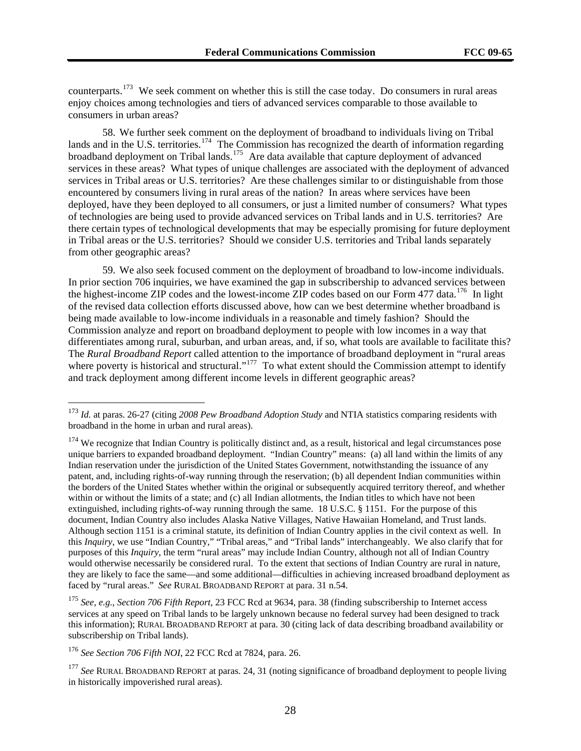counterparts.[173] We seek comment on whether this is still the case today. Do consumers in rural areas enjoy choices among technologies and tiers of advanced services comparable to those available to consumers in urban areas?

58. We further seek comment on the deployment of broadband to individuals living on Tribal lands and in the U.S. territories.[174] The Commission has recognized the dearth of information regarding broadband deployment on Tribal lands.[175] Are data available that capture deployment of advanced services in these areas? What types of unique challenges are associated with the deployment of advanced services in Tribal areas or U.S. territories? Are these challenges similar to or distinguishable from those encountered by consumers living in rural areas of the nation? In areas where services have been deployed, have they been deployed to all consumers, or just a limited number of consumers? What types of technologies are being used to provide advanced services on Tribal lands and in U.S. territories? Are there certain types of technological developments that may be especially promising for future deployment in Tribal areas or the U.S. territories? Should we consider U.S. territories and Tribal lands separately from other geographic areas?

59. We also seek focused comment on the deployment of broadband to low-income individuals. In prior section 706 inquiries, we have examined the gap in subscribership to advanced services between the highest-income ZIP codes and the lowest-income ZIP codes based on our Form 477 data.[176] In light of the revised data collection efforts discussed above, how can we best determine whether broadband is being made available to low-income individuals in a reasonable and timely fashion? Should the Commission analyze and report on broadband deployment to people with low incomes in a way that differentiates among rural, suburban, and urban areas, and, if so, what tools are available to facilitate this? The *Rural Broadband Report* called attention to the importance of broadband deployment in "rural areas where poverty is historical and structural."[177] To what extent should the Commission attempt to identify and track deployment among different income levels in different geographic areas?

---

[173] *Id.* at paras. 26-27 (citing *2008 Pew Broadband Adoption Study* and NTIA statistics comparing residents with broadband in the home in urban and rural areas).

[174] We recognize that Indian Country is politically distinct and, as a result, historical and legal circumstances pose unique barriers to expanded broadband deployment. "Indian Country" means: (a) all land within the limits of any Indian reservation under the jurisdiction of the United States Government, notwithstanding the issuance of any patent, and, including rights-of-way running through the reservation; (b) all dependent Indian communities within the borders of the United States whether within the original or subsequently acquired territory thereof, and whether within or without the limits of a state; and (c) all Indian allotments, the Indian titles to which have not been extinguished, including rights-of-way running through the same. 18 U.S.C. § 1151. For the purpose of this document, Indian Country also includes Alaska Native Villages, Native Hawaiian Homeland, and Trust lands. Although section 1151 is a criminal statute, its definition of Indian Country applies in the civil context as well. In this *Inquiry*, we use "Indian Country," "Tribal areas," and "Tribal lands" interchangeably. We also clarify that for purposes of this *Inquiry*, the term "rural areas" may include Indian Country, although not all of Indian Country would otherwise necessarily be considered rural. To the extent that sections of Indian Country are rural in nature, they are likely to face the same—and some additional—difficulties in achieving increased broadband deployment as faced by "rural areas." *See* RURAL BROADBAND REPORT at para. 31 n.54.

[175] *See, e.g.*, *Section 706 Fifth Report*, 23 FCC Rcd at 9634, para. 38 (finding subscribership to Internet access services at any speed on Tribal lands to be largely unknown because no federal survey had been designed to track this information); RURAL BROADBAND REPORT at para. 30 (citing lack of data describing broadband availability or subscribership on Tribal lands).

[176] *See Section 706 Fifth NOI*, 22 FCC Rcd at 7824, para. 26.

[177] *See* RURAL BROADBAND REPORT at paras. 24, 31 (noting significance of broadband deployment to people living in historically impoverished rural areas).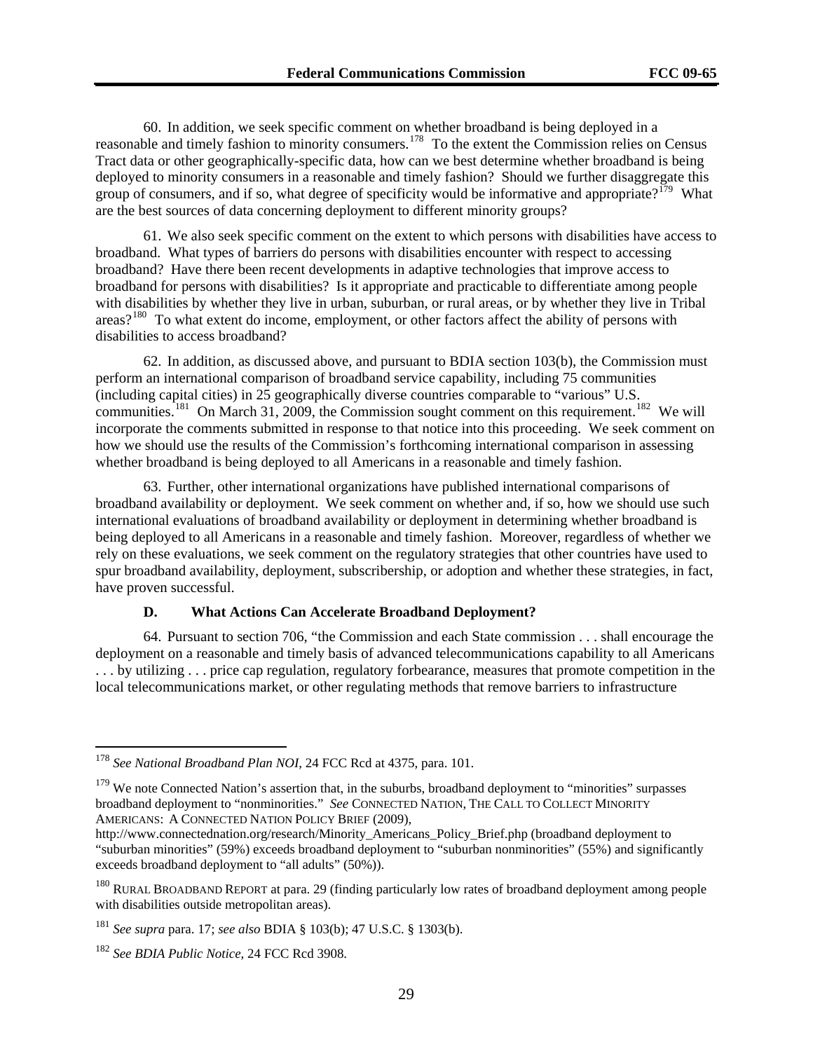60. In addition, we seek specific comment on whether broadband is being deployed in a reasonable and timely fashion to minority consumers.[178] To the extent the Commission relies on Census Tract data or other geographically-specific data, how can we best determine whether broadband is being deployed to minority consumers in a reasonable and timely fashion? Should we further disaggregate this group of consumers, and if so, what degree of specificity would be informative and appropriate?[179] What are the best sources of data concerning deployment to different minority groups?

61. We also seek specific comment on the extent to which persons with disabilities have access to broadband. What types of barriers do persons with disabilities encounter with respect to accessing broadband? Have there been recent developments in adaptive technologies that improve access to broadband for persons with disabilities? Is it appropriate and practicable to differentiate among people with disabilities by whether they live in urban, suburban, or rural areas, or by whether they live in Tribal areas?[180] To what extent do income, employment, or other factors affect the ability of persons with disabilities to access broadband?

62. In addition, as discussed above, and pursuant to BDIA section 103(b), the Commission must perform an international comparison of broadband service capability, including 75 communities (including capital cities) in 25 geographically diverse countries comparable to "various" U.S. communities.[181] On March 31, 2009, the Commission sought comment on this requirement.[182] We will incorporate the comments submitted in response to that notice into this proceeding. We seek comment on how we should use the results of the Commission's forthcoming international comparison in assessing whether broadband is being deployed to all Americans in a reasonable and timely fashion.

63. Further, other international organizations have published international comparisons of broadband availability or deployment. We seek comment on whether and, if so, how we should use such international evaluations of broadband availability or deployment in determining whether broadband is being deployed to all Americans in a reasonable and timely fashion. Moreover, regardless of whether we rely on these evaluations, we seek comment on the regulatory strategies that other countries have used to spur broadband availability, deployment, subscribership, or adoption and whether these strategies, in fact, have proven successful.

### D. What Actions Can Accelerate Broadband Deployment?

64. Pursuant to section 706, "the Commission and each State commission . . . shall encourage the deployment on a reasonable and timely basis of advanced telecommunications capability to all Americans . . . by utilizing . . . price cap regulation, regulatory forbearance, measures that promote competition in the local telecommunications market, or other regulating methods that remove barriers to infrastructure

---

[178] *See National Broadband Plan NOI*, 24 FCC Rcd at 4375, para. 101.

[179] We note Connected Nation's assertion that, in the suburbs, broadband deployment to "minorities" surpasses broadband deployment to "nonminorities." *See* CONNECTED NATION, THE CALL TO COLLECT MINORITY AMERICANS: A CONNECTED NATION POLICY BRIEF (2009), http://www.connectednation.org/research/Minority_Americans_Policy_Brief.php (broadband deployment to "suburban minorities" (59%) exceeds broadband deployment to "suburban nonminorities" (55%) and significantly exceeds broadband deployment to "all adults" (50%)).

[180] RURAL BROADBAND REPORT at para. 29 (finding particularly low rates of broadband deployment among people with disabilities outside metropolitan areas).

[181] *See supra* para. 17; *see also* BDIA § 103(b); 47 U.S.C. § 1303(b).

[182] *See BDIA Public Notice*, 24 FCC Rcd 3908.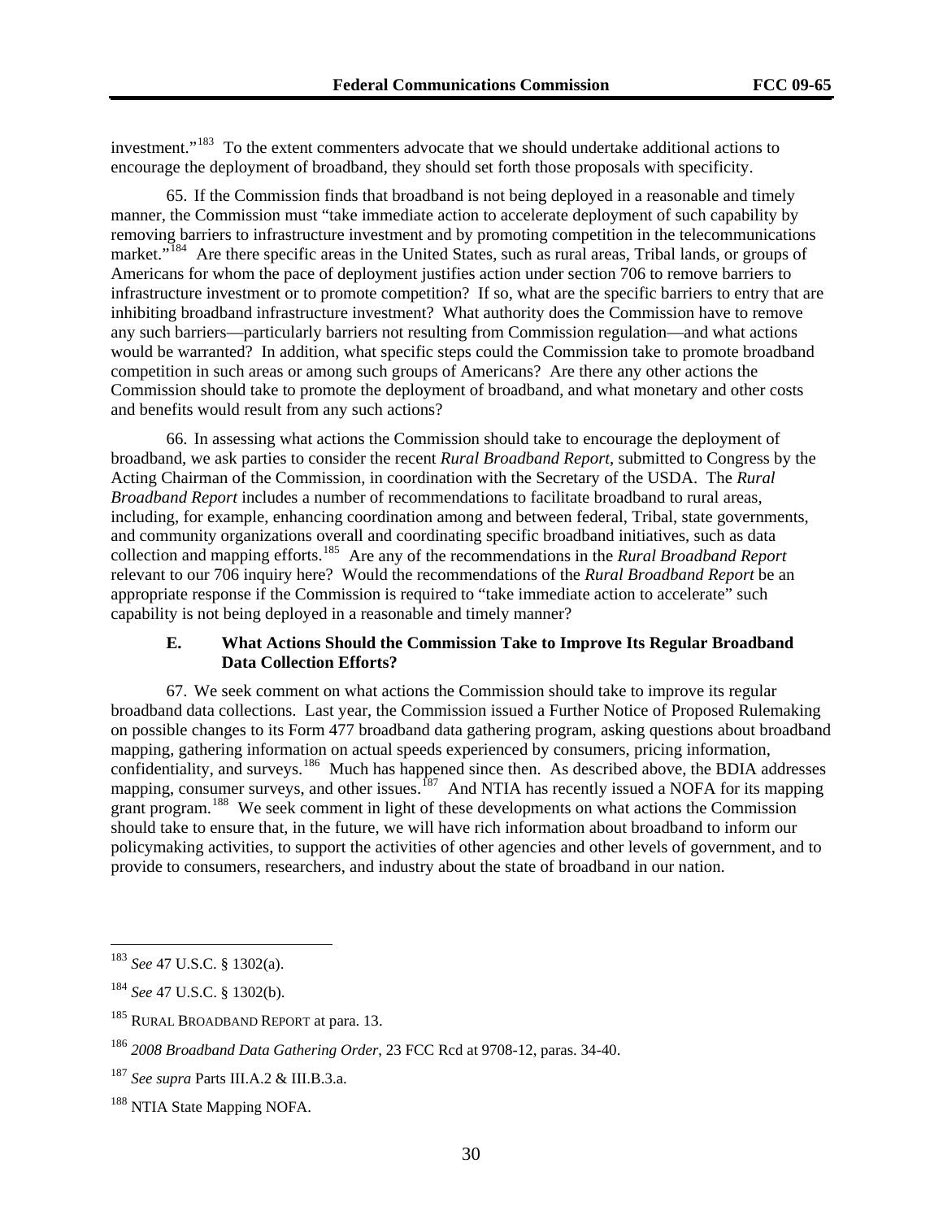investment."[183] To the extent commenters advocate that we should undertake additional actions to encourage the deployment of broadband, they should set forth those proposals with specificity.

65. If the Commission finds that broadband is not being deployed in a reasonable and timely manner, the Commission must "take immediate action to accelerate deployment of such capability by removing barriers to infrastructure investment and by promoting competition in the telecommunications market."[184] Are there specific areas in the United States, such as rural areas, Tribal lands, or groups of Americans for whom the pace of deployment justifies action under section 706 to remove barriers to infrastructure investment or to promote competition? If so, what are the specific barriers to entry that are inhibiting broadband infrastructure investment? What authority does the Commission have to remove any such barriers—particularly barriers not resulting from Commission regulation—and what actions would be warranted? In addition, what specific steps could the Commission take to promote broadband competition in such areas or among such groups of Americans? Are there any other actions the Commission should take to promote the deployment of broadband, and what monetary and other costs and benefits would result from any such actions?

66. In assessing what actions the Commission should take to encourage the deployment of broadband, we ask parties to consider the recent *Rural Broadband Report*, submitted to Congress by the Acting Chairman of the Commission, in coordination with the Secretary of the USDA. The *Rural Broadband Report* includes a number of recommendations to facilitate broadband to rural areas, including, for example, enhancing coordination among and between federal, Tribal, state governments, and community organizations overall and coordinating specific broadband initiatives, such as data collection and mapping efforts.[185] Are any of the recommendations in the *Rural Broadband Report* relevant to our 706 inquiry here? Would the recommendations of the *Rural Broadband Report* be an appropriate response if the Commission is required to "take immediate action to accelerate" such capability is not being deployed in a reasonable and timely manner?

### E. What Actions Should the Commission Take to Improve Its Regular Broadband Data Collection Efforts?

67. We seek comment on what actions the Commission should take to improve its regular broadband data collections. Last year, the Commission issued a Further Notice of Proposed Rulemaking on possible changes to its Form 477 broadband data gathering program, asking questions about broadband mapping, gathering information on actual speeds experienced by consumers, pricing information, confidentiality, and surveys.[186] Much has happened since then. As described above, the BDIA addresses mapping, consumer surveys, and other issues.[187] And NTIA has recently issued a NOFA for its mapping grant program.[188] We seek comment in light of these developments on what actions the Commission should take to ensure that, in the future, we will have rich information about broadband to inform our policymaking activities, to support the activities of other agencies and other levels of government, and to provide to consumers, researchers, and industry about the state of broadband in our nation.

---

[183] *See* 47 U.S.C. § 1302(a).

[184] *See* 47 U.S.C. § 1302(b).

[185] RURAL BROADBAND REPORT at para. 13.

[186] *2008 Broadband Data Gathering Order*, 23 FCC Rcd at 9708-12, paras. 34-40.

[187] *See supra* Parts III.A.2 & III.B.3.a.

[188] NTIA State Mapping NOFA.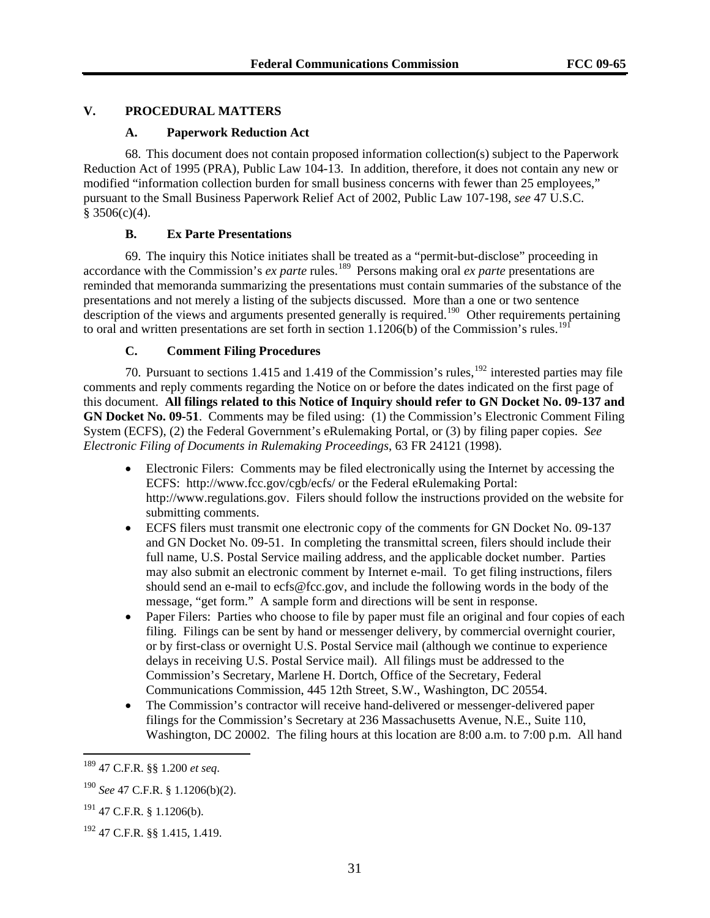## V. PROCEDURAL MATTERS

### A. Paperwork Reduction Act

68. This document does not contain proposed information collection(s) subject to the Paperwork Reduction Act of 1995 (PRA), Public Law 104-13. In addition, therefore, it does not contain any new or modified "information collection burden for small business concerns with fewer than 25 employees," pursuant to the Small Business Paperwork Relief Act of 2002, Public Law 107-198, *see* 47 U.S.C. § 3506(c)(4).

### B. Ex Parte Presentations

69. The inquiry this Notice initiates shall be treated as a "permit-but-disclose" proceeding in accordance with the Commission's *ex parte* rules.[189] Persons making oral *ex parte* presentations are reminded that memoranda summarizing the presentations must contain summaries of the substance of the presentations and not merely a listing of the subjects discussed. More than a one or two sentence description of the views and arguments presented generally is required.[190] Other requirements pertaining to oral and written presentations are set forth in section 1.1206(b) of the Commission's rules.[191]

### C. Comment Filing Procedures

70. Pursuant to sections 1.415 and 1.419 of the Commission's rules,[192] interested parties may file comments and reply comments regarding the Notice on or before the dates indicated on the first page of this document. **All filings related to this Notice of Inquiry should refer to GN Docket No. 09-137 and GN Docket No. 09-51**. Comments may be filed using: (1) the Commission's Electronic Comment Filing System (ECFS), (2) the Federal Government's eRulemaking Portal, or (3) by filing paper copies. *See Electronic Filing of Documents in Rulemaking Proceedings*, 63 FR 24121 (1998).

- Electronic Filers: Comments may be filed electronically using the Internet by accessing the ECFS: http://www.fcc.gov/cgb/ecfs/ or the Federal eRulemaking Portal: http://www.regulations.gov. Filers should follow the instructions provided on the website for submitting comments.
- ECFS filers must transmit one electronic copy of the comments for GN Docket No. 09-137 and GN Docket No. 09-51. In completing the transmittal screen, filers should include their full name, U.S. Postal Service mailing address, and the applicable docket number. Parties may also submit an electronic comment by Internet e-mail. To get filing instructions, filers should send an e-mail to ecfs@fcc.gov, and include the following words in the body of the message, "get form." A sample form and directions will be sent in response.
- Paper Filers: Parties who choose to file by paper must file an original and four copies of each filing. Filings can be sent by hand or messenger delivery, by commercial overnight courier, or by first-class or overnight U.S. Postal Service mail (although we continue to experience delays in receiving U.S. Postal Service mail). All filings must be addressed to the Commission's Secretary, Marlene H. Dortch, Office of the Secretary, Federal Communications Commission, 445 12th Street, S.W., Washington, DC 20554.
- The Commission's contractor will receive hand-delivered or messenger-delivered paper filings for the Commission's Secretary at 236 Massachusetts Avenue, N.E., Suite 110, Washington, DC 20002. The filing hours at this location are 8:00 a.m. to 7:00 p.m. All hand

---

[189] 47 C.F.R. §§ 1.200 *et seq*.

[190] *See* 47 C.F.R. § 1.1206(b)(2).

[191] 47 C.F.R. § 1.1206(b).

[192] 47 C.F.R. §§ 1.415, 1.419.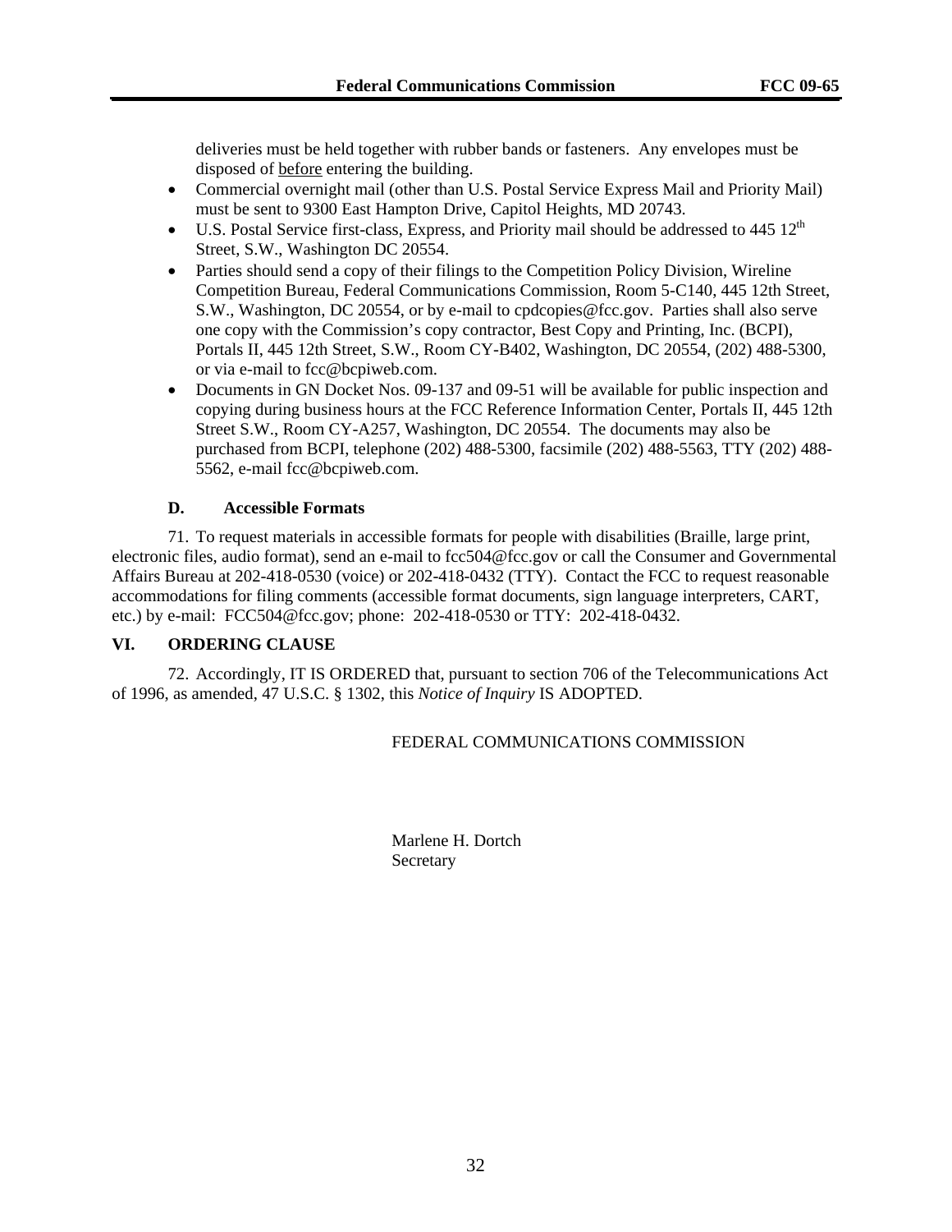deliveries must be held together with rubber bands or fasteners. Any envelopes must be disposed of before entering the building.

- Commercial overnight mail (other than U.S. Postal Service Express Mail and Priority Mail) must be sent to 9300 East Hampton Drive, Capitol Heights, MD 20743.
- U.S. Postal Service first-class, Express, and Priority mail should be addressed to 445 12th Street, S.W., Washington DC 20554.
- Parties should send a copy of their filings to the Competition Policy Division, Wireline Competition Bureau, Federal Communications Commission, Room 5-C140, 445 12th Street, S.W., Washington, DC 20554, or by e-mail to cpdcopies@fcc.gov. Parties shall also serve one copy with the Commission's copy contractor, Best Copy and Printing, Inc. (BCPI), Portals II, 445 12th Street, S.W., Room CY-B402, Washington, DC 20554, (202) 488-5300, or via e-mail to fcc@bcpiweb.com.
- Documents in GN Docket Nos. 09-137 and 09-51 will be available for public inspection and copying during business hours at the FCC Reference Information Center, Portals II, 445 12th Street S.W., Room CY-A257, Washington, DC 20554. The documents may also be purchased from BCPI, telephone (202) 488-5300, facsimile (202) 488-5563, TTY (202) 488-5562, e-mail fcc@bcpiweb.com.

### D. Accessible Formats

71. To request materials in accessible formats for people with disabilities (Braille, large print, electronic files, audio format), send an e-mail to fcc504@fcc.gov or call the Consumer and Governmental Affairs Bureau at 202-418-0530 (voice) or 202-418-0432 (TTY). Contact the FCC to request reasonable accommodations for filing comments (accessible format documents, sign language interpreters, CART, etc.) by e-mail: FCC504@fcc.gov; phone: 202-418-0530 or TTY: 202-418-0432.

## VI. ORDERING CLAUSE

72. Accordingly, IT IS ORDERED that, pursuant to section 706 of the Telecommunications Act of 1996, as amended, 47 U.S.C. § 1302, this *Notice of Inquiry* IS ADOPTED.

FEDERAL COMMUNICATIONS COMMISSION

Marlene H. Dortch
Secretary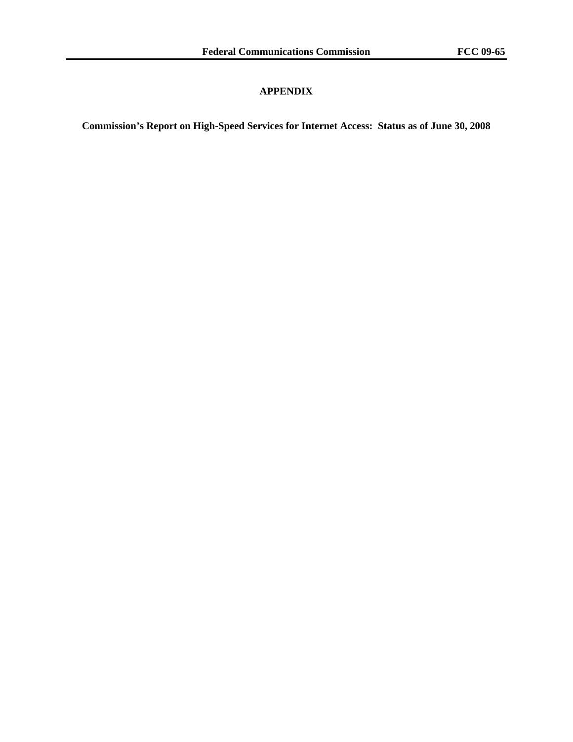## APPENDIX

**Commission's Report on High-Speed Services for Internet Access: Status as of June 30, 2008**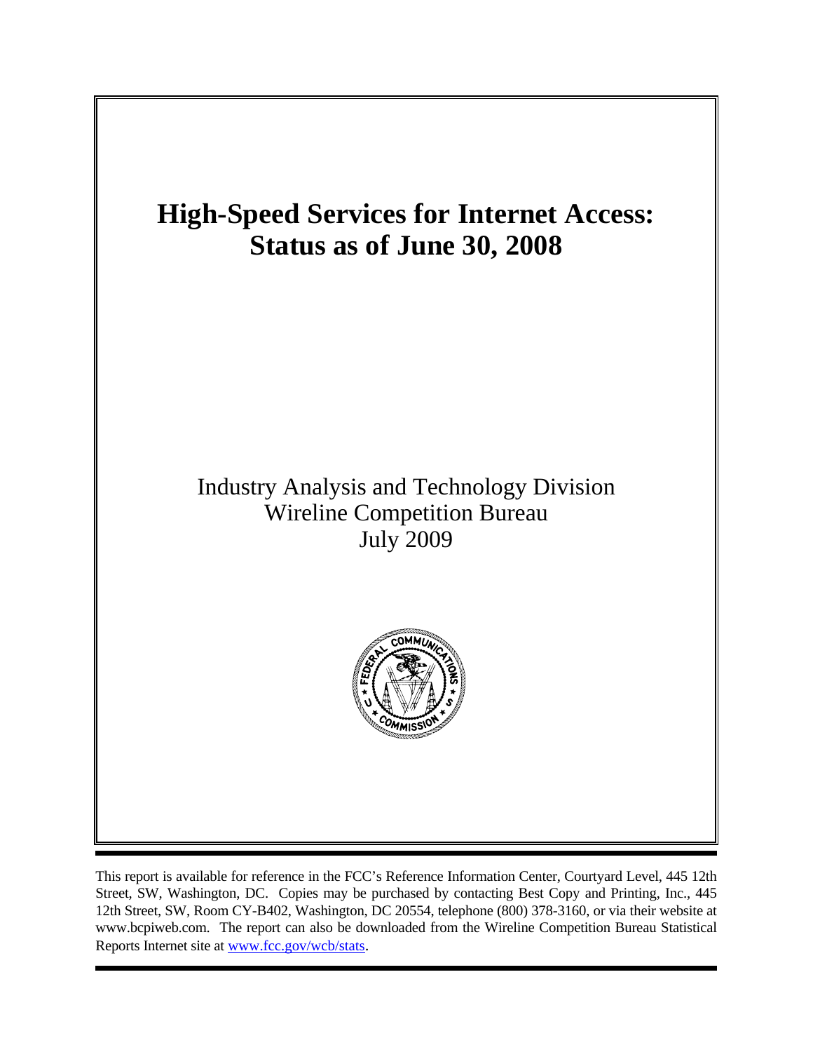# High-Speed Services for Internet Access: Status as of June 30, 2008

Industry Analysis and Technology Division
Wireline Competition Bureau
July 2009

This report is available for reference in the FCC's Reference Information Center, Courtyard Level, 445 12th Street, SW, Washington, DC. Copies may be purchased by contacting Best Copy and Printing, Inc., 445 12th Street, SW, Room CY-B402, Washington, DC 20554, telephone (800) 378-3160, or via their website at www.bcpiweb.com. The report can also be downloaded from the Wireline Competition Bureau Statistical Reports Internet site at www.fcc.gov/wcb/stats.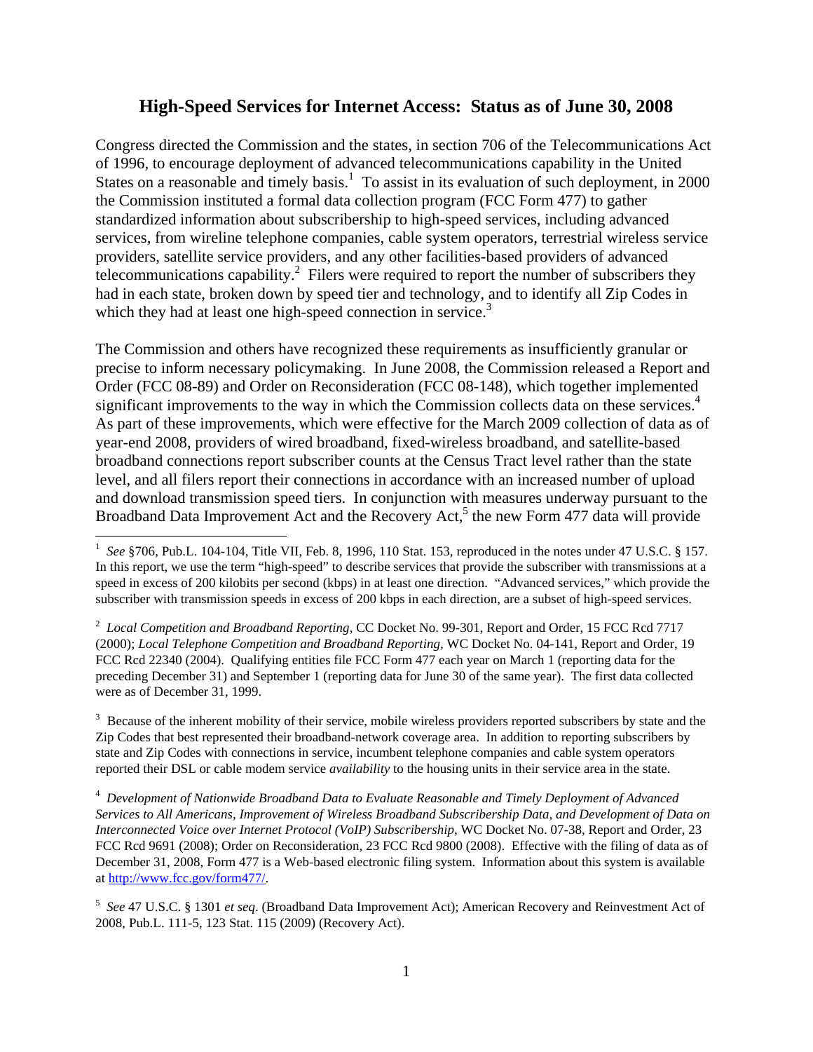## High-Speed Services for Internet Access: Status as of June 30, 2008

Congress directed the Commission and the states, in section 706 of the Telecommunications Act of 1996, to encourage deployment of advanced telecommunications capability in the United States on a reasonable and timely basis.[1] To assist in its evaluation of such deployment, in 2000 the Commission instituted a formal data collection program (FCC Form 477) to gather standardized information about subscribership to high-speed services, including advanced services, from wireline telephone companies, cable system operators, terrestrial wireless service providers, satellite service providers, and any other facilities-based providers of advanced telecommunications capability.[2] Filers were required to report the number of subscribers they had in each state, broken down by speed tier and technology, and to identify all Zip Codes in which they had at least one high-speed connection in service.[3]

The Commission and others have recognized these requirements as insufficiently granular or precise to inform necessary policymaking. In June 2008, the Commission released a Report and Order (FCC 08-89) and Order on Reconsideration (FCC 08-148), which together implemented significant improvements to the way in which the Commission collects data on these services.[4] As part of these improvements, which were effective for the March 2009 collection of data as of year-end 2008, providers of wired broadband, fixed-wireless broadband, and satellite-based broadband connections report subscriber counts at the Census Tract level rather than the state level, and all filers report their connections in accordance with an increased number of upload and download transmission speed tiers. In conjunction with measures underway pursuant to the Broadband Data Improvement Act and the Recovery Act,[5] the new Form 477 data will provide

---

[1] *See* §706, Pub.L. 104-104, Title VII, Feb. 8, 1996, 110 Stat. 153, reproduced in the notes under 47 U.S.C. § 157. In this report, we use the term "high-speed" to describe services that provide the subscriber with transmissions at a speed in excess of 200 kilobits per second (kbps) in at least one direction. "Advanced services," which provide the subscriber with transmission speeds in excess of 200 kbps in each direction, are a subset of high-speed services.

[2] *Local Competition and Broadband Reporting*, CC Docket No. 99-301, Report and Order, 15 FCC Rcd 7717 (2000); *Local Telephone Competition and Broadband Reporting*, WC Docket No. 04-141, Report and Order, 19 FCC Rcd 22340 (2004). Qualifying entities file FCC Form 477 each year on March 1 (reporting data for the preceding December 31) and September 1 (reporting data for June 30 of the same year). The first data collected were as of December 31, 1999.

[3] Because of the inherent mobility of their service, mobile wireless providers reported subscribers by state and the Zip Codes that best represented their broadband-network coverage area. In addition to reporting subscribers by state and Zip Codes with connections in service, incumbent telephone companies and cable system operators reported their DSL or cable modem service *availability* to the housing units in their service area in the state.

[4] *Development of Nationwide Broadband Data to Evaluate Reasonable and Timely Deployment of Advanced Services to All Americans, Improvement of Wireless Broadband Subscribership Data, and Development of Data on Interconnected Voice over Internet Protocol (VoIP) Subscribership*, WC Docket No. 07-38, Report and Order, 23 FCC Rcd 9691 (2008); Order on Reconsideration, 23 FCC Rcd 9800 (2008). Effective with the filing of data as of December 31, 2008, Form 477 is a Web-based electronic filing system. Information about this system is available at http://www.fcc.gov/form477/.

[5] *See* 47 U.S.C. § 1301 *et seq*. (Broadband Data Improvement Act); American Recovery and Reinvestment Act of 2008, Pub.L. 111-5, 123 Stat. 115 (2009) (Recovery Act).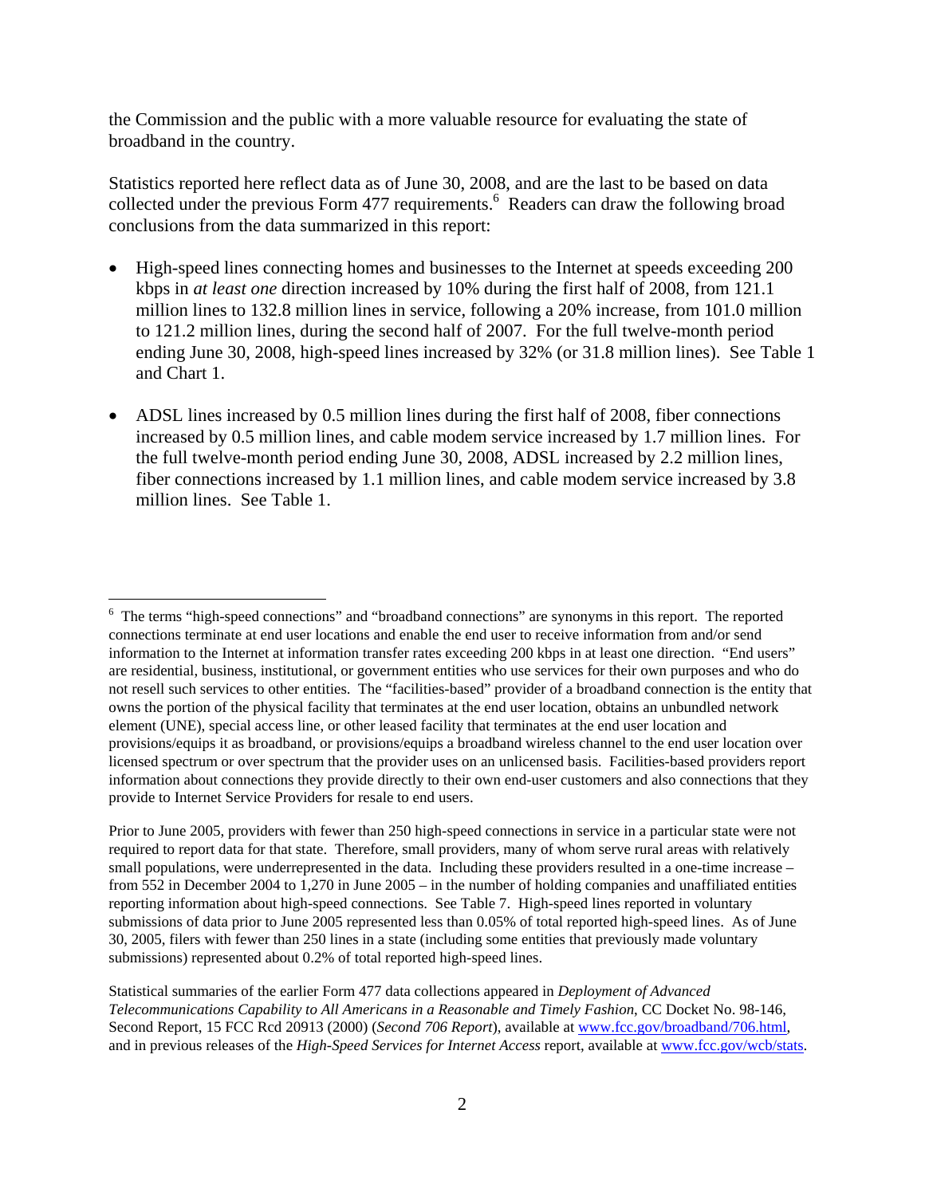the Commission and the public with a more valuable resource for evaluating the state of broadband in the country.

Statistics reported here reflect data as of June 30, 2008, and are the last to be based on data collected under the previous Form 477 requirements.[6] Readers can draw the following broad conclusions from the data summarized in this report:

- High-speed lines connecting homes and businesses to the Internet at speeds exceeding 200 kbps in *at least one* direction increased by 10% during the first half of 2008, from 121.1 million lines to 132.8 million lines in service, following a 20% increase, from 101.0 million to 121.2 million lines, during the second half of 2007. For the full twelve-month period ending June 30, 2008, high-speed lines increased by 32% (or 31.8 million lines). See Table 1 and Chart 1.

- ADSL lines increased by 0.5 million lines during the first half of 2008, fiber connections increased by 0.5 million lines, and cable modem service increased by 1.7 million lines. For the full twelve-month period ending June 30, 2008, ADSL increased by 2.2 million lines, fiber connections increased by 1.1 million lines, and cable modem service increased by 3.8 million lines. See Table 1.

---

[6] The terms "high-speed connections" and "broadband connections" are synonyms in this report. The reported connections terminate at end user locations and enable the end user to receive information from and/or send information to the Internet at information transfer rates exceeding 200 kbps in at least one direction. "End users" are residential, business, institutional, or government entities who use services for their own purposes and who do not resell such services to other entities. The "facilities-based" provider of a broadband connection is the entity that owns the portion of the physical facility that terminates at the end user location, obtains an unbundled network element (UNE), special access line, or other leased facility that terminates at the end user location and provisions/equips it as broadband, or provisions/equips a broadband wireless channel to the end user location over licensed spectrum or over spectrum that the provider uses on an unlicensed basis. Facilities-based providers report information about connections they provide directly to their own end-user customers and also connections that they provide to Internet Service Providers for resale to end users.

Prior to June 2005, providers with fewer than 250 high-speed connections in service in a particular state were not required to report data for that state. Therefore, small providers, many of whom serve rural areas with relatively small populations, were underrepresented in the data. Including these providers resulted in a one-time increase – from 552 in December 2004 to 1,270 in June 2005 – in the number of holding companies and unaffiliated entities reporting information about high-speed connections. See Table 7. High-speed lines reported in voluntary submissions of data prior to June 2005 represented less than 0.05% of total reported high-speed lines. As of June 30, 2005, filers with fewer than 250 lines in a state (including some entities that previously made voluntary submissions) represented about 0.2% of total reported high-speed lines.

Statistical summaries of the earlier Form 477 data collections appeared in *Deployment of Advanced Telecommunications Capability to All Americans in a Reasonable and Timely Fashion*, CC Docket No. 98-146, Second Report, 15 FCC Rcd 20913 (2000) (*Second 706 Report*), available at www.fcc.gov/broadband/706.html, and in previous releases of the *High-Speed Services for Internet Access* report, available at www.fcc.gov/wcb/stats.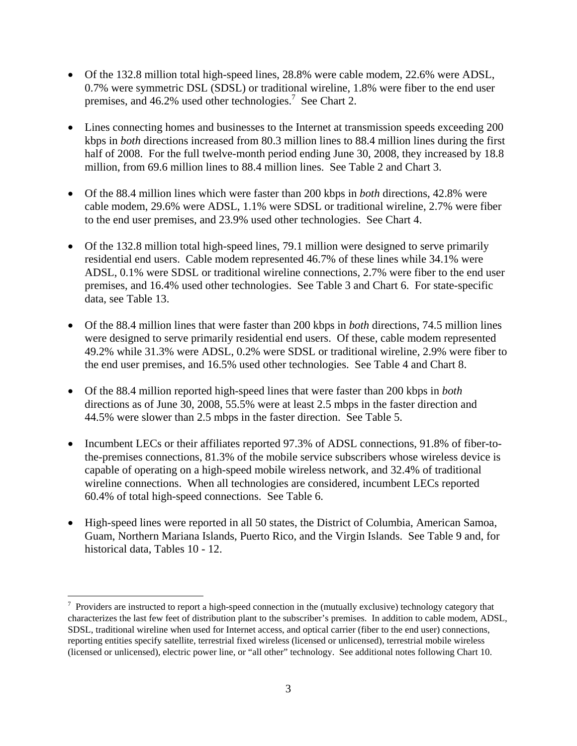- Of the 132.8 million total high-speed lines, 28.8% were cable modem, 22.6% were ADSL, 0.7% were symmetric DSL (SDSL) or traditional wireline, 1.8% were fiber to the end user premises, and 46.2% used other technologies.[7] See Chart 2.

- Lines connecting homes and businesses to the Internet at transmission speeds exceeding 200 kbps in *both* directions increased from 80.3 million lines to 88.4 million lines during the first half of 2008. For the full twelve-month period ending June 30, 2008, they increased by 18.8 million, from 69.6 million lines to 88.4 million lines. See Table 2 and Chart 3.

- Of the 88.4 million lines which were faster than 200 kbps in *both* directions, 42.8% were cable modem, 29.6% were ADSL, 1.1% were SDSL or traditional wireline, 2.7% were fiber to the end user premises, and 23.9% used other technologies. See Chart 4.

- Of the 132.8 million total high-speed lines, 79.1 million were designed to serve primarily residential end users. Cable modem represented 46.7% of these lines while 34.1% were ADSL, 0.1% were SDSL or traditional wireline connections, 2.7% were fiber to the end user premises, and 16.4% used other technologies. See Table 3 and Chart 6. For state-specific data, see Table 13.

- Of the 88.4 million lines that were faster than 200 kbps in *both* directions, 74.5 million lines were designed to serve primarily residential end users. Of these, cable modem represented 49.2% while 31.3% were ADSL, 0.2% were SDSL or traditional wireline, 2.9% were fiber to the end user premises, and 16.5% used other technologies. See Table 4 and Chart 8.

- Of the 88.4 million reported high-speed lines that were faster than 200 kbps in *both* directions as of June 30, 2008, 55.5% were at least 2.5 mbps in the faster direction and 44.5% were slower than 2.5 mbps in the faster direction. See Table 5.

- Incumbent LECs or their affiliates reported 97.3% of ADSL connections, 91.8% of fiber-to-the-premises connections, 81.3% of the mobile service subscribers whose wireless device is capable of operating on a high-speed mobile wireless network, and 32.4% of traditional wireline connections. When all technologies are considered, incumbent LECs reported 60.4% of total high-speed connections. See Table 6.

- High-speed lines were reported in all 50 states, the District of Columbia, American Samoa, Guam, Northern Mariana Islands, Puerto Rico, and the Virgin Islands. See Table 9 and, for historical data, Tables 10 - 12.

---

[7] Providers are instructed to report a high-speed connection in the (mutually exclusive) technology category that characterizes the last few feet of distribution plant to the subscriber's premises. In addition to cable modem, ADSL, SDSL, traditional wireline when used for Internet access, and optical carrier (fiber to the end user) connections, reporting entities specify satellite, terrestrial fixed wireless (licensed or unlicensed), terrestrial mobile wireless (licensed or unlicensed), electric power line, or "all other" technology. See additional notes following Chart 10.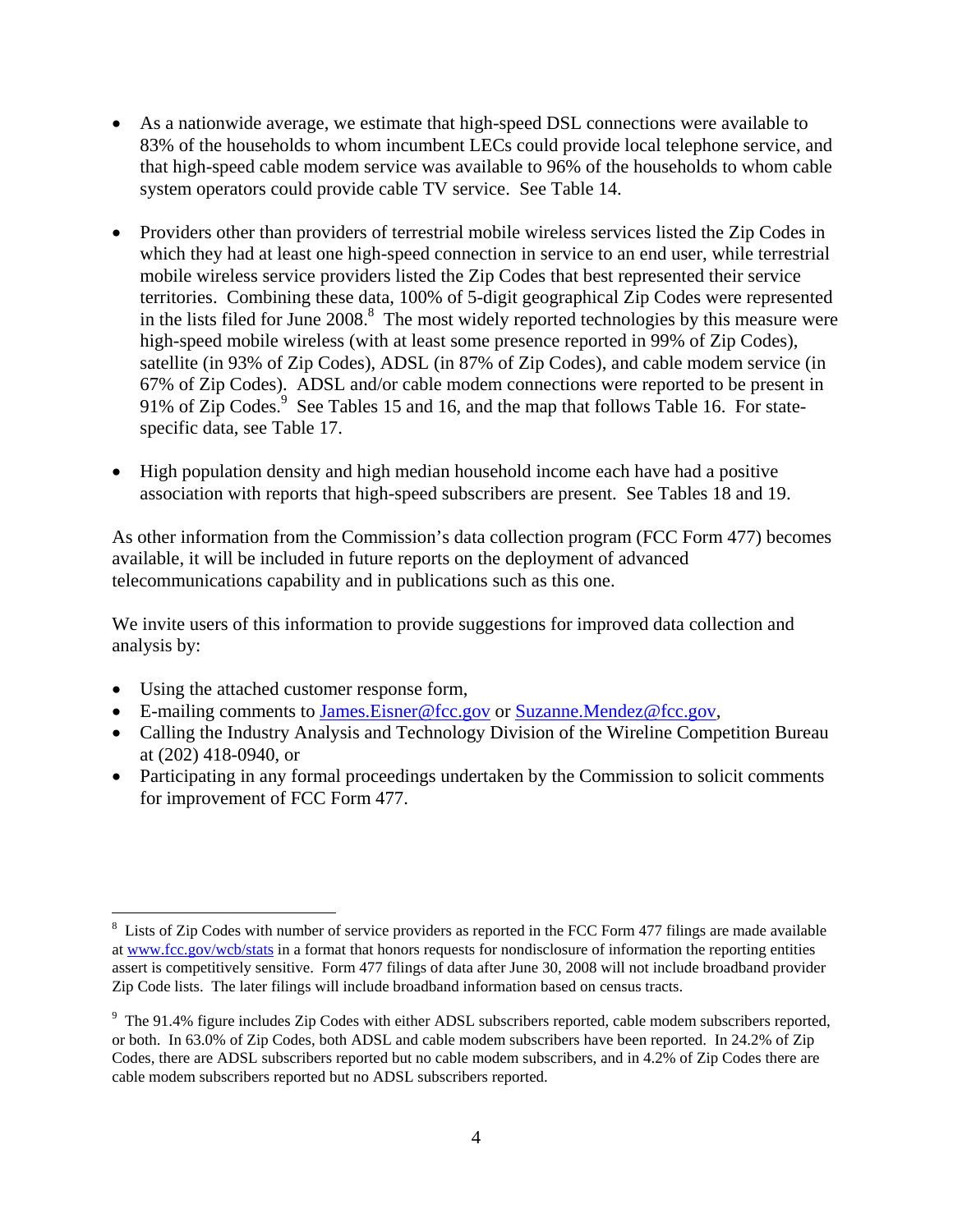- As a nationwide average, we estimate that high-speed DSL connections were available to 83% of the households to whom incumbent LECs could provide local telephone service, and that high-speed cable modem service was available to 96% of the households to whom cable system operators could provide cable TV service. See Table 14.

- Providers other than providers of terrestrial mobile wireless services listed the Zip Codes in which they had at least one high-speed connection in service to an end user, while terrestrial mobile wireless service providers listed the Zip Codes that best represented their service territories. Combining these data, 100% of 5-digit geographical Zip Codes were represented in the lists filed for June 2008.[8] The most widely reported technologies by this measure were high-speed mobile wireless (with at least some presence reported in 99% of Zip Codes), satellite (in 93% of Zip Codes), ADSL (in 87% of Zip Codes), and cable modem service (in 67% of Zip Codes). ADSL and/or cable modem connections were reported to be present in 91% of Zip Codes.[9] See Tables 15 and 16, and the map that follows Table 16. For state-specific data, see Table 17.

- High population density and high median household income each have had a positive association with reports that high-speed subscribers are present. See Tables 18 and 19.

As other information from the Commission's data collection program (FCC Form 477) becomes available, it will be included in future reports on the deployment of advanced telecommunications capability and in publications such as this one.

We invite users of this information to provide suggestions for improved data collection and analysis by:

- Using the attached customer response form,
- E-mailing comments to James.Eisner@fcc.gov or Suzanne.Mendez@fcc.gov,
- Calling the Industry Analysis and Technology Division of the Wireline Competition Bureau at (202) 418-0940, or
- Participating in any formal proceedings undertaken by the Commission to solicit comments for improvement of FCC Form 477.

---

[8] Lists of Zip Codes with number of service providers as reported in the FCC Form 477 filings are made available at www.fcc.gov/wcb/stats in a format that honors requests for nondisclosure of information the reporting entities assert is competitively sensitive. Form 477 filings of data after June 30, 2008 will not include broadband provider Zip Code lists. The later filings will include broadband information based on census tracts.

[9] The 91.4% figure includes Zip Codes with either ADSL subscribers reported, cable modem subscribers reported, or both. In 63.0% of Zip Codes, both ADSL and cable modem subscribers have been reported. In 24.2% of Zip Codes, there are ADSL subscribers reported but no cable modem subscribers, and in 4.2% of Zip Codes there are cable modem subscribers reported but no ADSL subscribers reported.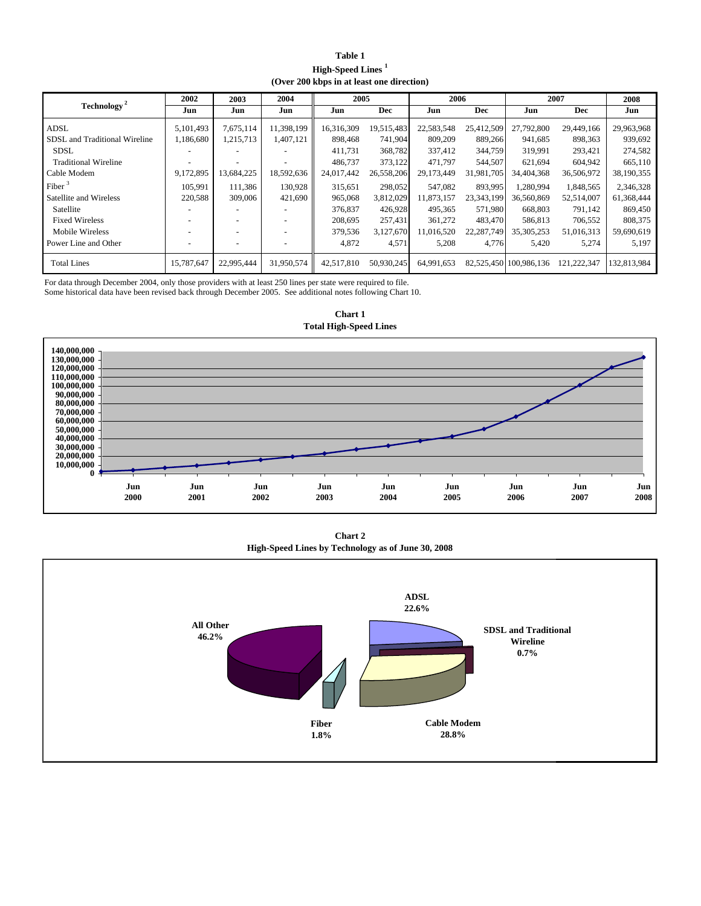**Table 1**
**High-Speed Lines [1]**
**(Over 200 kbps in at least one direction)**

| Technology [2] | 2002 | 2003 | 2004 | 2005 | | 2006 | | 2007 | | 2008 |
|---|---|---|---|---|---|---|---|---|---|---|
| | Jun | Jun | Jun | Jun | Dec | Jun | Dec | Jun | Dec | Jun |
| ADSL | 5,101,493 | 7,675,114 | 11,398,199 | 16,316,309 | 19,515,483 | 22,583,548 | 25,412,509 | 27,792,800 | 29,449,166 | 29,963,968 |
| SDSL and Traditional Wireline | 1,186,680 | 1,215,713 | 1,407,121 | 898,468 | 741,904 | 809,209 | 889,266 | 941,685 | 898,363 | 939,692 |
| SDSL | - | - | - | 411,731 | 368,782 | 337,412 | 344,759 | 319,991 | 293,421 | 274,582 |
| Traditional Wireline | - | - | - | 486,737 | 373,122 | 471,797 | 544,507 | 621,694 | 604,942 | 665,110 |
| Cable Modem | 9,172,895 | 13,684,225 | 18,592,636 | 24,017,442 | 26,558,206 | 29,173,449 | 31,981,705 | 34,404,368 | 36,506,972 | 38,190,355 |
| Fiber [3] | 105,991 | 111,386 | 130,928 | 315,651 | 298,052 | 547,082 | 893,995 | 1,280,994 | 1,848,565 | 2,346,328 |
| Satellite and Wireless | 220,588 | 309,006 | 421,690 | 965,068 | 3,812,029 | 11,873,157 | 23,343,199 | 36,560,869 | 52,514,007 | 61,368,444 |
| Satellite | - | - | - | 376,837 | 426,928 | 495,365 | 571,980 | 668,803 | 791,142 | 869,450 |
| Fixed Wireless | - | - | - | 208,695 | 257,431 | 361,272 | 483,470 | 586,813 | 706,552 | 808,375 |
| Mobile Wireless | - | - | - | 379,536 | 3,127,670 | 11,016,520 | 22,287,749 | 35,305,253 | 51,016,313 | 59,690,619 |
| Power Line and Other | - | - | - | 4,872 | 4,571 | 5,208 | 4,776 | 5,420 | 5,274 | 5,197 |
| Total Lines | 15,787,647 | 22,995,444 | 31,950,574 | 42,517,810 | 50,930,245 | 64,991,653 | 82,525,450 | 100,986,136 | 121,222,347 | 132,813,984 |

For data through December 2004, only those providers with at least 250 lines per state were required to file.
Some historical data have been revised back through December 2005. See additional notes following Chart 10.

**Chart 1**
**Total High-Speed Lines**

**Chart 2**
**High-Speed Lines by Technology as of June 30, 2008**

ADSL 22.6%; SDSL and Traditional Wireline 0.7%; Cable Modem 28.8%; Fiber 1.8%; All Other 46.2%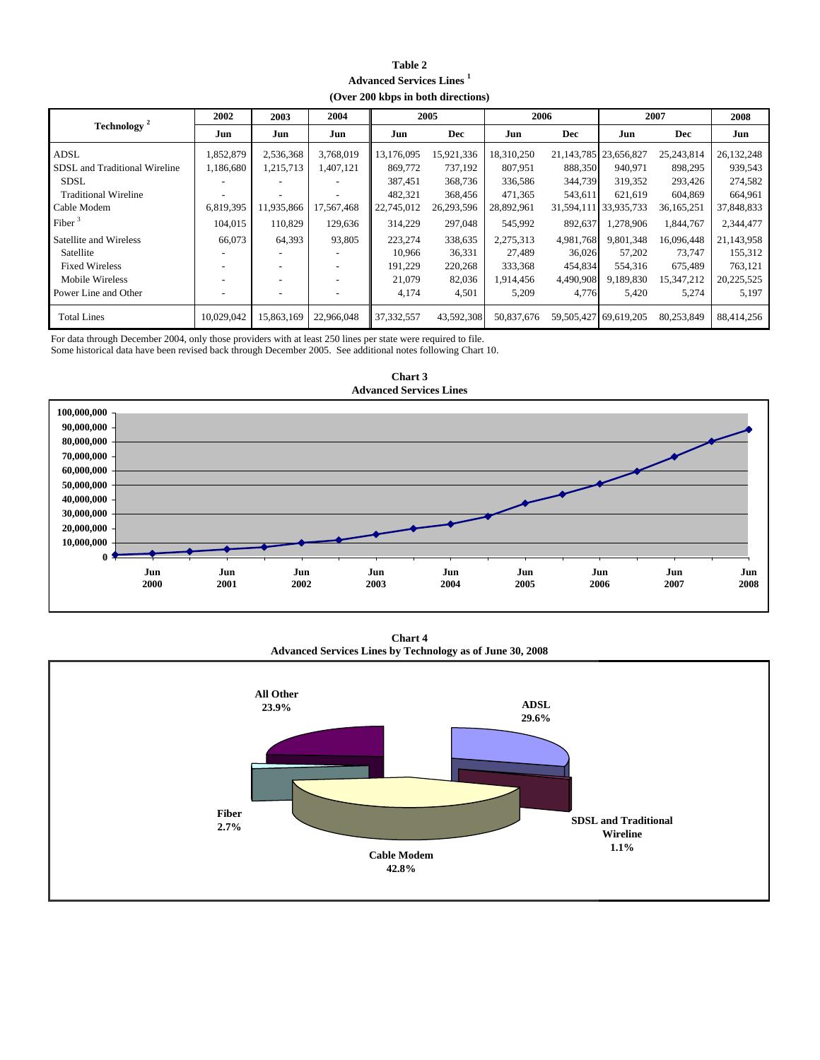**Table 2**
**Advanced Services Lines [1]**
**(Over 200 kbps in both directions)**

| Technology [2] | 2002 | 2003 | 2004 | 2005 | | 2006 | | 2007 | | 2008 |
|---|---|---|---|---|---|---|---|---|---|---|
| | Jun | Jun | Jun | Jun | Dec | Jun | Dec | Jun | Dec | Jun |
| ADSL | 1,852,879 | 2,536,368 | 3,768,019 | 13,176,095 | 15,921,336 | 18,310,250 | 21,143,785 | 23,656,827 | 25,243,814 | 26,132,248 |
| SDSL and Traditional Wireline | 1,186,680 | 1,215,713 | 1,407,121 | 869,772 | 737,192 | 807,951 | 888,350 | 940,971 | 898,295 | 939,543 |
| SDSL | - | - | - | 387,451 | 368,736 | 336,586 | 344,739 | 319,352 | 293,426 | 274,582 |
| Traditional Wireline | - | - | - | 482,321 | 368,456 | 471,365 | 543,611 | 621,619 | 604,869 | 664,961 |
| Cable Modem | 6,819,395 | 11,935,866 | 17,567,468 | 22,745,012 | 26,293,596 | 28,892,961 | 31,594,111 | 33,935,733 | 36,165,251 | 37,848,833 |
| Fiber [3] | 104,015 | 110,829 | 129,636 | 314,229 | 297,048 | 545,992 | 892,637 | 1,278,906 | 1,844,767 | 2,344,477 |
| Satellite and Wireless | 66,073 | 64,393 | 93,805 | 223,274 | 338,635 | 2,275,313 | 4,981,768 | 9,801,348 | 16,096,448 | 21,143,958 |
| Satellite | - | - | - | 10,966 | 36,331 | 27,489 | 36,026 | 57,202 | 73,747 | 155,312 |
| Fixed Wireless | - | - | - | 191,229 | 220,268 | 333,368 | 454,834 | 554,316 | 675,489 | 763,121 |
| Mobile Wireless | - | - | - | 21,079 | 82,036 | 1,914,456 | 4,490,908 | 9,189,830 | 15,347,212 | 20,225,525 |
| Power Line and Other | - | - | - | 4,174 | 4,501 | 5,209 | 4,776 | 5,420 | 5,274 | 5,197 |
| Total Lines | 10,029,042 | 15,863,169 | 22,966,048 | 37,332,557 | 43,592,308 | 50,837,676 | 59,505,427 | 69,619,205 | 80,253,849 | 88,414,256 |

For data through December 2004, only those providers with at least 250 lines per state were required to file.
Some historical data have been revised back through December 2005. See additional notes following Chart 10.

**Chart 3**
**Advanced Services Lines**

**Chart 4**
**Advanced Services Lines by Technology as of June 30, 2008**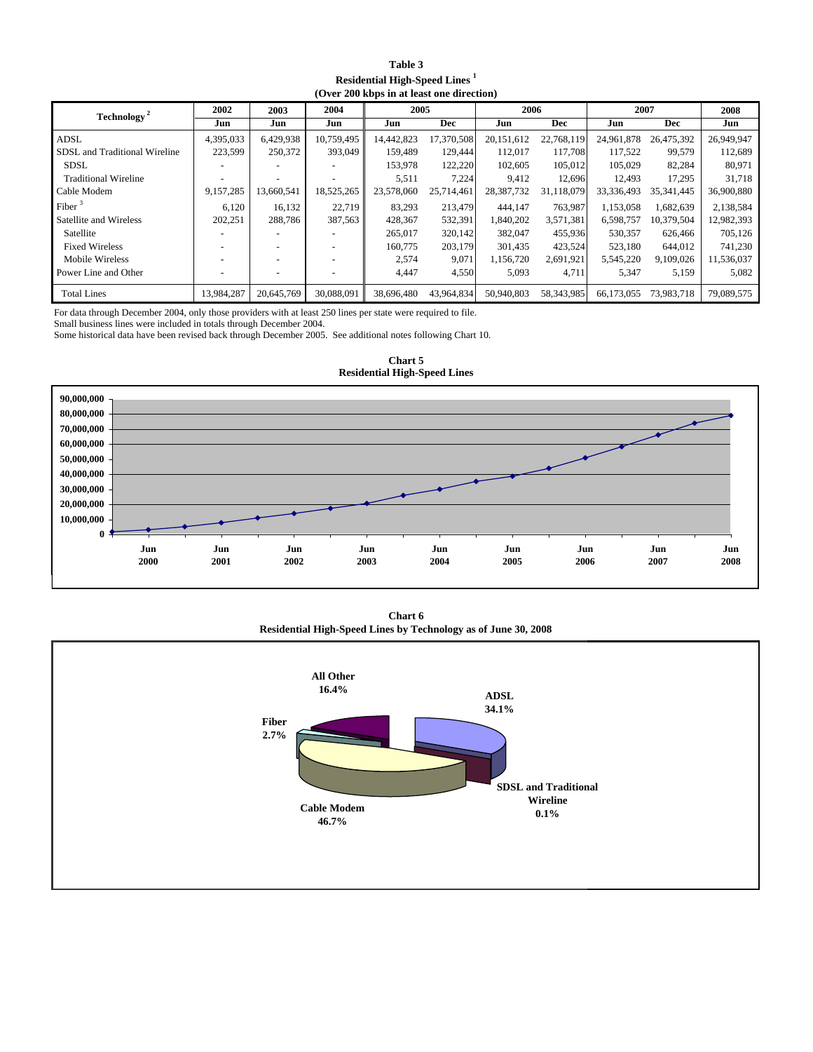**Table 3**
**Residential High-Speed Lines [1]**
**(Over 200 kbps in at least one direction)**

| Technology [2] | 2002 | 2003 | 2004 | 2005 | | 2006 | | 2007 | | 2008 |
|---|---|---|---|---|---|---|---|---|---|---|
| | Jun | Jun | Jun | Jun | Dec | Jun | Dec | Jun | Dec | Jun |
| ADSL | 4,395,033 | 6,429,938 | 10,759,495 | 14,442,823 | 17,370,508 | 20,151,612 | 22,768,119 | 24,961,878 | 26,475,392 | 26,949,947 |
| SDSL and Traditional Wireline | 223,599 | 250,372 | 393,049 | 159,489 | 129,444 | 112,017 | 117,708 | 117,522 | 99,579 | 112,689 |
| SDSL | - | - | - | 153,978 | 122,220 | 102,605 | 105,012 | 105,029 | 82,284 | 80,971 |
| Traditional Wireline | - | - | - | 5,511 | 7,224 | 9,412 | 12,696 | 12,493 | 17,295 | 31,718 |
| Cable Modem | 9,157,285 | 13,660,541 | 18,525,265 | 23,578,060 | 25,714,461 | 28,387,732 | 31,118,079 | 33,336,493 | 35,341,445 | 36,900,880 |
| Fiber [3] | 6,120 | 16,132 | 22,719 | 83,293 | 213,479 | 444,147 | 763,987 | 1,153,058 | 1,682,639 | 2,138,584 |
| Satellite and Wireless | 202,251 | 288,786 | 387,563 | 428,367 | 532,391 | 1,840,202 | 3,571,381 | 6,598,757 | 10,379,504 | 12,982,393 |
| Satellite | - | - | - | 265,017 | 320,142 | 382,047 | 455,936 | 530,357 | 626,466 | 705,126 |
| Fixed Wireless | - | - | - | 160,775 | 203,179 | 301,435 | 423,524 | 523,180 | 644,012 | 741,230 |
| Mobile Wireless | - | - | - | 2,574 | 9,071 | 1,156,720 | 2,691,921 | 5,545,220 | 9,109,026 | 11,536,037 |
| Power Line and Other | - | - | - | 4,447 | 4,550 | 5,093 | 4,711 | 5,347 | 5,159 | 5,082 |
| Total Lines | 13,984,287 | 20,645,769 | 30,088,091 | 38,696,480 | 43,964,834 | 50,940,803 | 58,343,985 | 66,173,055 | 73,983,718 | 79,089,575 |

For data through December 2004, only those providers with at least 250 lines per state were required to file.
Small business lines were included in totals through December 2004.
Some historical data have been revised back through December 2005. See additional notes following Chart 10.

**Chart 5**
**Residential High-Speed Lines**

**Chart 6**
**Residential High-Speed Lines by Technology as of June 30, 2008**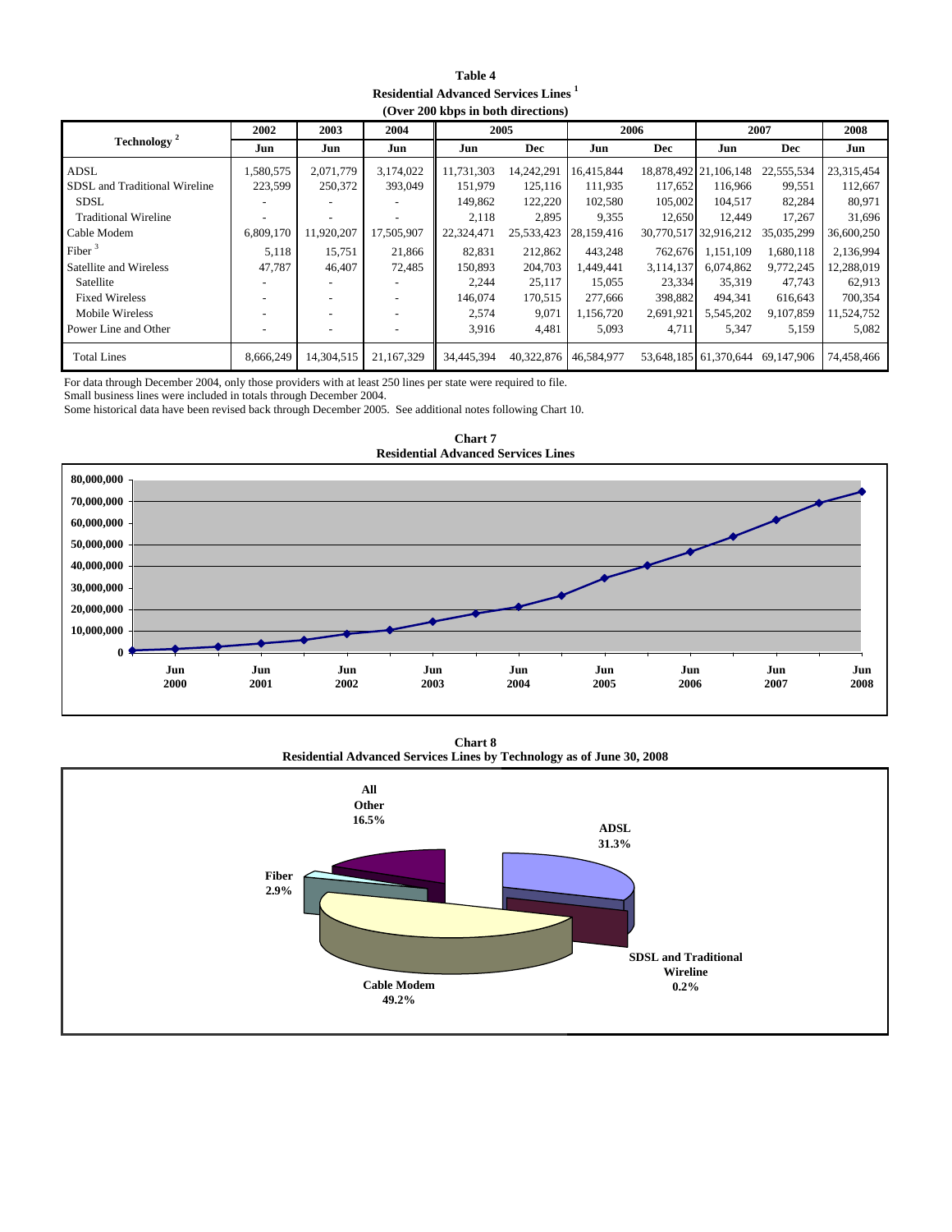**Table 4**
**Residential Advanced Services Lines [1]**
**(Over 200 kbps in both directions)**

| Technology [2] | 2002 | 2003 | 2004 | 2005 | | 2006 | | 2007 | | 2008 |
|---|---|---|---|---|---|---|---|---|---|---|
| | Jun | Jun | Jun | Jun | Dec | Jun | Dec | Jun | Dec | Jun |
| ADSL | 1,580,575 | 2,071,779 | 3,174,022 | 11,731,303 | 14,242,291 | 16,415,844 | 18,878,492 | 21,106,148 | 22,555,534 | 23,315,454 |
| SDSL and Traditional Wireline | 223,599 | 250,372 | 393,049 | 151,979 | 125,116 | 111,935 | 117,652 | 116,966 | 99,551 | 112,667 |
| SDSL | - | - | - | 149,862 | 122,220 | 102,580 | 105,002 | 104,517 | 82,284 | 80,971 |
| Traditional Wireline | - | - | - | 2,118 | 2,895 | 9,355 | 12,650 | 12,449 | 17,267 | 31,696 |
| Cable Modem | 6,809,170 | 11,920,207 | 17,505,907 | 22,324,471 | 25,533,423 | 28,159,416 | 30,770,517 | 32,916,212 | 35,035,299 | 36,600,250 |
| Fiber [3] | 5,118 | 15,751 | 21,866 | 82,831 | 212,862 | 443,248 | 762,676 | 1,151,109 | 1,680,118 | 2,136,994 |
| Satellite and Wireless | 47,787 | 46,407 | 72,485 | 150,893 | 204,703 | 1,449,441 | 3,114,137 | 6,074,862 | 9,772,245 | 12,288,019 |
| Satellite | - | - | - | 2,244 | 25,117 | 15,055 | 23,334 | 35,319 | 47,743 | 62,913 |
| Fixed Wireless | - | - | - | 146,074 | 170,515 | 277,666 | 398,882 | 494,341 | 616,643 | 700,354 |
| Mobile Wireless | - | - | - | 2,574 | 9,071 | 1,156,720 | 2,691,921 | 5,545,202 | 9,107,859 | 11,524,752 |
| Power Line and Other | - | - | - | 3,916 | 4,481 | 5,093 | 4,711 | 5,347 | 5,159 | 5,082 |
| Total Lines | 8,666,249 | 14,304,515 | 21,167,329 | 34,445,394 | 40,322,876 | 46,584,977 | 53,648,185 | 61,370,644 | 69,147,906 | 74,458,466 |

For data through December 2004, only those providers with at least 250 lines per state were required to file.
Small business lines were included in totals through December 2004.
Some historical data have been revised back through December 2005. See additional notes following Chart 10.

**Chart 7**
**Residential Advanced Services Lines**

**Chart 8**
**Residential Advanced Services Lines by Technology as of June 30, 2008**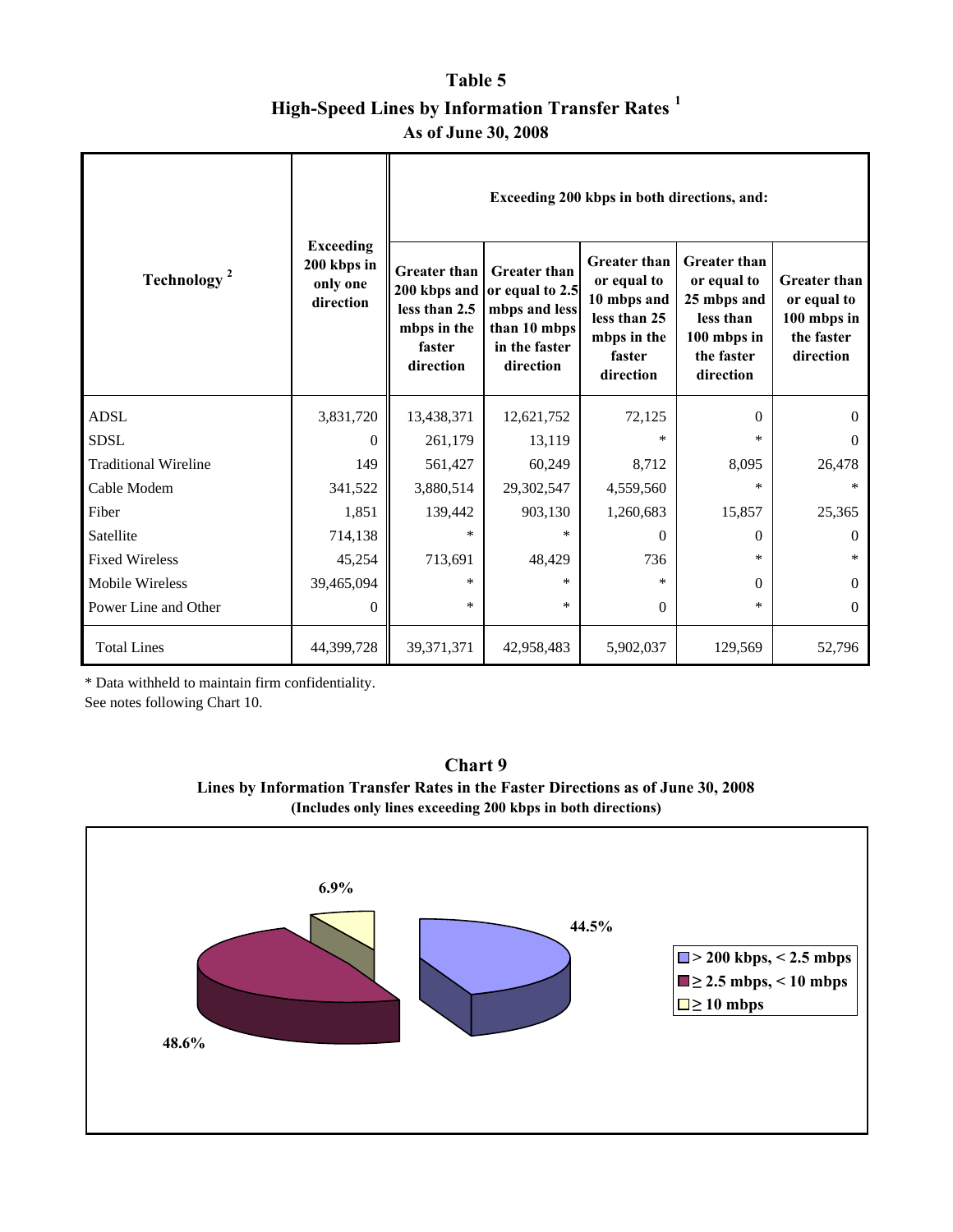# Table 5

## High-Speed Lines by Information Transfer Rates [1]

### As of June 30, 2008

| Technology [2] | Exceeding 200 kbps in only one direction | Exceeding 200 kbps in both directions, and: | | | | |
|---|---|---|---|---|---|---|
| | | Greater than 200 kbps and less than 2.5 mbps in the faster direction | Greater than or equal to 2.5 mbps and less than 10 mbps in the faster direction | Greater than or equal to 10 mbps and less than 25 mbps in the faster direction | Greater than or equal to 25 mbps and less than 100 mbps in the faster direction | Greater than or equal to 100 mbps in the faster direction |
| ADSL | 3,831,720 | 13,438,371 | 12,621,752 | 72,125 | 0 | 0 |
| SDSL | 0 | 261,179 | 13,119 | * | * | 0 |
| Traditional Wireline | 149 | 561,427 | 60,249 | 8,712 | 8,095 | 26,478 |
| Cable Modem | 341,522 | 3,880,514 | 29,302,547 | 4,559,560 | * | * |
| Fiber | 1,851 | 139,442 | 903,130 | 1,260,683 | 15,857 | 25,365 |
| Satellite | 714,138 | * | * | 0 | 0 | 0 |
| Fixed Wireless | 45,254 | 713,691 | 48,429 | 736 | * | * |
| Mobile Wireless | 39,465,094 | * | * | * | 0 | 0 |
| Power Line and Other | 0 | * | * | 0 | * | 0 |
| Total Lines | 44,399,728 | 39,371,371 | 42,958,483 | 5,902,037 | 129,569 | 52,796 |

\* Data withheld to maintain firm confidentiality.
See notes following Chart 10.

## Chart 9

**Lines by Information Transfer Rates in the Faster Directions as of June 30, 2008**
**(Includes only lines exceeding 200 kbps in both directions)**

- > 200 kbps, < 2.5 mbps: 44.5%
- ≥ 2.5 mbps, < 10 mbps: 48.6%
- ≥ 10 mbps: 6.9%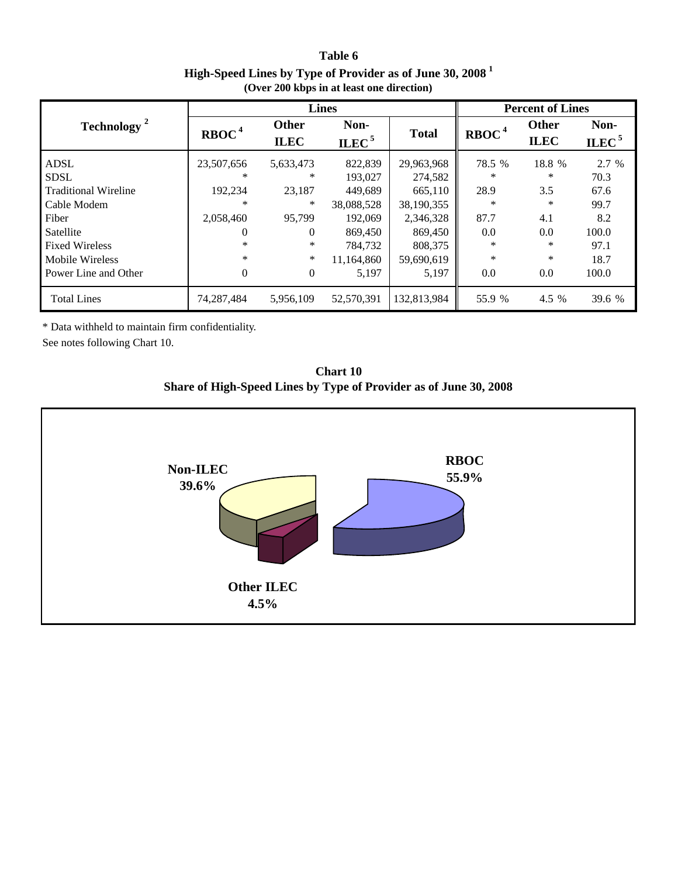**Table 6**

**High-Speed Lines by Type of Provider as of June 30, 2008 [1]**

**(Over 200 kbps in at least one direction)**

| Technology [2] | Lines | | | | Percent of Lines | | |
|---|---|---|---|---|---|---|---|
| | RBOC [4] | Other ILEC | Non-ILEC [5] | Total | RBOC [4] | Other ILEC | Non-ILEC [5] |
| ADSL | 23,507,656 | 5,633,473 | 822,839 | 29,963,968 | 78.5 % | 18.8 % | 2.7 % |
| SDSL | * | * | 193,027 | 274,582 | * | * | 70.3 |
| Traditional Wireline | 192,234 | 23,187 | 449,689 | 665,110 | 28.9 | 3.5 | 67.6 |
| Cable Modem | * | * | 38,088,528 | 38,190,355 | * | * | 99.7 |
| Fiber | 2,058,460 | 95,799 | 192,069 | 2,346,328 | 87.7 | 4.1 | 8.2 |
| Satellite | 0 | 0 | 869,450 | 869,450 | 0.0 | 0.0 | 100.0 |
| Fixed Wireless | * | * | 784,732 | 808,375 | * | * | 97.1 |
| Mobile Wireless | * | * | 11,164,860 | 59,690,619 | * | * | 18.7 |
| Power Line and Other | 0 | 0 | 5,197 | 5,197 | 0.0 | 0.0 | 100.0 |
| Total Lines | 74,287,484 | 5,956,109 | 52,570,391 | 132,813,984 | 55.9 % | 4.5 % | 39.6 % |

* Data withheld to maintain firm confidentiality.

See notes following Chart 10.

**Chart 10**

**Share of High-Speed Lines by Type of Provider as of June 30, 2008**

Non-ILEC 39.6%

RBOC 55.9%

Other ILEC 4.5%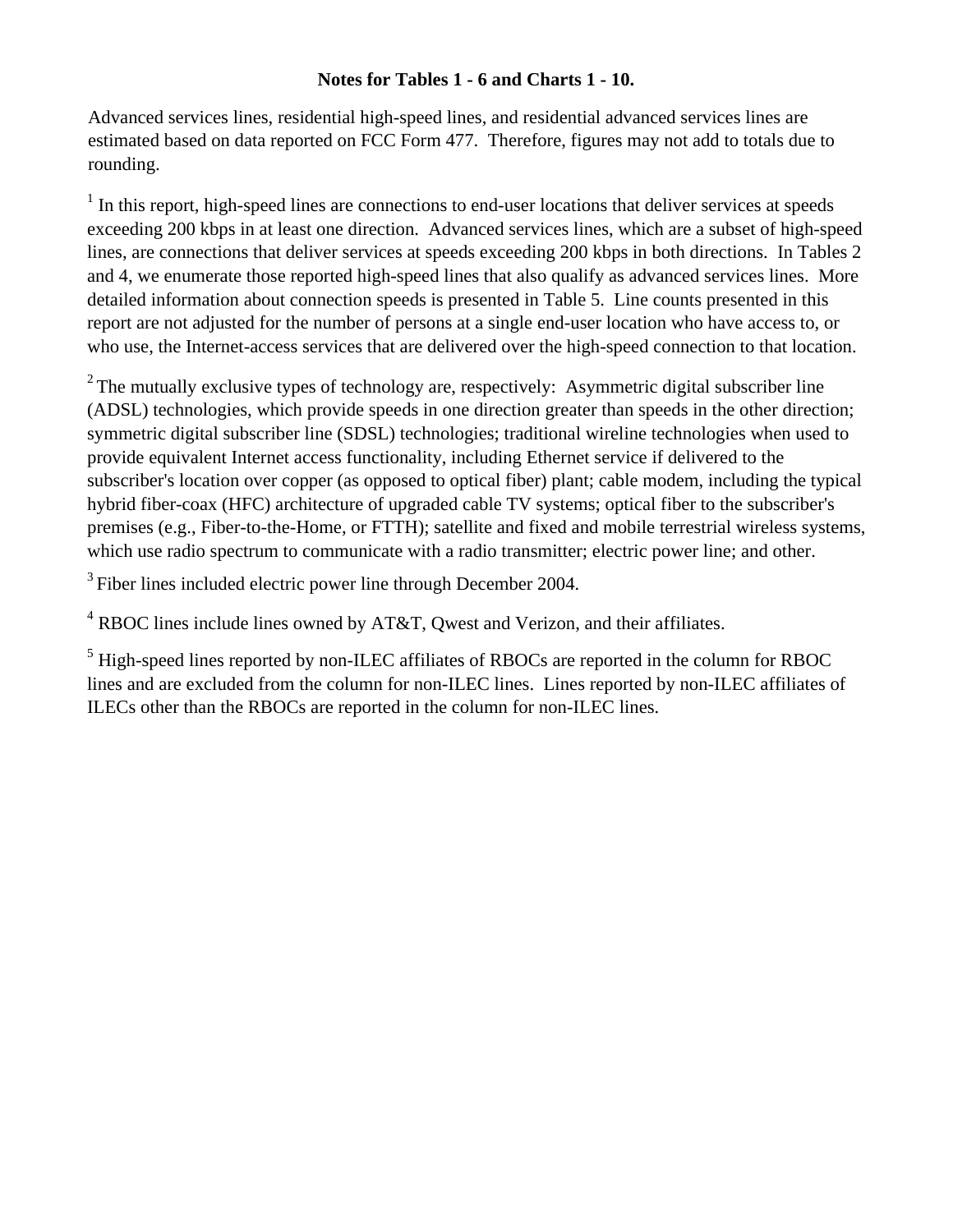**Notes for Tables 1 - 6 and Charts 1 - 10.**

Advanced services lines, residential high-speed lines, and residential advanced services lines are estimated based on data reported on FCC Form 477. Therefore, figures may not add to totals due to rounding.

[1] In this report, high-speed lines are connections to end-user locations that deliver services at speeds exceeding 200 kbps in at least one direction. Advanced services lines, which are a subset of high-speed lines, are connections that deliver services at speeds exceeding 200 kbps in both directions. In Tables 2 and 4, we enumerate those reported high-speed lines that also qualify as advanced services lines. More detailed information about connection speeds is presented in Table 5. Line counts presented in this report are not adjusted for the number of persons at a single end-user location who have access to, or who use, the Internet-access services that are delivered over the high-speed connection to that location.

[2] The mutually exclusive types of technology are, respectively: Asymmetric digital subscriber line (ADSL) technologies, which provide speeds in one direction greater than speeds in the other direction; symmetric digital subscriber line (SDSL) technologies; traditional wireline technologies when used to provide equivalent Internet access functionality, including Ethernet service if delivered to the subscriber's location over copper (as opposed to optical fiber) plant; cable modem, including the typical hybrid fiber-coax (HFC) architecture of upgraded cable TV systems; optical fiber to the subscriber's premises (e.g., Fiber-to-the-Home, or FTTH); satellite and fixed and mobile terrestrial wireless systems, which use radio spectrum to communicate with a radio transmitter; electric power line; and other.

[3] Fiber lines included electric power line through December 2004.

[4] RBOC lines include lines owned by AT&T, Qwest and Verizon, and their affiliates.

[5] High-speed lines reported by non-ILEC affiliates of RBOCs are reported in the column for RBOC lines and are excluded from the column for non-ILEC lines. Lines reported by non-ILEC affiliates of ILECs other than the RBOCs are reported in the column for non-ILEC lines.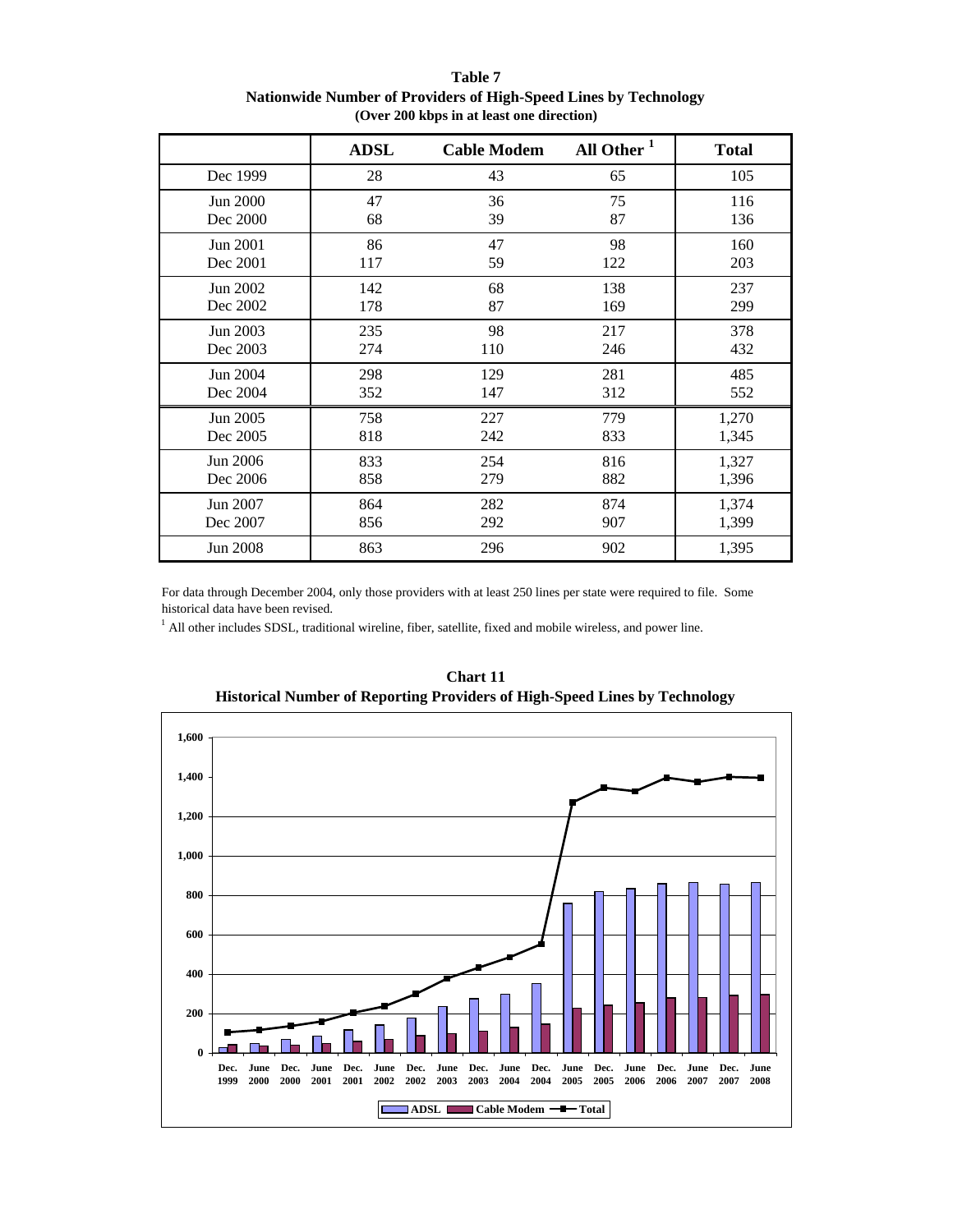**Table 7**
**Nationwide Number of Providers of High-Speed Lines by Technology**
**(Over 200 kbps in at least one direction)**

| | ADSL | Cable Modem | All Other [1] | Total |
|---|---|---|---|---|
| Dec 1999 | 28 | 43 | 65 | 105 |
| Jun 2000 | 47 | 36 | 75 | 116 |
| Dec 2000 | 68 | 39 | 87 | 136 |
| Jun 2001 | 86 | 47 | 98 | 160 |
| Dec 2001 | 117 | 59 | 122 | 203 |
| Jun 2002 | 142 | 68 | 138 | 237 |
| Dec 2002 | 178 | 87 | 169 | 299 |
| Jun 2003 | 235 | 98 | 217 | 378 |
| Dec 2003 | 274 | 110 | 246 | 432 |
| Jun 2004 | 298 | 129 | 281 | 485 |
| Dec 2004 | 352 | 147 | 312 | 552 |
| Jun 2005 | 758 | 227 | 779 | 1,270 |
| Dec 2005 | 818 | 242 | 833 | 1,345 |
| Jun 2006 | 833 | 254 | 816 | 1,327 |
| Dec 2006 | 858 | 279 | 882 | 1,396 |
| Jun 2007 | 864 | 282 | 874 | 1,374 |
| Dec 2007 | 856 | 292 | 907 | 1,399 |
| Jun 2008 | 863 | 296 | 902 | 1,395 |

For data through December 2004, only those providers with at least 250 lines per state were required to file. Some historical data have been revised.

[1] All other includes SDSL, traditional wireline, fiber, satellite, fixed and mobile wireless, and power line.

**Chart 11**
**Historical Number of Reporting Providers of High-Speed Lines by Technology**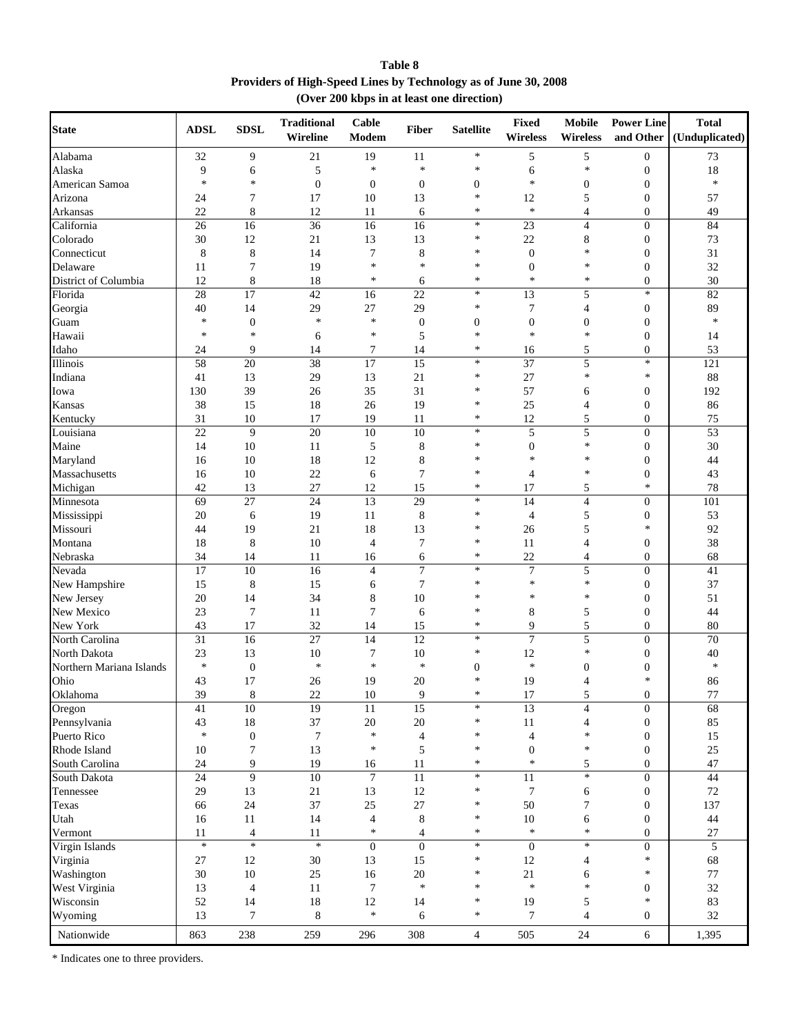**Table 8**
**Providers of High-Speed Lines by Technology as of June 30, 2008**
**(Over 200 kbps in at least one direction)**

| State | ADSL | SDSL | Traditional Wireline | Cable Modem | Fiber | Satellite | Fixed Wireless | Mobile Wireless | Power Line and Other | Total (Unduplicated) |
|---|---|---|---|---|---|---|---|---|---|---|
| Alabama | 32 | 9 | 21 | 19 | 11 | * | 5 | 5 | 0 | 73 |
| Alaska | 9 | 6 | 5 | * | * | * | 6 | * | 0 | 18 |
| American Samoa | * | * | 0 | 0 | 0 | 0 | * | 0 | 0 | * |
| Arizona | 24 | 7 | 17 | 10 | 13 | * | 12 | 5 | 0 | 57 |
| Arkansas | 22 | 8 | 12 | 11 | 6 | * | * | 4 | 0 | 49 |
| California | 26 | 16 | 36 | 16 | 16 | * | 23 | 4 | 0 | 84 |
| Colorado | 30 | 12 | 21 | 13 | 13 | * | 22 | 8 | 0 | 73 |
| Connecticut | 8 | 8 | 14 | 7 | 8 | * | 0 | * | 0 | 31 |
| Delaware | 11 | 7 | 19 | * | * | * | 0 | * | 0 | 32 |
| District of Columbia | 12 | 8 | 18 | * | 6 | * | * | * | 0 | 30 |
| Florida | 28 | 17 | 42 | 16 | 22 | * | 13 | 5 | * | 82 |
| Georgia | 40 | 14 | 29 | 27 | 29 | * | 7 | 4 | 0 | 89 |
| Guam | * | 0 | * | * | 0 | 0 | 0 | 0 | 0 | * |
| Hawaii | * | * | 6 | * | 5 | * | * | * | 0 | 14 |
| Idaho | 24 | 9 | 14 | 7 | 14 | * | 16 | 5 | 0 | 53 |
| Illinois | 58 | 20 | 38 | 17 | 15 | * | 37 | 5 | * | 121 |
| Indiana | 41 | 13 | 29 | 13 | 21 | * | 27 | * | * | 88 |
| Iowa | 130 | 39 | 26 | 35 | 31 | * | 57 | 6 | 0 | 192 |
| Kansas | 38 | 15 | 18 | 26 | 19 | * | 25 | 4 | 0 | 86 |
| Kentucky | 31 | 10 | 17 | 19 | 11 | * | 12 | 5 | 0 | 75 |
| Louisiana | 22 | 9 | 20 | 10 | 10 | * | 5 | 5 | 0 | 53 |
| Maine | 14 | 10 | 11 | 5 | 8 | * | 0 | * | 0 | 30 |
| Maryland | 16 | 10 | 18 | 12 | 8 | * | * | * | 0 | 44 |
| Massachusetts | 16 | 10 | 22 | 6 | 7 | * | 4 | * | 0 | 43 |
| Michigan | 42 | 13 | 27 | 12 | 15 | * | 17 | 5 | * | 78 |
| Minnesota | 69 | 27 | 24 | 13 | 29 | * | 14 | 4 | 0 | 101 |
| Mississippi | 20 | 6 | 19 | 11 | 8 | * | 4 | 5 | 0 | 53 |
| Missouri | 44 | 19 | 21 | 18 | 13 | * | 26 | 5 | * | 92 |
| Montana | 18 | 8 | 10 | 4 | 7 | * | 11 | 4 | 0 | 38 |
| Nebraska | 34 | 14 | 11 | 16 | 6 | * | 22 | 4 | 0 | 68 |
| Nevada | 17 | 10 | 16 | 4 | 7 | * | 7 | 5 | 0 | 41 |
| New Hampshire | 15 | 8 | 15 | 6 | 7 | * | * | * | 0 | 37 |
| New Jersey | 20 | 14 | 34 | 8 | 10 | * | * | * | 0 | 51 |
| New Mexico | 23 | 7 | 11 | 7 | 6 | * | 8 | 5 | 0 | 44 |
| New York | 43 | 17 | 32 | 14 | 15 | * | 9 | 5 | 0 | 80 |
| North Carolina | 31 | 16 | 27 | 14 | 12 | * | 7 | 5 | 0 | 70 |
| North Dakota | 23 | 13 | 10 | 7 | 10 | * | 12 | * | 0 | 40 |
| Northern Mariana Islands | * | 0 | * | * | * | 0 | * | 0 | 0 | * |
| Ohio | 43 | 17 | 26 | 19 | 20 | * | 19 | 4 | * | 86 |
| Oklahoma | 39 | 8 | 22 | 10 | 9 | * | 17 | 5 | 0 | 77 |
| Oregon | 41 | 10 | 19 | 11 | 15 | * | 13 | 4 | 0 | 68 |
| Pennsylvania | 43 | 18 | 37 | 20 | 20 | * | 11 | 4 | 0 | 85 |
| Puerto Rico | * | 0 | 7 | * | 4 | * | 4 | * | 0 | 15 |
| Rhode Island | 10 | 7 | 13 | * | 5 | * | 0 | * | 0 | 25 |
| South Carolina | 24 | 9 | 19 | 16 | 11 | * | * | 5 | 0 | 47 |
| South Dakota | 24 | 9 | 10 | 7 | 11 | * | 11 | * | 0 | 44 |
| Tennessee | 29 | 13 | 21 | 13 | 12 | * | 7 | 6 | 0 | 72 |
| Texas | 66 | 24 | 37 | 25 | 27 | * | 50 | 7 | 0 | 137 |
| Utah | 16 | 11 | 14 | 4 | 8 | * | 10 | 6 | 0 | 44 |
| Vermont | 11 | 4 | 11 | * | 4 | * | * | * | 0 | 27 |
| Virgin Islands | * | * | * | 0 | 0 | * | 0 | * | 0 | 5 |
| Virginia | 27 | 12 | 30 | 13 | 15 | * | 12 | 4 | * | 68 |
| Washington | 30 | 10 | 25 | 16 | 20 | * | 21 | 6 | * | 77 |
| West Virginia | 13 | 4 | 11 | 7 | * | * | * | * | 0 | 32 |
| Wisconsin | 52 | 14 | 18 | 12 | 14 | * | 19 | 5 | * | 83 |
| Wyoming | 13 | 7 | 8 | * | 6 | * | 7 | 4 | 0 | 32 |
| Nationwide | 863 | 238 | 259 | 296 | 308 | 4 | 505 | 24 | 6 | 1,395 |

* Indicates one to three providers.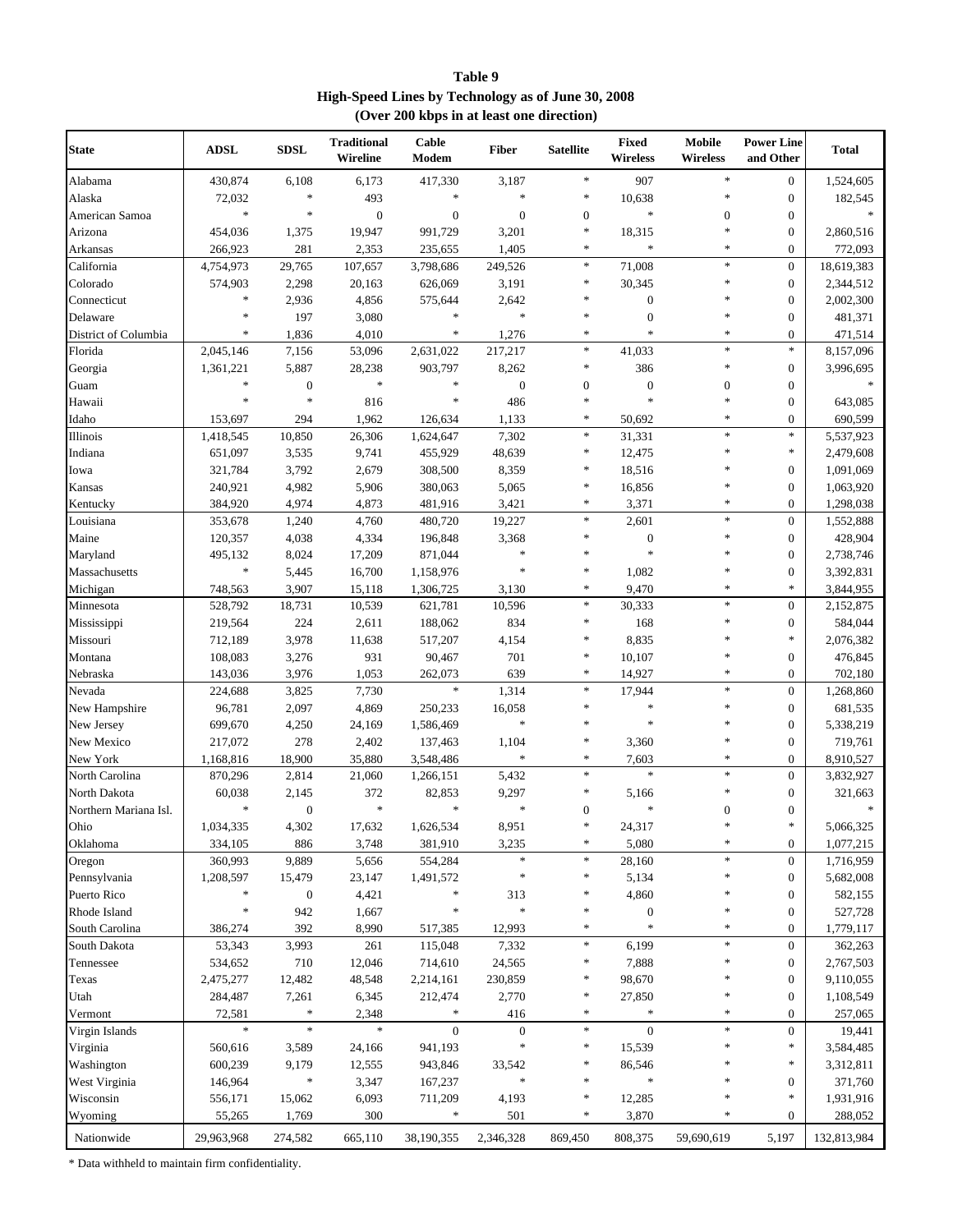**Table 9**
**High-Speed Lines by Technology as of June 30, 2008**
**(Over 200 kbps in at least one direction)**

| State | ADSL | SDSL | Traditional Wireline | Cable Modem | Fiber | Satellite | Fixed Wireless | Mobile Wireless | Power Line and Other | Total |
|---|---|---|---|---|---|---|---|---|---|---|
| Alabama | 430,874 | 6,108 | 6,173 | 417,330 | 3,187 | * | 907 | * | 0 | 1,524,605 |
| Alaska | 72,032 | * | 493 | * | * | * | 10,638 | * | 0 | 182,545 |
| American Samoa | * | * | 0 | 0 | 0 | 0 | * | 0 | 0 | * |
| Arizona | 454,036 | 1,375 | 19,947 | 991,729 | 3,201 | * | 18,315 | * | 0 | 2,860,516 |
| Arkansas | 266,923 | 281 | 2,353 | 235,655 | 1,405 | * | * | * | 0 | 772,093 |
| California | 4,754,973 | 29,765 | 107,657 | 3,798,686 | 249,526 | * | 71,008 | * | 0 | 18,619,383 |
| Colorado | 574,903 | 2,298 | 20,163 | 626,069 | 3,191 | * | 30,345 | * | 0 | 2,344,512 |
| Connecticut | * | 2,936 | 4,856 | 575,644 | 2,642 | * | 0 | * | 0 | 2,002,300 |
| Delaware | * | 197 | 3,080 | * | * | * | 0 | * | 0 | 481,371 |
| District of Columbia | * | 1,836 | 4,010 | * | 1,276 | * | * | * | 0 | 471,514 |
| Florida | 2,045,146 | 7,156 | 53,096 | 2,631,022 | 217,217 | * | 41,033 | * | * | 8,157,096 |
| Georgia | 1,361,221 | 5,887 | 28,238 | 903,797 | 8,262 | * | 386 | * | 0 | 3,996,695 |
| Guam | * | 0 | * | * | 0 | 0 | 0 | 0 | 0 | * |
| Hawaii | * | * | 816 | * | 486 | * | * | * | 0 | 643,085 |
| Idaho | 153,697 | 294 | 1,962 | 126,634 | 1,133 | * | 50,692 | * | 0 | 690,599 |
| Illinois | 1,418,545 | 10,850 | 26,306 | 1,624,647 | 7,302 | * | 31,331 | * | * | 5,537,923 |
| Indiana | 651,097 | 3,535 | 9,741 | 455,929 | 48,639 | * | 12,475 | * | * | 2,479,608 |
| Iowa | 321,784 | 3,792 | 2,679 | 308,500 | 8,359 | * | 18,516 | * | 0 | 1,091,069 |
| Kansas | 240,921 | 4,982 | 5,906 | 380,063 | 5,065 | * | 16,856 | * | 0 | 1,063,920 |
| Kentucky | 384,920 | 4,974 | 4,873 | 481,916 | 3,421 | * | 3,371 | * | 0 | 1,298,038 |
| Louisiana | 353,678 | 1,240 | 4,760 | 480,720 | 19,227 | * | 2,601 | * | 0 | 1,552,888 |
| Maine | 120,357 | 4,038 | 4,334 | 196,848 | 3,368 | * | 0 | * | 0 | 428,904 |
| Maryland | 495,132 | 8,024 | 17,209 | 871,044 | * | * | * | * | 0 | 2,738,746 |
| Massachusetts | * | 5,445 | 16,700 | 1,158,976 | * | * | 1,082 | * | 0 | 3,392,831 |
| Michigan | 748,563 | 3,907 | 15,118 | 1,306,725 | 3,130 | * | 9,470 | * | * | 3,844,955 |
| Minnesota | 528,792 | 18,731 | 10,539 | 621,781 | 10,596 | * | 30,333 | * | 0 | 2,152,875 |
| Mississippi | 219,564 | 224 | 2,611 | 188,062 | 834 | * | 168 | * | 0 | 584,044 |
| Missouri | 712,189 | 3,978 | 11,638 | 517,207 | 4,154 | * | 8,835 | * | * | 2,076,382 |
| Montana | 108,083 | 3,276 | 931 | 90,467 | 701 | * | 10,107 | * | 0 | 476,845 |
| Nebraska | 143,036 | 3,976 | 1,053 | 262,073 | 639 | * | 14,927 | * | 0 | 702,180 |
| Nevada | 224,688 | 3,825 | 7,730 | * | 1,314 | * | 17,944 | * | 0 | 1,268,860 |
| New Hampshire | 96,781 | 2,097 | 4,869 | 250,233 | 16,058 | * | * | * | 0 | 681,535 |
| New Jersey | 699,670 | 4,250 | 24,169 | 1,586,469 | * | * | * | * | 0 | 5,338,219 |
| New Mexico | 217,072 | 278 | 2,402 | 137,463 | 1,104 | * | 3,360 | * | 0 | 719,761 |
| New York | 1,168,816 | 18,900 | 35,880 | 3,548,486 | * | * | 7,603 | * | 0 | 8,910,527 |
| North Carolina | 870,296 | 2,814 | 21,060 | 1,266,151 | 5,432 | * | * | * | 0 | 3,832,927 |
| North Dakota | 60,038 | 2,145 | 372 | 82,853 | 9,297 | * | 5,166 | * | 0 | 321,663 |
| Northern Mariana Isl. | * | 0 | * | * | * | 0 | * | 0 | 0 | * |
| Ohio | 1,034,335 | 4,302 | 17,632 | 1,626,534 | 8,951 | * | 24,317 | * | * | 5,066,325 |
| Oklahoma | 334,105 | 886 | 3,748 | 381,910 | 3,235 | * | 5,080 | * | 0 | 1,077,215 |
| Oregon | 360,993 | 9,889 | 5,656 | 554,284 | * | * | 28,160 | * | 0 | 1,716,959 |
| Pennsylvania | 1,208,597 | 15,479 | 23,147 | 1,491,572 | * | * | 5,134 | * | 0 | 5,682,008 |
| Puerto Rico | * | 0 | 4,421 | * | 313 | * | 4,860 | * | 0 | 582,155 |
| Rhode Island | * | 942 | 1,667 | * | * | * | 0 | * | 0 | 527,728 |
| South Carolina | 386,274 | 392 | 8,990 | 517,385 | 12,993 | * | * | * | 0 | 1,779,117 |
| South Dakota | 53,343 | 3,993 | 261 | 115,048 | 7,332 | * | 6,199 | * | 0 | 362,263 |
| Tennessee | 534,652 | 710 | 12,046 | 714,610 | 24,565 | * | 7,888 | * | 0 | 2,767,503 |
| Texas | 2,475,277 | 12,482 | 48,548 | 2,214,161 | 230,859 | * | 98,670 | * | 0 | 9,110,055 |
| Utah | 284,487 | 7,261 | 6,345 | 212,474 | 2,770 | * | 27,850 | * | 0 | 1,108,549 |
| Vermont | 72,581 | * | 2,348 | * | 416 | * | * | * | 0 | 257,065 |
| Virgin Islands | * | * | * | 0 | 0 | * | 0 | * | 0 | 19,441 |
| Virginia | 560,616 | 3,589 | 24,166 | 941,193 | * | * | 15,539 | * | * | 3,584,485 |
| Washington | 600,239 | 9,179 | 12,555 | 943,846 | 33,542 | * | 86,546 | * | * | 3,312,811 |
| West Virginia | 146,964 | * | 3,347 | 167,237 | * | * | * | * | 0 | 371,760 |
| Wisconsin | 556,171 | 15,062 | 6,093 | 711,209 | 4,193 | * | 12,285 | * | * | 1,931,916 |
| Wyoming | 55,265 | 1,769 | 300 | * | 501 | * | 3,870 | * | 0 | 288,052 |
| Nationwide | 29,963,968 | 274,582 | 665,110 | 38,190,355 | 2,346,328 | 869,450 | 808,375 | 59,690,619 | 5,197 | 132,813,984 |

\* Data withheld to maintain firm confidentiality.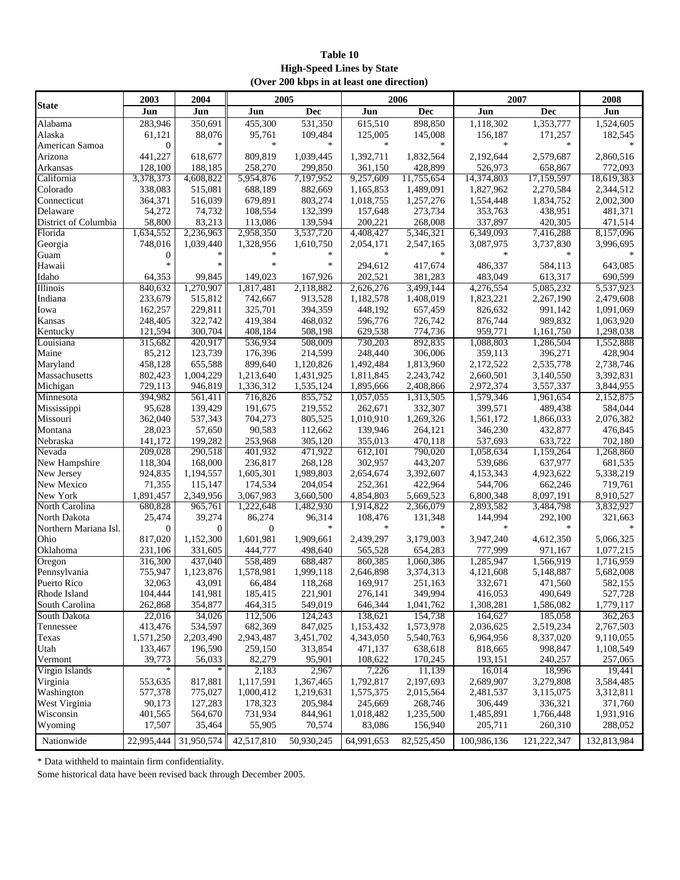**Table 10**
**High-Speed Lines by State**
**(Over 200 kbps in at least one direction)**

| State | 2003 | 2004 | 2005 | | 2006 | | 2007 | | 2008 |
|---|---|---|---|---|---|---|---|---|---|
| | Jun | Jun | Jun | Dec | Jun | Dec | Jun | Dec | Jun |
| Alabama | 283,946 | 350,691 | 455,300 | 531,350 | 615,510 | 898,850 | 1,118,302 | 1,353,777 | 1,524,605 |
| Alaska | 61,121 | 88,076 | 95,761 | 109,484 | 125,005 | 145,008 | 156,187 | 171,257 | 182,545 |
| American Samoa | 0 | * | * | * | * | * | * | * | * |
| Arizona | 441,227 | 618,677 | 809,819 | 1,039,445 | 1,392,711 | 1,832,564 | 2,192,644 | 2,579,687 | 2,860,516 |
| Arkansas | 128,100 | 188,185 | 258,270 | 299,850 | 361,150 | 428,899 | 526,973 | 658,867 | 772,093 |
| California | 3,378,373 | 4,608,822 | 5,954,876 | 7,197,952 | 9,257,609 | 11,755,654 | 14,374,803 | 17,159,597 | 18,619,383 |
| Colorado | 338,083 | 515,081 | 688,189 | 882,669 | 1,165,853 | 1,489,091 | 1,827,962 | 2,270,584 | 2,344,512 |
| Connecticut | 364,371 | 516,039 | 679,891 | 803,274 | 1,018,755 | 1,257,276 | 1,554,448 | 1,834,752 | 2,002,300 |
| Delaware | 54,272 | 74,732 | 108,554 | 132,399 | 157,648 | 273,734 | 353,763 | 438,951 | 481,371 |
| District of Columbia | 58,800 | 83,213 | 113,086 | 139,594 | 200,221 | 268,008 | 337,897 | 420,305 | 471,514 |
| Florida | 1,634,552 | 2,236,963 | 2,958,350 | 3,537,720 | 4,408,427 | 5,346,321 | 6,349,093 | 7,416,288 | 8,157,096 |
| Georgia | 748,016 | 1,039,440 | 1,328,956 | 1,610,750 | 2,054,171 | 2,547,165 | 3,087,975 | 3,737,830 | 3,996,695 |
| Guam | 0 | * | * | * | * | * | * | * | * |
| Hawaii | * | * | * | * | 294,612 | 417,674 | 486,337 | 584,113 | 643,085 |
| Idaho | 64,353 | 99,845 | 149,023 | 167,926 | 202,521 | 381,283 | 483,049 | 613,317 | 690,599 |
| Illinois | 840,632 | 1,270,907 | 1,817,481 | 2,118,882 | 2,626,276 | 3,499,144 | 4,276,554 | 5,085,232 | 5,537,923 |
| Indiana | 233,679 | 515,812 | 742,667 | 913,528 | 1,182,578 | 1,408,019 | 1,823,221 | 2,267,190 | 2,479,608 |
| Iowa | 162,257 | 229,811 | 325,701 | 394,359 | 448,192 | 657,459 | 826,632 | 991,142 | 1,091,069 |
| Kansas | 248,405 | 322,742 | 419,384 | 468,032 | 596,776 | 726,742 | 876,744 | 989,832 | 1,063,920 |
| Kentucky | 121,594 | 300,704 | 408,184 | 508,198 | 629,538 | 774,736 | 959,771 | 1,161,750 | 1,298,038 |
| Louisiana | 315,682 | 420,917 | 536,934 | 508,009 | 730,203 | 892,835 | 1,088,803 | 1,286,504 | 1,552,888 |
| Maine | 85,212 | 123,739 | 176,396 | 214,599 | 248,440 | 306,006 | 359,113 | 396,271 | 428,904 |
| Maryland | 458,128 | 655,588 | 899,640 | 1,120,826 | 1,492,484 | 1,813,960 | 2,172,522 | 2,535,778 | 2,738,746 |
| Massachusetts | 802,423 | 1,004,229 | 1,213,640 | 1,431,925 | 1,811,845 | 2,243,742 | 2,660,501 | 3,140,550 | 3,392,831 |
| Michigan | 729,113 | 946,819 | 1,336,312 | 1,535,124 | 1,895,666 | 2,408,866 | 2,972,374 | 3,557,337 | 3,844,955 |
| Minnesota | 394,982 | 561,411 | 716,826 | 855,752 | 1,057,055 | 1,313,505 | 1,579,346 | 1,961,654 | 2,152,875 |
| Mississippi | 95,628 | 139,429 | 191,675 | 219,552 | 262,671 | 332,307 | 399,571 | 489,438 | 584,044 |
| Missouri | 362,040 | 537,343 | 704,273 | 805,525 | 1,010,910 | 1,269,326 | 1,561,172 | 1,866,033 | 2,076,382 |
| Montana | 28,023 | 57,650 | 90,583 | 112,662 | 139,946 | 264,121 | 346,230 | 432,877 | 476,845 |
| Nebraska | 141,172 | 199,282 | 253,968 | 305,120 | 355,013 | 470,118 | 537,693 | 633,722 | 702,180 |
| Nevada | 209,028 | 290,518 | 401,932 | 471,922 | 612,101 | 790,020 | 1,058,634 | 1,159,264 | 1,268,860 |
| New Hampshire | 118,304 | 168,000 | 236,817 | 268,128 | 302,957 | 443,207 | 539,686 | 637,977 | 681,535 |
| New Jersey | 924,835 | 1,194,557 | 1,605,301 | 1,989,803 | 2,654,674 | 3,392,607 | 4,153,343 | 4,923,622 | 5,338,219 |
| New Mexico | 71,355 | 115,147 | 174,534 | 204,054 | 252,361 | 422,964 | 544,706 | 662,246 | 719,761 |
| New York | 1,891,457 | 2,349,956 | 3,067,983 | 3,660,500 | 4,854,803 | 5,669,523 | 6,800,348 | 8,097,191 | 8,910,527 |
| North Carolina | 680,828 | 965,761 | 1,222,648 | 1,482,930 | 1,914,822 | 2,366,079 | 2,893,582 | 3,484,798 | 3,832,927 |
| North Dakota | 25,474 | 39,274 | 86,274 | 96,314 | 108,476 | 131,348 | 144,994 | 292,100 | 321,663 |
| Northern Mariana Isl. | 0 | 0 | 0 | * | * | * | * | * | * |
| Ohio | 817,020 | 1,152,300 | 1,601,981 | 1,909,661 | 2,439,297 | 3,179,003 | 3,947,240 | 4,612,350 | 5,066,325 |
| Oklahoma | 231,106 | 331,605 | 444,777 | 498,640 | 565,528 | 654,283 | 777,999 | 971,167 | 1,077,215 |
| Oregon | 316,300 | 437,040 | 558,489 | 688,487 | 860,385 | 1,060,386 | 1,285,947 | 1,566,919 | 1,716,959 |
| Pennsylvania | 755,947 | 1,123,876 | 1,578,981 | 1,999,118 | 2,646,898 | 3,374,313 | 4,121,608 | 5,148,887 | 5,682,008 |
| Puerto Rico | 32,063 | 43,091 | 66,484 | 118,268 | 169,917 | 251,163 | 332,671 | 471,560 | 582,155 |
| Rhode Island | 104,444 | 141,981 | 185,415 | 221,901 | 276,141 | 349,994 | 416,053 | 490,649 | 527,728 |
| South Carolina | 262,868 | 354,877 | 464,315 | 549,019 | 646,344 | 1,041,762 | 1,308,281 | 1,586,082 | 1,779,117 |
| South Dakota | 22,016 | 34,026 | 112,506 | 124,243 | 138,621 | 154,738 | 164,627 | 185,058 | 362,263 |
| Tennessee | 413,476 | 534,597 | 682,369 | 847,025 | 1,153,432 | 1,573,978 | 2,036,625 | 2,519,234 | 2,767,503 |
| Texas | 1,571,250 | 2,203,490 | 2,943,487 | 3,451,702 | 4,343,050 | 5,540,763 | 6,964,956 | 8,337,020 | 9,110,055 |
| Utah | 133,467 | 196,590 | 259,150 | 313,854 | 471,137 | 638,618 | 818,665 | 998,847 | 1,108,549 |
| Vermont | 39,773 | 56,033 | 82,279 | 95,901 | 108,622 | 170,245 | 193,151 | 240,257 | 257,065 |
| Virgin Islands | * | * | 2,183 | 2,967 | 7,226 | 11,139 | 16,014 | 18,996 | 19,441 |
| Virginia | 553,635 | 817,881 | 1,117,591 | 1,367,465 | 1,792,817 | 2,197,693 | 2,689,907 | 3,279,808 | 3,584,485 |
| Washington | 577,378 | 775,027 | 1,000,412 | 1,219,631 | 1,575,375 | 2,015,564 | 2,481,537 | 3,115,075 | 3,312,811 |
| West Virginia | 90,173 | 127,283 | 178,323 | 205,984 | 245,669 | 268,746 | 306,449 | 336,321 | 371,760 |
| Wisconsin | 401,565 | 564,670 | 731,934 | 844,961 | 1,018,482 | 1,235,500 | 1,485,891 | 1,766,448 | 1,931,916 |
| Wyoming | 17,507 | 35,464 | 55,905 | 70,574 | 83,086 | 156,940 | 205,711 | 260,310 | 288,052 |
| Nationwide | 22,995,444 | 31,950,574 | 42,517,810 | 50,930,245 | 64,991,653 | 82,525,450 | 100,986,136 | 121,222,347 | 132,813,984 |

* Data withheld to maintain firm confidentiality.

Some historical data have been revised back through December 2005.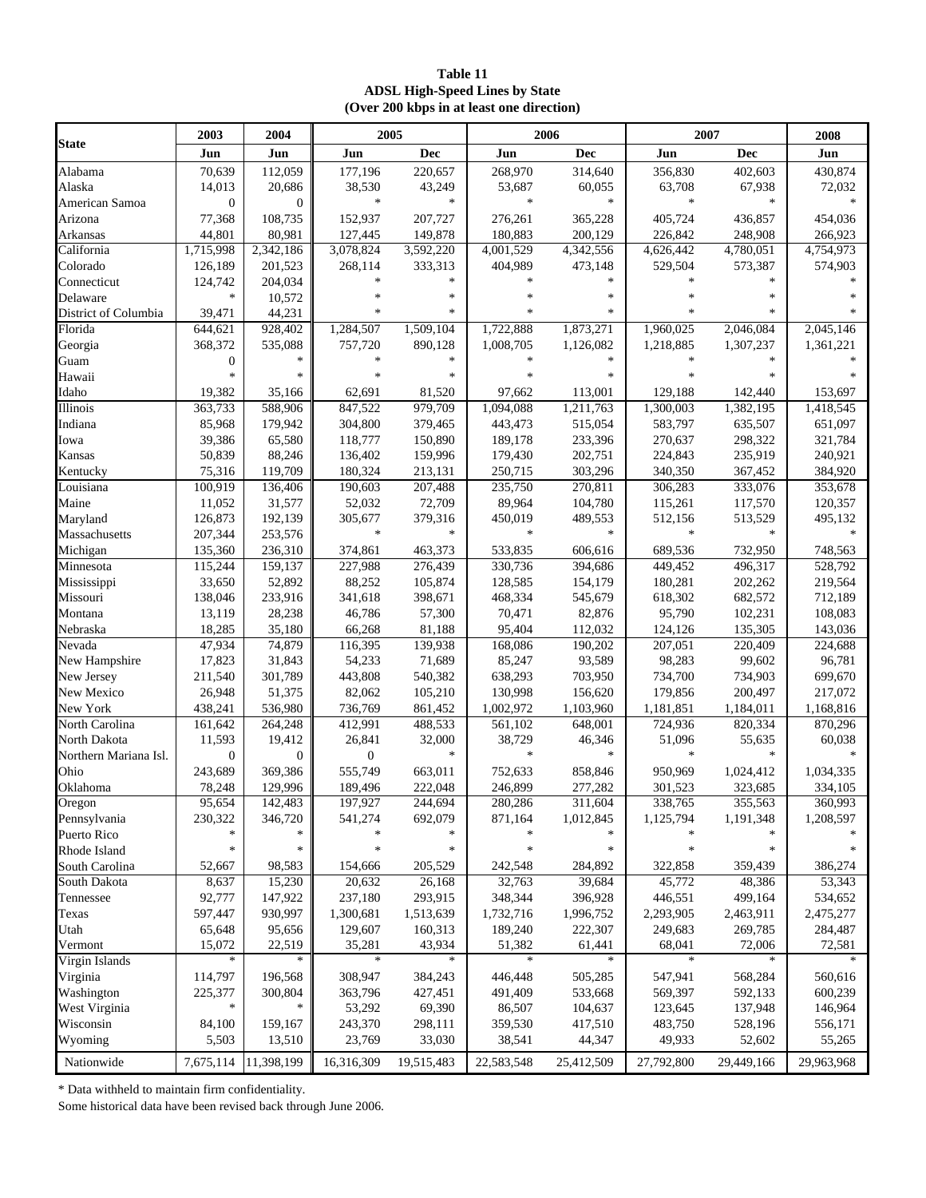**Table 11**
**ADSL High-Speed Lines by State**
**(Over 200 kbps in at least one direction)**

| State | 2003 | 2004 | 2005 | | 2006 | | 2007 | | 2008 |
|---|---|---|---|---|---|---|---|---|---|
| | Jun | Jun | Jun | Dec | Jun | Dec | Jun | Dec | Jun |
| Alabama | 70,639 | 112,059 | 177,196 | 220,657 | 268,970 | 314,640 | 356,830 | 402,603 | 430,874 |
| Alaska | 14,013 | 20,686 | 38,530 | 43,249 | 53,687 | 60,055 | 63,708 | 67,938 | 72,032 |
| American Samoa | 0 | 0 | * | * | * | * | * | * | * |
| Arizona | 77,368 | 108,735 | 152,937 | 207,727 | 276,261 | 365,228 | 405,724 | 436,857 | 454,036 |
| Arkansas | 44,801 | 80,981 | 127,445 | 149,878 | 180,883 | 200,129 | 226,842 | 248,908 | 266,923 |
| California | 1,715,998 | 2,342,186 | 3,078,824 | 3,592,220 | 4,001,529 | 4,342,556 | 4,626,442 | 4,780,051 | 4,754,973 |
| Colorado | 126,189 | 201,523 | 268,114 | 333,313 | 404,989 | 473,148 | 529,504 | 573,387 | 574,903 |
| Connecticut | 124,742 | 204,034 | * | * | * | * | * | * | * |
| Delaware | * | 10,572 | * | * | * | * | * | * | * |
| District of Columbia | 39,471 | 44,231 | * | * | * | * | * | * | * |
| Florida | 644,621 | 928,402 | 1,284,507 | 1,509,104 | 1,722,888 | 1,873,271 | 1,960,025 | 2,046,084 | 2,045,146 |
| Georgia | 368,372 | 535,088 | 757,720 | 890,128 | 1,008,705 | 1,126,082 | 1,218,885 | 1,307,237 | 1,361,221 |
| Guam | 0 | * | * | * | * | * | * | * | * |
| Hawaii | * | * | * | * | * | * | * | * | * |
| Idaho | 19,382 | 35,166 | 62,691 | 81,520 | 97,662 | 113,001 | 129,188 | 142,440 | 153,697 |
| Illinois | 363,733 | 588,906 | 847,522 | 979,709 | 1,094,088 | 1,211,763 | 1,300,003 | 1,382,195 | 1,418,545 |
| Indiana | 85,968 | 179,942 | 304,800 | 379,465 | 443,473 | 515,054 | 583,797 | 635,507 | 651,097 |
| Iowa | 39,386 | 65,580 | 118,777 | 150,890 | 189,178 | 233,396 | 270,637 | 298,322 | 321,784 |
| Kansas | 50,839 | 88,246 | 136,402 | 159,996 | 179,430 | 202,751 | 224,843 | 235,919 | 240,921 |
| Kentucky | 75,316 | 119,709 | 180,324 | 213,131 | 250,715 | 303,296 | 340,350 | 367,452 | 384,920 |
| Louisiana | 100,919 | 136,406 | 190,603 | 207,488 | 235,750 | 270,811 | 306,283 | 333,076 | 353,678 |
| Maine | 11,052 | 31,577 | 52,032 | 72,709 | 89,964 | 104,780 | 115,261 | 117,570 | 120,357 |
| Maryland | 126,873 | 192,139 | 305,677 | 379,316 | 450,019 | 489,553 | 512,156 | 513,529 | 495,132 |
| Massachusetts | 207,344 | 253,576 | * | * | * | * | * | * | * |
| Michigan | 135,360 | 236,310 | 374,861 | 463,373 | 533,835 | 606,616 | 689,536 | 732,950 | 748,563 |
| Minnesota | 115,244 | 159,137 | 227,988 | 276,439 | 330,736 | 394,686 | 449,452 | 496,317 | 528,792 |
| Mississippi | 33,650 | 52,892 | 88,252 | 105,874 | 128,585 | 154,179 | 180,281 | 202,262 | 219,564 |
| Missouri | 138,046 | 233,916 | 341,618 | 398,671 | 468,334 | 545,679 | 618,302 | 682,572 | 712,189 |
| Montana | 13,119 | 28,238 | 46,786 | 57,300 | 70,471 | 82,876 | 95,790 | 102,231 | 108,083 |
| Nebraska | 18,285 | 35,180 | 66,268 | 81,188 | 95,404 | 112,032 | 124,126 | 135,305 | 143,036 |
| Nevada | 47,934 | 74,879 | 116,395 | 139,938 | 168,086 | 190,202 | 207,051 | 220,409 | 224,688 |
| New Hampshire | 17,823 | 31,843 | 54,233 | 71,689 | 85,247 | 93,589 | 98,283 | 99,602 | 96,781 |
| New Jersey | 211,540 | 301,789 | 443,808 | 540,382 | 638,293 | 703,950 | 734,700 | 734,903 | 699,670 |
| New Mexico | 26,948 | 51,375 | 82,062 | 105,210 | 130,998 | 156,620 | 179,856 | 200,497 | 217,072 |
| New York | 438,241 | 536,980 | 736,769 | 861,452 | 1,002,972 | 1,103,960 | 1,181,851 | 1,184,011 | 1,168,816 |
| North Carolina | 161,642 | 264,248 | 412,991 | 488,533 | 561,102 | 648,001 | 724,936 | 820,334 | 870,296 |
| North Dakota | 11,593 | 19,412 | 26,841 | 32,000 | 38,729 | 46,346 | 51,096 | 55,635 | 60,038 |
| Northern Mariana Isl. | 0 | 0 | 0 | * | * | * | * | * | * |
| Ohio | 243,689 | 369,386 | 555,749 | 663,011 | 752,633 | 858,846 | 950,969 | 1,024,412 | 1,034,335 |
| Oklahoma | 78,248 | 129,996 | 189,496 | 222,048 | 246,899 | 277,282 | 301,523 | 323,685 | 334,105 |
| Oregon | 95,654 | 142,483 | 197,927 | 244,694 | 280,286 | 311,604 | 338,765 | 355,563 | 360,993 |
| Pennsylvania | 230,322 | 346,720 | 541,274 | 692,079 | 871,164 | 1,012,845 | 1,125,794 | 1,191,348 | 1,208,597 |
| Puerto Rico | * | * | * | * | * | * | * | * | * |
| Rhode Island | * | * | * | * | * | * | * | * | * |
| South Carolina | 52,667 | 98,583 | 154,666 | 205,529 | 242,548 | 284,892 | 322,858 | 359,439 | 386,274 |
| South Dakota | 8,637 | 15,230 | 20,632 | 26,168 | 32,763 | 39,684 | 45,772 | 48,386 | 53,343 |
| Tennessee | 92,777 | 147,922 | 237,180 | 293,915 | 348,344 | 396,928 | 446,551 | 499,164 | 534,652 |
| Texas | 597,447 | 930,997 | 1,300,681 | 1,513,639 | 1,732,716 | 1,996,752 | 2,293,905 | 2,463,911 | 2,475,277 |
| Utah | 65,648 | 95,656 | 129,607 | 160,313 | 189,240 | 222,307 | 249,683 | 269,785 | 284,487 |
| Vermont | 15,072 | 22,519 | 35,281 | 43,934 | 51,382 | 61,441 | 68,041 | 72,006 | 72,581 |
| Virgin Islands | * | * | * | * | * | * | * | * | * |
| Virginia | 114,797 | 196,568 | 308,947 | 384,243 | 446,448 | 505,285 | 547,941 | 568,284 | 560,616 |
| Washington | 225,377 | 300,804 | 363,796 | 427,451 | 491,409 | 533,668 | 569,397 | 592,133 | 600,239 |
| West Virginia | * | * | 53,292 | 69,390 | 86,507 | 104,637 | 123,645 | 137,948 | 146,964 |
| Wisconsin | 84,100 | 159,167 | 243,370 | 298,111 | 359,530 | 417,510 | 483,750 | 528,196 | 556,171 |
| Wyoming | 5,503 | 13,510 | 23,769 | 33,030 | 38,541 | 44,347 | 49,933 | 52,602 | 55,265 |
| Nationwide | 7,675,114 | 11,398,199 | 16,316,309 | 19,515,483 | 22,583,548 | 25,412,509 | 27,792,800 | 29,449,166 | 29,963,968 |

\* Data withheld to maintain firm confidentiality.

Some historical data have been revised back through June 2006.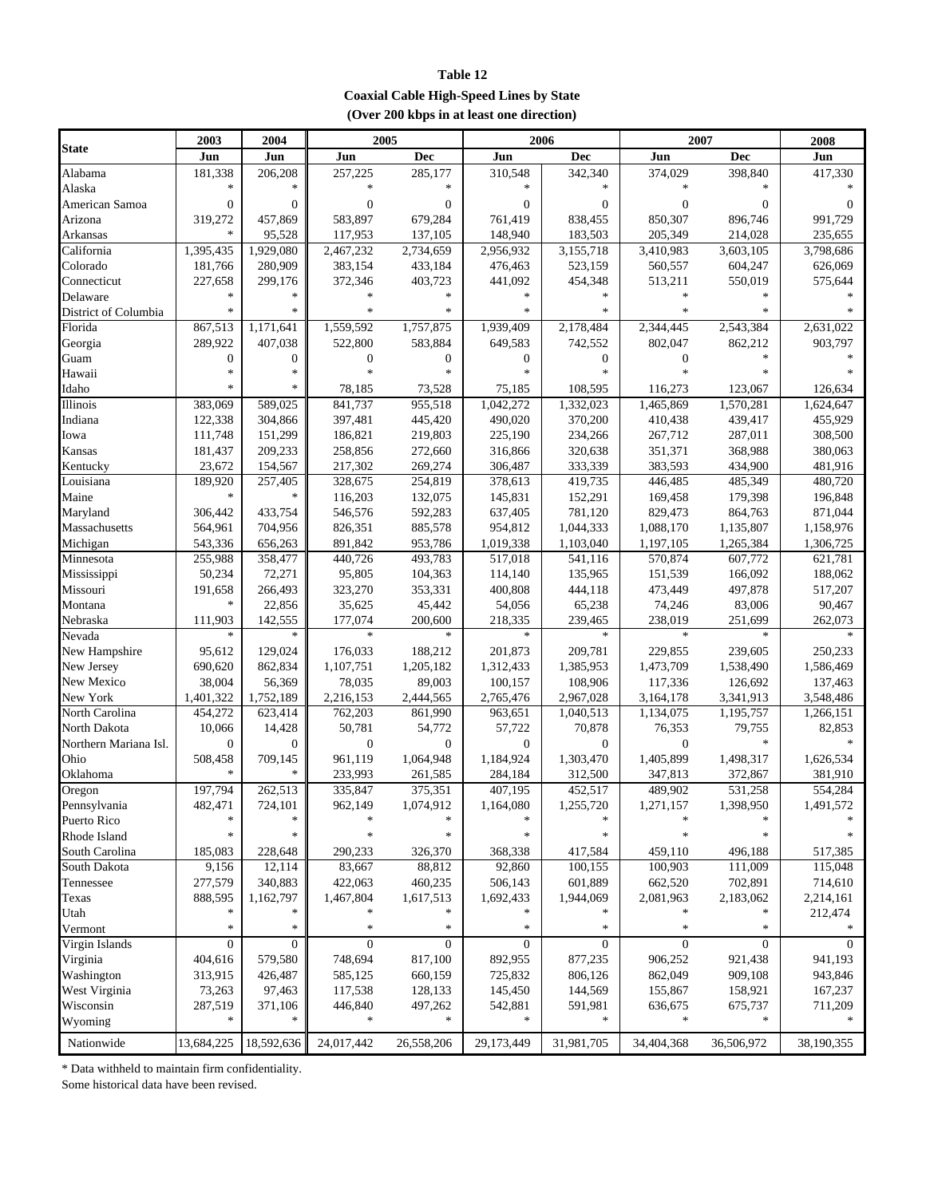**Table 12**

**Coaxial Cable High-Speed Lines by State**

**(Over 200 kbps in at least one direction)**

| State | 2003 | 2004 | 2005 | | 2006 | | 2007 | | 2008 |
|---|---|---|---|---|---|---|---|---|---|
| | Jun | Jun | Jun | Dec | Jun | Dec | Jun | Dec | Jun |
| Alabama | 181,338 | 206,208 | 257,225 | 285,177 | 310,548 | 342,340 | 374,029 | 398,840 | 417,330 |
| Alaska | * | * | * | * | * | * | * | * | * |
| American Samoa | 0 | 0 | 0 | 0 | 0 | 0 | 0 | 0 | 0 |
| Arizona | 319,272 | 457,869 | 583,897 | 679,284 | 761,419 | 838,455 | 850,307 | 896,746 | 991,729 |
| Arkansas | * | 95,528 | 117,953 | 137,105 | 148,940 | 183,503 | 205,349 | 214,028 | 235,655 |
| California | 1,395,435 | 1,929,080 | 2,467,232 | 2,734,659 | 2,956,932 | 3,155,718 | 3,410,983 | 3,603,105 | 3,798,686 |
| Colorado | 181,766 | 280,909 | 383,154 | 433,184 | 476,463 | 523,159 | 560,557 | 604,247 | 626,069 |
| Connecticut | 227,658 | 299,176 | 372,346 | 403,723 | 441,092 | 454,348 | 513,211 | 550,019 | 575,644 |
| Delaware | * | * | * | * | * | * | * | * | * |
| District of Columbia | * | * | * | * | * | * | * | * | * |
| Florida | 867,513 | 1,171,641 | 1,559,592 | 1,757,875 | 1,939,409 | 2,178,484 | 2,344,445 | 2,543,384 | 2,631,022 |
| Georgia | 289,922 | 407,038 | 522,800 | 583,884 | 649,583 | 742,552 | 802,047 | 862,212 | 903,797 |
| Guam | 0 | 0 | 0 | 0 | 0 | 0 | 0 | * | * |
| Hawaii | * | * | * | * | * | * | * | * | * |
| Idaho | * | * | 78,185 | 73,528 | 75,185 | 108,595 | 116,273 | 123,067 | 126,634 |
| Illinois | 383,069 | 589,025 | 841,737 | 955,518 | 1,042,272 | 1,332,023 | 1,465,869 | 1,570,281 | 1,624,647 |
| Indiana | 122,338 | 304,866 | 397,481 | 445,420 | 490,020 | 370,200 | 410,438 | 439,417 | 455,929 |
| Iowa | 111,748 | 151,299 | 186,821 | 219,803 | 225,190 | 234,266 | 267,712 | 287,011 | 308,500 |
| Kansas | 181,437 | 209,233 | 258,856 | 272,660 | 316,866 | 320,638 | 351,371 | 368,988 | 380,063 |
| Kentucky | 23,672 | 154,567 | 217,302 | 269,274 | 306,487 | 333,339 | 383,593 | 434,900 | 481,916 |
| Louisiana | 189,920 | 257,405 | 328,675 | 254,819 | 378,613 | 419,735 | 446,485 | 485,349 | 480,720 |
| Maine | * | * | 116,203 | 132,075 | 145,831 | 152,291 | 169,458 | 179,398 | 196,848 |
| Maryland | 306,442 | 433,754 | 546,576 | 592,283 | 637,405 | 781,120 | 829,473 | 864,763 | 871,044 |
| Massachusetts | 564,961 | 704,956 | 826,351 | 885,578 | 954,812 | 1,044,333 | 1,088,170 | 1,135,807 | 1,158,976 |
| Michigan | 543,336 | 656,263 | 891,842 | 953,786 | 1,019,338 | 1,103,040 | 1,197,105 | 1,265,384 | 1,306,725 |
| Minnesota | 255,988 | 358,477 | 440,726 | 493,783 | 517,018 | 541,116 | 570,874 | 607,772 | 621,781 |
| Mississippi | 50,234 | 72,271 | 95,805 | 104,363 | 114,140 | 135,965 | 151,539 | 166,092 | 188,062 |
| Missouri | 191,658 | 266,493 | 323,270 | 353,331 | 400,808 | 444,118 | 473,449 | 497,878 | 517,207 |
| Montana | * | 22,856 | 35,625 | 45,442 | 54,056 | 65,238 | 74,246 | 83,006 | 90,467 |
| Nebraska | 111,903 | 142,555 | 177,074 | 200,600 | 218,335 | 239,465 | 238,019 | 251,699 | 262,073 |
| Nevada | * | * | * | * | * | * | * | * | * |
| New Hampshire | 95,612 | 129,024 | 176,033 | 188,212 | 201,873 | 209,781 | 229,855 | 239,605 | 250,233 |
| New Jersey | 690,620 | 862,834 | 1,107,751 | 1,205,182 | 1,312,433 | 1,385,953 | 1,473,709 | 1,538,490 | 1,586,469 |
| New Mexico | 38,004 | 56,369 | 78,035 | 89,003 | 100,157 | 108,906 | 117,336 | 126,692 | 137,463 |
| New York | 1,401,322 | 1,752,189 | 2,216,153 | 2,444,565 | 2,765,476 | 2,967,028 | 3,164,178 | 3,341,913 | 3,548,486 |
| North Carolina | 454,272 | 623,414 | 762,203 | 861,990 | 963,651 | 1,040,513 | 1,134,075 | 1,195,757 | 1,266,151 |
| North Dakota | 10,066 | 14,428 | 50,781 | 54,772 | 57,722 | 70,878 | 76,353 | 79,755 | 82,853 |
| Northern Mariana Isl. | 0 | 0 | 0 | 0 | 0 | 0 | 0 | * | * |
| Ohio | 508,458 | 709,145 | 961,119 | 1,064,948 | 1,184,924 | 1,303,470 | 1,405,899 | 1,498,317 | 1,626,534 |
| Oklahoma | * | * | 233,993 | 261,585 | 284,184 | 312,500 | 347,813 | 372,867 | 381,910 |
| Oregon | 197,794 | 262,513 | 335,847 | 375,351 | 407,195 | 452,517 | 489,902 | 531,258 | 554,284 |
| Pennsylvania | 482,471 | 724,101 | 962,149 | 1,074,912 | 1,164,080 | 1,255,720 | 1,271,157 | 1,398,950 | 1,491,572 |
| Puerto Rico | * | * | * | * | * | * | * | * | * |
| Rhode Island | * | * | * | * | * | * | * | * | * |
| South Carolina | 185,083 | 228,648 | 290,233 | 326,370 | 368,338 | 417,584 | 459,110 | 496,188 | 517,385 |
| South Dakota | 9,156 | 12,114 | 83,667 | 88,812 | 92,860 | 100,155 | 100,903 | 111,009 | 115,048 |
| Tennessee | 277,579 | 340,883 | 422,063 | 460,235 | 506,143 | 601,889 | 662,520 | 702,891 | 714,610 |
| Texas | 888,595 | 1,162,797 | 1,467,804 | 1,617,513 | 1,692,433 | 1,944,069 | 2,081,963 | 2,183,062 | 2,214,161 |
| Utah | * | * | * | * | * | * | * | * | 212,474 |
| Vermont | * | * | * | * | * | * | * | * | * |
| Virgin Islands | 0 | 0 | 0 | 0 | 0 | 0 | 0 | 0 | 0 |
| Virginia | 404,616 | 579,580 | 748,694 | 817,100 | 892,955 | 877,235 | 906,252 | 921,438 | 941,193 |
| Washington | 313,915 | 426,487 | 585,125 | 660,159 | 725,832 | 806,126 | 862,049 | 909,108 | 943,846 |
| West Virginia | 73,263 | 97,463 | 117,538 | 128,133 | 145,450 | 144,569 | 155,867 | 158,921 | 167,237 |
| Wisconsin | 287,519 | 371,106 | 446,840 | 497,262 | 542,881 | 591,981 | 636,675 | 675,737 | 711,209 |
| Wyoming | * | * | * | * | * | * | * | * | * |
| Nationwide | 13,684,225 | 18,592,636 | 24,017,442 | 26,558,206 | 29,173,449 | 31,981,705 | 34,404,368 | 36,506,972 | 38,190,355 |

* Data withheld to maintain firm confidentiality.

Some historical data have been revised.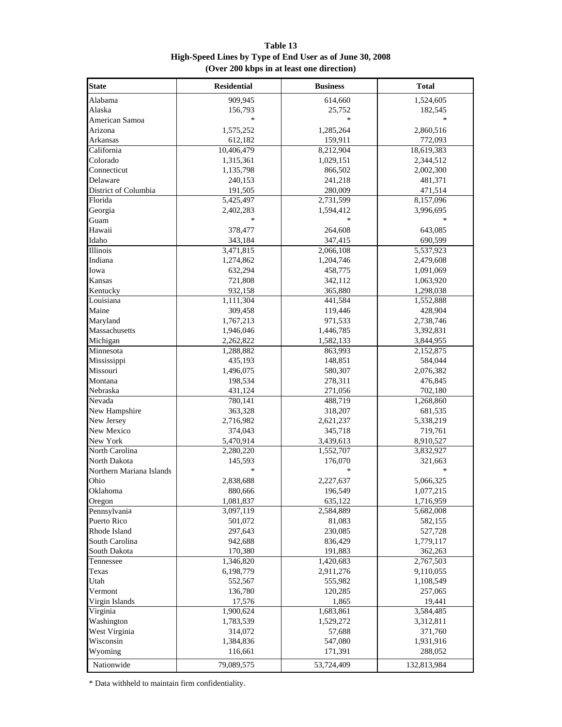**Table 13**
**High-Speed Lines by Type of End User as of June 30, 2008**
**(Over 200 kbps in at least one direction)**

| State | Residential | Business | Total |
|---|---|---|---|
| Alabama | 909,945 | 614,660 | 1,524,605 |
| Alaska | 156,793 | 25,752 | 182,545 |
| American Samoa | * | * | * |
| Arizona | 1,575,252 | 1,285,264 | 2,860,516 |
| Arkansas | 612,182 | 159,911 | 772,093 |
| California | 10,406,479 | 8,212,904 | 18,619,383 |
| Colorado | 1,315,361 | 1,029,151 | 2,344,512 |
| Connecticut | 1,135,798 | 866,502 | 2,002,300 |
| Delaware | 240,153 | 241,218 | 481,371 |
| District of Columbia | 191,505 | 280,009 | 471,514 |
| Florida | 5,425,497 | 2,731,599 | 8,157,096 |
| Georgia | 2,402,283 | 1,594,412 | 3,996,695 |
| Guam | * | * | * |
| Hawaii | 378,477 | 264,608 | 643,085 |
| Idaho | 343,184 | 347,415 | 690,599 |
| Illinois | 3,471,815 | 2,066,108 | 5,537,923 |
| Indiana | 1,274,862 | 1,204,746 | 2,479,608 |
| Iowa | 632,294 | 458,775 | 1,091,069 |
| Kansas | 721,808 | 342,112 | 1,063,920 |
| Kentucky | 932,158 | 365,880 | 1,298,038 |
| Louisiana | 1,111,304 | 441,584 | 1,552,888 |
| Maine | 309,458 | 119,446 | 428,904 |
| Maryland | 1,767,213 | 971,533 | 2,738,746 |
| Massachusetts | 1,946,046 | 1,446,785 | 3,392,831 |
| Michigan | 2,262,822 | 1,582,133 | 3,844,955 |
| Minnesota | 1,288,882 | 863,993 | 2,152,875 |
| Mississippi | 435,193 | 148,851 | 584,044 |
| Missouri | 1,496,075 | 580,307 | 2,076,382 |
| Montana | 198,534 | 278,311 | 476,845 |
| Nebraska | 431,124 | 271,056 | 702,180 |
| Nevada | 780,141 | 488,719 | 1,268,860 |
| New Hampshire | 363,328 | 318,207 | 681,535 |
| New Jersey | 2,716,982 | 2,621,237 | 5,338,219 |
| New Mexico | 374,043 | 345,718 | 719,761 |
| New York | 5,470,914 | 3,439,613 | 8,910,527 |
| North Carolina | 2,280,220 | 1,552,707 | 3,832,927 |
| North Dakota | 145,593 | 176,070 | 321,663 |
| Northern Mariana Islands | * | * | * |
| Ohio | 2,838,688 | 2,227,637 | 5,066,325 |
| Oklahoma | 880,666 | 196,549 | 1,077,215 |
| Oregon | 1,081,837 | 635,122 | 1,716,959 |
| Pennsylvania | 3,097,119 | 2,584,889 | 5,682,008 |
| Puerto Rico | 501,072 | 81,083 | 582,155 |
| Rhode Island | 297,643 | 230,085 | 527,728 |
| South Carolina | 942,688 | 836,429 | 1,779,117 |
| South Dakota | 170,380 | 191,883 | 362,263 |
| Tennessee | 1,346,820 | 1,420,683 | 2,767,503 |
| Texas | 6,198,779 | 2,911,276 | 9,110,055 |
| Utah | 552,567 | 555,982 | 1,108,549 |
| Vermont | 136,780 | 120,285 | 257,065 |
| Virgin Islands | 17,576 | 1,865 | 19,441 |
| Virginia | 1,900,624 | 1,683,861 | 3,584,485 |
| Washington | 1,783,539 | 1,529,272 | 3,312,811 |
| West Virginia | 314,072 | 57,688 | 371,760 |
| Wisconsin | 1,384,836 | 547,080 | 1,931,916 |
| Wyoming | 116,661 | 171,391 | 288,052 |
| Nationwide | 79,089,575 | 53,724,409 | 132,813,984 |

* Data withheld to maintain firm confidentiality.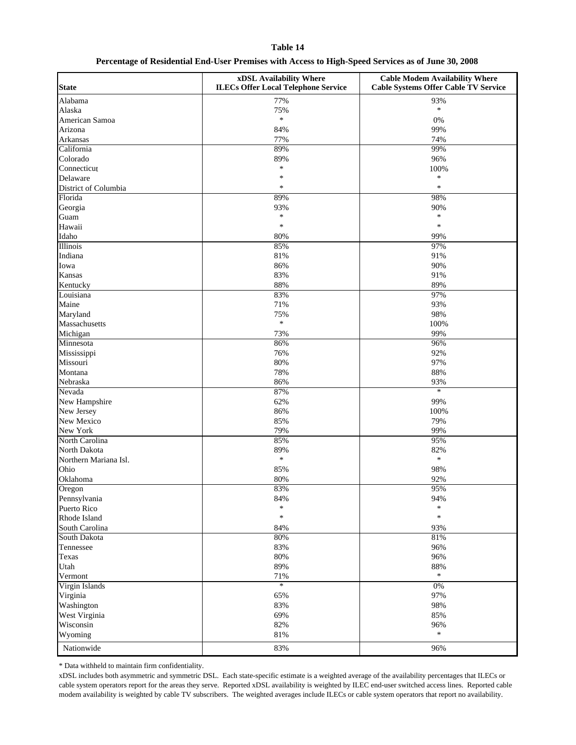**Table 14**

**Percentage of Residential End-User Premises with Access to High-Speed Services as of June 30, 2008**

| State | xDSL Availability Where ILECs Offer Local Telephone Service | Cable Modem Availability Where Cable Systems Offer Cable TV Service |
|---|---|---|
| Alabama | 77% | 93% |
| Alaska | 75% | * |
| American Samoa | * | 0% |
| Arizona | 84% | 99% |
| Arkansas | 77% | 74% |
| California | 89% | 99% |
| Colorado | 89% | 96% |
| Connecticut | * | 100% |
| Delaware | * | * |
| District of Columbia | * | * |
| Florida | 89% | 98% |
| Georgia | 93% | 90% |
| Guam | * | * |
| Hawaii | * | * |
| Idaho | 80% | 99% |
| Illinois | 85% | 97% |
| Indiana | 81% | 91% |
| Iowa | 86% | 90% |
| Kansas | 83% | 91% |
| Kentucky | 88% | 89% |
| Louisiana | 83% | 97% |
| Maine | 71% | 93% |
| Maryland | 75% | 98% |
| Massachusetts | * | 100% |
| Michigan | 73% | 99% |
| Minnesota | 86% | 96% |
| Mississippi | 76% | 92% |
| Missouri | 80% | 97% |
| Montana | 78% | 88% |
| Nebraska | 86% | 93% |
| Nevada | 87% | * |
| New Hampshire | 62% | 99% |
| New Jersey | 86% | 100% |
| New Mexico | 85% | 79% |
| New York | 79% | 99% |
| North Carolina | 85% | 95% |
| North Dakota | 89% | 82% |
| Northern Mariana Isl. | * | * |
| Ohio | 85% | 98% |
| Oklahoma | 80% | 92% |
| Oregon | 83% | 95% |
| Pennsylvania | 84% | 94% |
| Puerto Rico | * | * |
| Rhode Island | * | * |
| South Carolina | 84% | 93% |
| South Dakota | 80% | 81% |
| Tennessee | 83% | 96% |
| Texas | 80% | 96% |
| Utah | 89% | 88% |
| Vermont | 71% | * |
| Virgin Islands | * | 0% |
| Virginia | 65% | 97% |
| Washington | 83% | 98% |
| West Virginia | 69% | 85% |
| Wisconsin | 82% | 96% |
| Wyoming | 81% | * |
| Nationwide | 83% | 96% |

* Data withheld to maintain firm confidentiality.

xDSL includes both asymmetric and symmetric DSL. Each state-specific estimate is a weighted average of the availability percentages that ILECs or cable system operators report for the areas they serve. Reported xDSL availability is weighted by ILEC end-user switched access lines. Reported cable modem availability is weighted by cable TV subscribers. The weighted averages include ILECs or cable system operators that report no availability.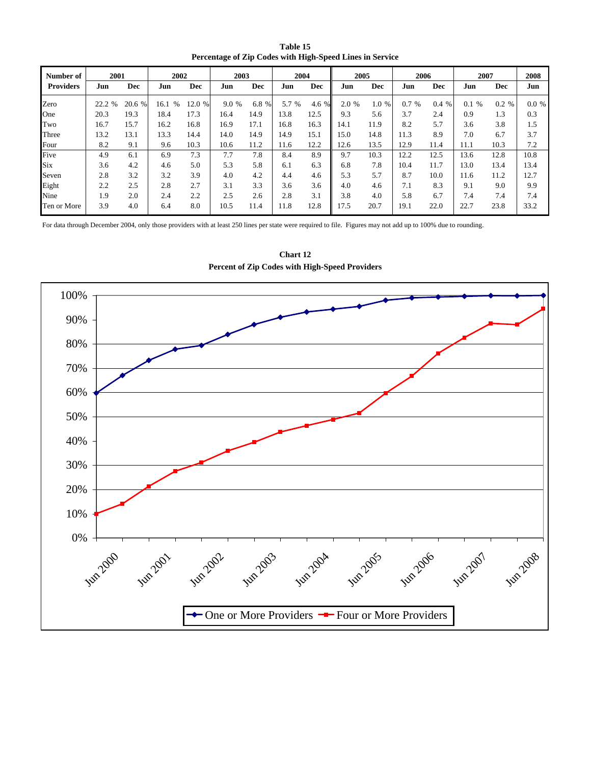**Table 15**
**Percentage of Zip Codes with High-Speed Lines in Service**

| Number of Providers | 2001 Jun | 2001 Dec | 2002 Jun | 2002 Dec | 2003 Jun | 2003 Dec | 2004 Jun | 2004 Dec | 2005 Jun | 2005 Dec | 2006 Jun | 2006 Dec | 2007 Jun | 2007 Dec | 2008 Jun |
|---|---|---|---|---|---|---|---|---|---|---|---|---|---|---|---|
| Zero | 22.2 % | 20.6 % | 16.1 % | 12.0 % | 9.0 % | 6.8 % | 5.7 % | 4.6 % | 2.0 % | 1.0 % | 0.7 % | 0.4 % | 0.1 % | 0.2 % | 0.0 % |
| One | 20.3 | 19.3 | 18.4 | 17.3 | 16.4 | 14.9 | 13.8 | 12.5 | 9.3 | 5.6 | 3.7 | 2.4 | 0.9 | 1.3 | 0.3 |
| Two | 16.7 | 15.7 | 16.2 | 16.8 | 16.9 | 17.1 | 16.8 | 16.3 | 14.1 | 11.9 | 8.2 | 5.7 | 3.6 | 3.8 | 1.5 |
| Three | 13.2 | 13.1 | 13.3 | 14.4 | 14.0 | 14.9 | 14.9 | 15.1 | 15.0 | 14.8 | 11.3 | 8.9 | 7.0 | 6.7 | 3.7 |
| Four | 8.2 | 9.1 | 9.6 | 10.3 | 10.6 | 11.2 | 11.6 | 12.2 | 12.6 | 13.5 | 12.9 | 11.4 | 11.1 | 10.3 | 7.2 |
| Five | 4.9 | 6.1 | 6.9 | 7.3 | 7.7 | 7.8 | 8.4 | 8.9 | 9.7 | 10.3 | 12.2 | 12.5 | 13.6 | 12.8 | 10.8 |
| Six | 3.6 | 4.2 | 4.6 | 5.0 | 5.3 | 5.8 | 6.1 | 6.3 | 6.8 | 7.8 | 10.4 | 11.7 | 13.0 | 13.4 | 13.4 |
| Seven | 2.8 | 3.2 | 3.2 | 3.9 | 4.0 | 4.2 | 4.4 | 4.6 | 5.3 | 5.7 | 8.7 | 10.0 | 11.6 | 11.2 | 12.7 |
| Eight | 2.2 | 2.5 | 2.8 | 2.7 | 3.1 | 3.3 | 3.6 | 3.6 | 4.0 | 4.6 | 7.1 | 8.3 | 9.1 | 9.0 | 9.9 |
| Nine | 1.9 | 2.0 | 2.4 | 2.2 | 2.5 | 2.6 | 2.8 | 3.1 | 3.8 | 4.0 | 5.8 | 6.7 | 7.4 | 7.4 | 7.4 |
| Ten or More | 3.9 | 4.0 | 6.4 | 8.0 | 10.5 | 11.4 | 11.8 | 12.8 | 17.5 | 20.7 | 19.1 | 22.0 | 22.7 | 23.8 | 33.2 |

For data through December 2004, only those providers with at least 250 lines per state were required to file. Figures may not add up to 100% due to rounding.

**Chart 12**
**Percent of Zip Codes with High-Speed Providers**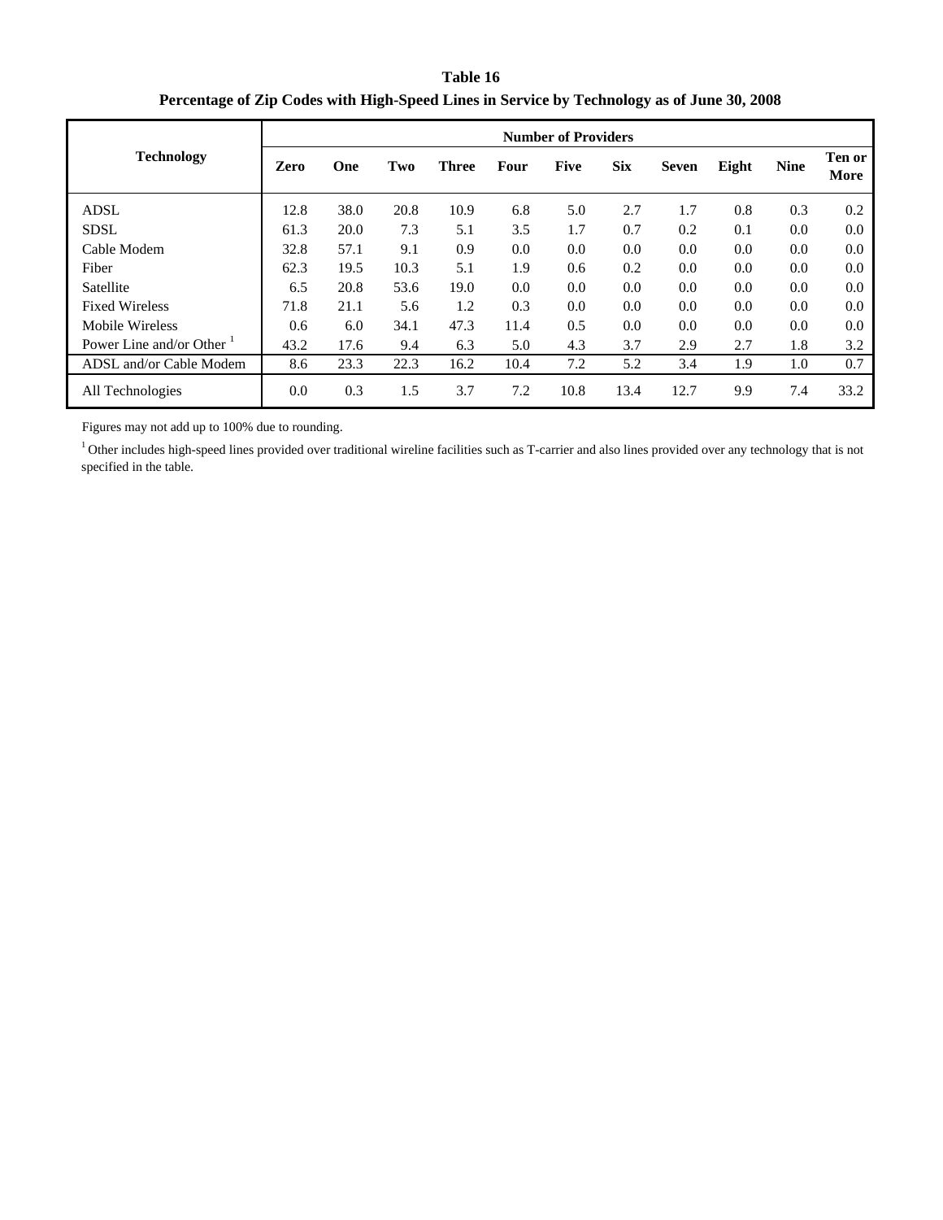**Table 16**

**Percentage of Zip Codes with High-Speed Lines in Service by Technology as of June 30, 2008**

| Technology | Number of Providers | | | | | | | | | | |
|---|---|---|---|---|---|---|---|---|---|---|---|
| | **Zero** | **One** | **Two** | **Three** | **Four** | **Five** | **Six** | **Seven** | **Eight** | **Nine** | **Ten or More** |
| ADSL | 12.8 | 38.0 | 20.8 | 10.9 | 6.8 | 5.0 | 2.7 | 1.7 | 0.8 | 0.3 | 0.2 |
| SDSL | 61.3 | 20.0 | 7.3 | 5.1 | 3.5 | 1.7 | 0.7 | 0.2 | 0.1 | 0.0 | 0.0 |
| Cable Modem | 32.8 | 57.1 | 9.1 | 0.9 | 0.0 | 0.0 | 0.0 | 0.0 | 0.0 | 0.0 | 0.0 |
| Fiber | 62.3 | 19.5 | 10.3 | 5.1 | 1.9 | 0.6 | 0.2 | 0.0 | 0.0 | 0.0 | 0.0 |
| Satellite | 6.5 | 20.8 | 53.6 | 19.0 | 0.0 | 0.0 | 0.0 | 0.0 | 0.0 | 0.0 | 0.0 |
| Fixed Wireless | 71.8 | 21.1 | 5.6 | 1.2 | 0.3 | 0.0 | 0.0 | 0.0 | 0.0 | 0.0 | 0.0 |
| Mobile Wireless | 0.6 | 6.0 | 34.1 | 47.3 | 11.4 | 0.5 | 0.0 | 0.0 | 0.0 | 0.0 | 0.0 |
| Power Line and/or Other [1] | 43.2 | 17.6 | 9.4 | 6.3 | 5.0 | 4.3 | 3.7 | 2.9 | 2.7 | 1.8 | 3.2 |
| ADSL and/or Cable Modem | 8.6 | 23.3 | 22.3 | 16.2 | 10.4 | 7.2 | 5.2 | 3.4 | 1.9 | 1.0 | 0.7 |
| All Technologies | 0.0 | 0.3 | 1.5 | 3.7 | 7.2 | 10.8 | 13.4 | 12.7 | 9.9 | 7.4 | 33.2 |

Figures may not add up to 100% due to rounding.

[1] Other includes high-speed lines provided over traditional wireline facilities such as T-carrier and also lines provided over any technology that is not specified in the table.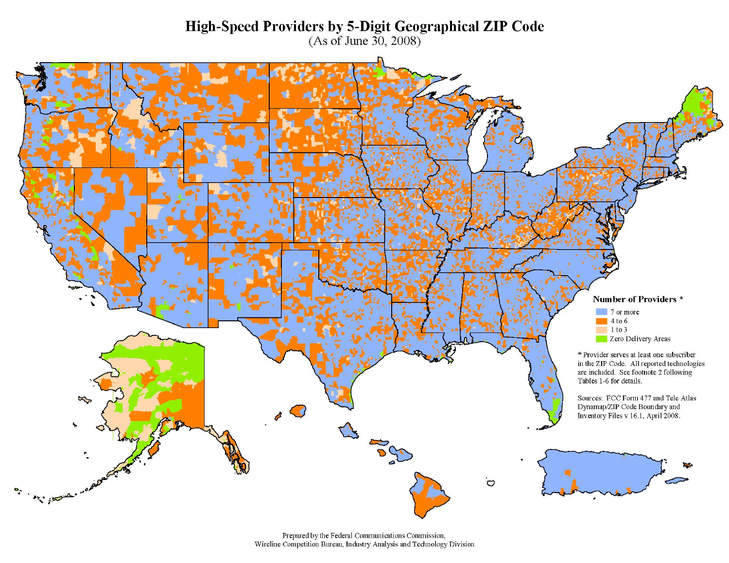# High-Speed Providers by 5-Digit Geographical ZIP Code

(As of June 30, 2008)

**Number of Providers ***

- 7 or more
- 4 to 6
- 1 to 3
- Zero Delivery Areas

* Provider serves at least one subscriber in the ZIP Code. All reported technologies are included. See footnote 2 following Tables 1-6 for details.

Sources: FCC Form 477 and Tele Atlas Dynamap/ZIP Code Boundary and Inventory Files v 16.1, April 2008.

Prepared by the Federal Communications Commission, Wireline Competition Bureau, Industry Analysis and Technology Division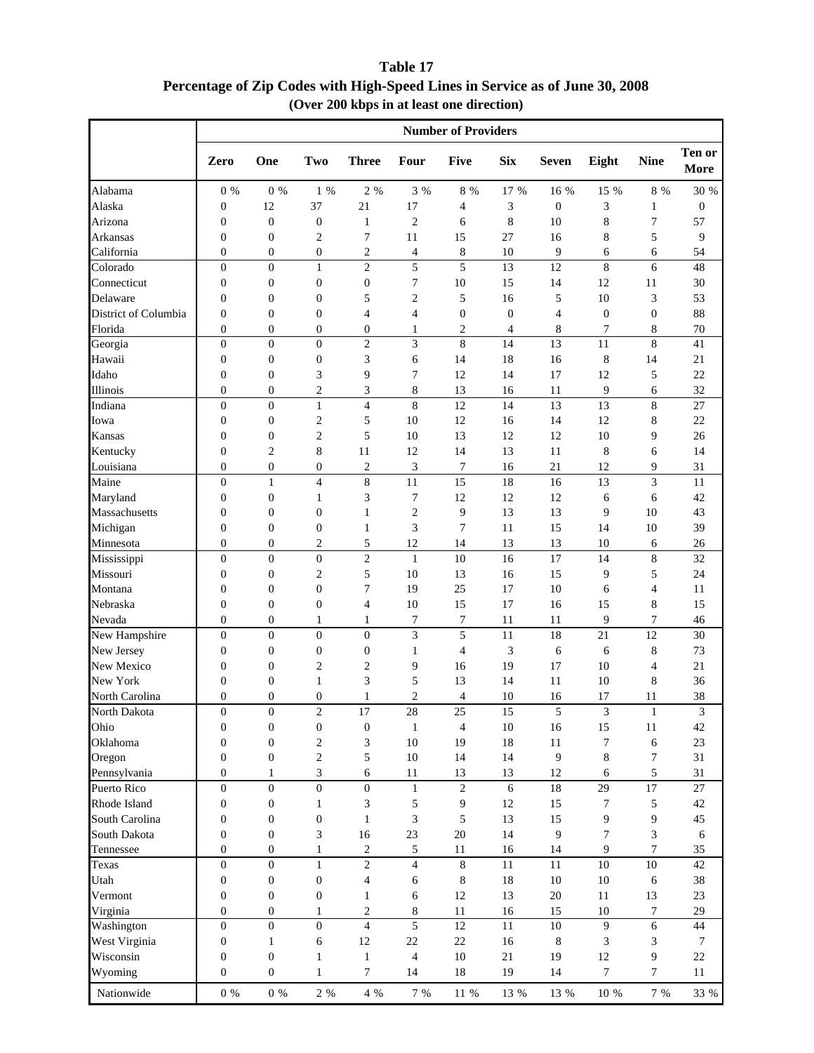**Table 17**
**Percentage of Zip Codes with High-Speed Lines in Service as of June 30, 2008**
**(Over 200 kbps in at least one direction)**

| | Number of Providers | | | | | | | | | | |
|---|---|---|---|---|---|---|---|---|---|---|---|
| | **Zero** | **One** | **Two** | **Three** | **Four** | **Five** | **Six** | **Seven** | **Eight** | **Nine** | **Ten or More** |
| Alabama | 0 % | 0 % | 1 % | 2 % | 3 % | 8 % | 17 % | 16 % | 15 % | 8 % | 30 % |
| Alaska | 0 | 12 | 37 | 21 | 17 | 4 | 3 | 0 | 3 | 1 | 0 |
| Arizona | 0 | 0 | 0 | 1 | 2 | 6 | 8 | 10 | 8 | 7 | 57 |
| Arkansas | 0 | 0 | 2 | 7 | 11 | 15 | 27 | 16 | 8 | 5 | 9 |
| California | 0 | 0 | 0 | 2 | 4 | 8 | 10 | 9 | 6 | 6 | 54 |
| Colorado | 0 | 0 | 1 | 2 | 5 | 5 | 13 | 12 | 8 | 6 | 48 |
| Connecticut | 0 | 0 | 0 | 0 | 7 | 10 | 15 | 14 | 12 | 11 | 30 |
| Delaware | 0 | 0 | 0 | 5 | 2 | 5 | 16 | 5 | 10 | 3 | 53 |
| District of Columbia | 0 | 0 | 0 | 4 | 4 | 0 | 0 | 4 | 0 | 0 | 88 |
| Florida | 0 | 0 | 0 | 0 | 1 | 2 | 4 | 8 | 7 | 8 | 70 |
| Georgia | 0 | 0 | 0 | 2 | 3 | 8 | 14 | 13 | 11 | 8 | 41 |
| Hawaii | 0 | 0 | 0 | 3 | 6 | 14 | 18 | 16 | 8 | 14 | 21 |
| Idaho | 0 | 0 | 3 | 9 | 7 | 12 | 14 | 17 | 12 | 5 | 22 |
| Illinois | 0 | 0 | 2 | 3 | 8 | 13 | 16 | 11 | 9 | 6 | 32 |
| Indiana | 0 | 0 | 1 | 4 | 8 | 12 | 14 | 13 | 13 | 8 | 27 |
| Iowa | 0 | 0 | 2 | 5 | 10 | 12 | 16 | 14 | 12 | 8 | 22 |
| Kansas | 0 | 0 | 2 | 5 | 10 | 13 | 12 | 12 | 10 | 9 | 26 |
| Kentucky | 0 | 2 | 8 | 11 | 12 | 14 | 13 | 11 | 8 | 6 | 14 |
| Louisiana | 0 | 0 | 0 | 2 | 3 | 7 | 16 | 21 | 12 | 9 | 31 |
| Maine | 0 | 1 | 4 | 8 | 11 | 15 | 18 | 16 | 13 | 3 | 11 |
| Maryland | 0 | 0 | 1 | 3 | 7 | 12 | 12 | 12 | 6 | 6 | 42 |
| Massachusetts | 0 | 0 | 0 | 1 | 2 | 9 | 13 | 13 | 9 | 10 | 43 |
| Michigan | 0 | 0 | 0 | 1 | 3 | 7 | 11 | 15 | 14 | 10 | 39 |
| Minnesota | 0 | 0 | 2 | 5 | 12 | 14 | 13 | 13 | 10 | 6 | 26 |
| Mississippi | 0 | 0 | 0 | 2 | 1 | 10 | 16 | 17 | 14 | 8 | 32 |
| Missouri | 0 | 0 | 2 | 5 | 10 | 13 | 16 | 15 | 9 | 5 | 24 |
| Montana | 0 | 0 | 0 | 7 | 19 | 25 | 17 | 10 | 6 | 4 | 11 |
| Nebraska | 0 | 0 | 0 | 4 | 10 | 15 | 17 | 16 | 15 | 8 | 15 |
| Nevada | 0 | 0 | 1 | 1 | 7 | 7 | 11 | 11 | 9 | 7 | 46 |
| New Hampshire | 0 | 0 | 0 | 0 | 3 | 5 | 11 | 18 | 21 | 12 | 30 |
| New Jersey | 0 | 0 | 0 | 0 | 1 | 4 | 3 | 6 | 6 | 8 | 73 |
| New Mexico | 0 | 0 | 2 | 2 | 9 | 16 | 19 | 17 | 10 | 4 | 21 |
| New York | 0 | 0 | 1 | 3 | 5 | 13 | 14 | 11 | 10 | 8 | 36 |
| North Carolina | 0 | 0 | 0 | 1 | 2 | 4 | 10 | 16 | 17 | 11 | 38 |
| North Dakota | 0 | 0 | 2 | 17 | 28 | 25 | 15 | 5 | 3 | 1 | 3 |
| Ohio | 0 | 0 | 0 | 0 | 1 | 4 | 10 | 16 | 15 | 11 | 42 |
| Oklahoma | 0 | 0 | 2 | 3 | 10 | 19 | 18 | 11 | 7 | 6 | 23 |
| Oregon | 0 | 0 | 2 | 5 | 10 | 14 | 14 | 9 | 8 | 7 | 31 |
| Pennsylvania | 0 | 1 | 3 | 6 | 11 | 13 | 13 | 12 | 6 | 5 | 31 |
| Puerto Rico | 0 | 0 | 0 | 0 | 1 | 2 | 6 | 18 | 29 | 17 | 27 |
| Rhode Island | 0 | 0 | 1 | 3 | 5 | 9 | 12 | 15 | 7 | 5 | 42 |
| South Carolina | 0 | 0 | 0 | 1 | 3 | 5 | 13 | 15 | 9 | 9 | 45 |
| South Dakota | 0 | 0 | 3 | 16 | 23 | 20 | 14 | 9 | 7 | 3 | 6 |
| Tennessee | 0 | 0 | 1 | 2 | 5 | 11 | 16 | 14 | 9 | 7 | 35 |
| Texas | 0 | 0 | 1 | 2 | 4 | 8 | 11 | 11 | 10 | 10 | 42 |
| Utah | 0 | 0 | 0 | 4 | 6 | 8 | 18 | 10 | 10 | 6 | 38 |
| Vermont | 0 | 0 | 0 | 1 | 6 | 12 | 13 | 20 | 11 | 13 | 23 |
| Virginia | 0 | 0 | 1 | 2 | 8 | 11 | 16 | 15 | 10 | 7 | 29 |
| Washington | 0 | 0 | 0 | 4 | 5 | 12 | 11 | 10 | 9 | 6 | 44 |
| West Virginia | 0 | 1 | 6 | 12 | 22 | 22 | 16 | 8 | 3 | 3 | 7 |
| Wisconsin | 0 | 0 | 1 | 1 | 4 | 10 | 21 | 19 | 12 | 9 | 22 |
| Wyoming | 0 | 0 | 1 | 7 | 14 | 18 | 19 | 14 | 7 | 7 | 11 |
| Nationwide | 0 % | 0 % | 2 % | 4 % | 7 % | 11 % | 13 % | 13 % | 10 % | 7 % | 33 % |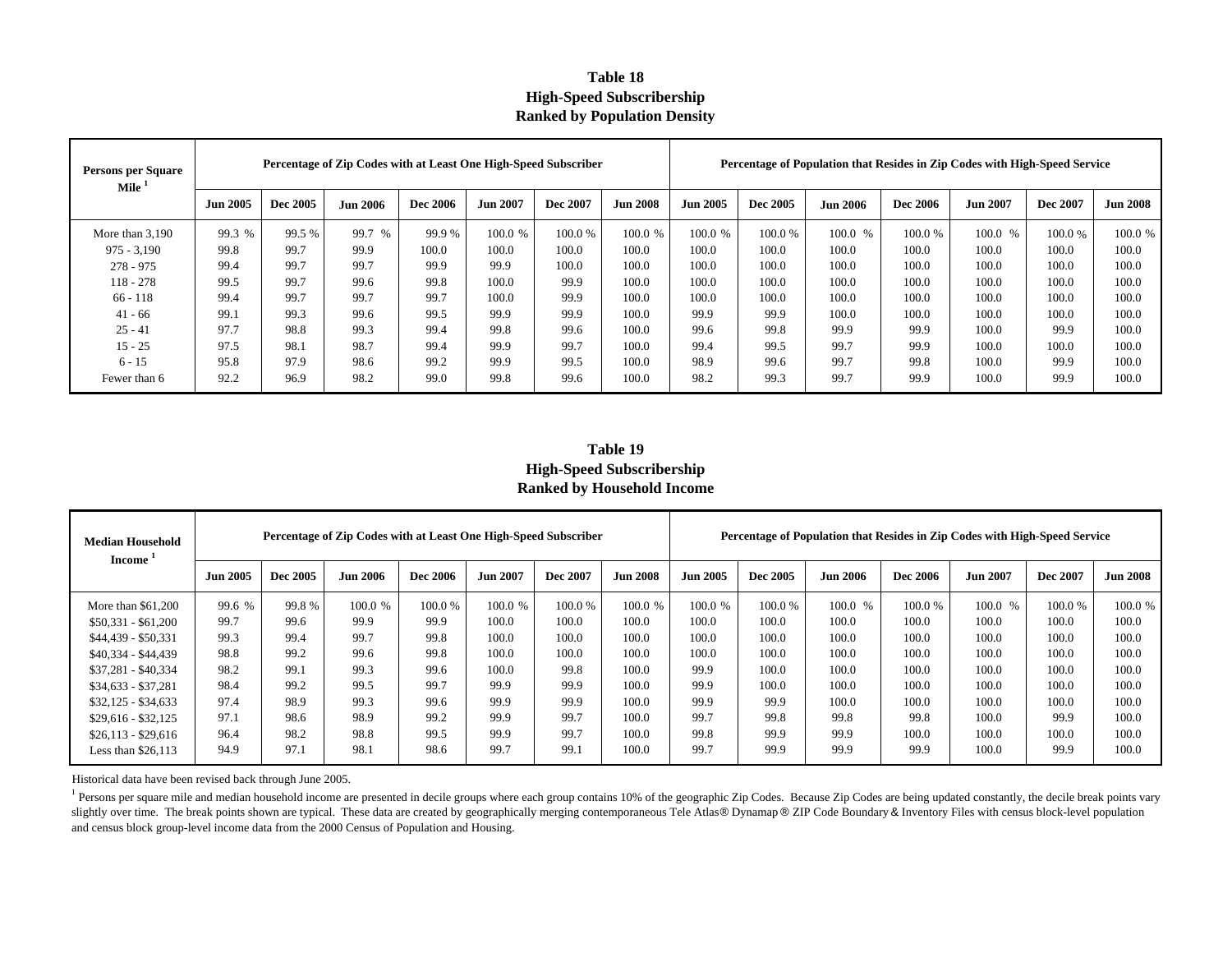# Table 18
## High-Speed Subscribership
## Ranked by Population Density

| Persons per Square Mile [1] | Percentage of Zip Codes with at Least One High-Speed Subscriber | | | | | | | Percentage of Population that Resides in Zip Codes with High-Speed Service | | | | | | |
|---|---|---|---|---|---|---|---|---|---|---|---|---|---|---|
| | Jun 2005 | Dec 2005 | Jun 2006 | Dec 2006 | Jun 2007 | Dec 2007 | Jun 2008 | Jun 2005 | Dec 2005 | Jun 2006 | Dec 2006 | Jun 2007 | Dec 2007 | Jun 2008 |
| More than 3,190 | 99.3 % | 99.5 % | 99.7 % | 99.9 % | 100.0 % | 100.0 % | 100.0 % | 100.0 % | 100.0 % | 100.0 % | 100.0 % | 100.0 % | 100.0 % | 100.0 % |
| 975 - 3,190 | 99.8 | 99.7 | 99.9 | 100.0 | 100.0 | 100.0 | 100.0 | 100.0 | 100.0 | 100.0 | 100.0 | 100.0 | 100.0 | 100.0 |
| 278 - 975 | 99.4 | 99.7 | 99.7 | 99.9 | 99.9 | 100.0 | 100.0 | 100.0 | 100.0 | 100.0 | 100.0 | 100.0 | 100.0 | 100.0 |
| 118 - 278 | 99.5 | 99.7 | 99.6 | 99.8 | 100.0 | 99.9 | 100.0 | 100.0 | 100.0 | 100.0 | 100.0 | 100.0 | 100.0 | 100.0 |
| 66 - 118 | 99.4 | 99.7 | 99.7 | 99.7 | 100.0 | 99.9 | 100.0 | 100.0 | 100.0 | 100.0 | 100.0 | 100.0 | 100.0 | 100.0 |
| 41 - 66 | 99.1 | 99.3 | 99.6 | 99.5 | 99.9 | 99.9 | 100.0 | 99.9 | 99.9 | 100.0 | 100.0 | 100.0 | 100.0 | 100.0 |
| 25 - 41 | 97.7 | 98.8 | 99.3 | 99.4 | 99.8 | 99.6 | 100.0 | 99.6 | 99.8 | 99.9 | 99.9 | 100.0 | 99.9 | 100.0 |
| 15 - 25 | 97.5 | 98.1 | 98.7 | 99.4 | 99.9 | 99.7 | 100.0 | 99.4 | 99.5 | 99.7 | 99.9 | 100.0 | 100.0 | 100.0 |
| 6 - 15 | 95.8 | 97.9 | 98.6 | 99.2 | 99.9 | 99.5 | 100.0 | 98.9 | 99.6 | 99.7 | 99.8 | 100.0 | 99.9 | 100.0 |
| Fewer than 6 | 92.2 | 96.9 | 98.2 | 99.0 | 99.8 | 99.6 | 100.0 | 98.2 | 99.3 | 99.7 | 99.9 | 100.0 | 99.9 | 100.0 |

# Table 19
## High-Speed Subscribership
## Ranked by Household Income

| Median Household Income [1] | Percentage of Zip Codes with at Least One High-Speed Subscriber | | | | | | | Percentage of Population that Resides in Zip Codes with High-Speed Service | | | | | | |
|---|---|---|---|---|---|---|---|---|---|---|---|---|---|---|
| | Jun 2005 | Dec 2005 | Jun 2006 | Dec 2006 | Jun 2007 | Dec 2007 | Jun 2008 | Jun 2005 | Dec 2005 | Jun 2006 | Dec 2006 | Jun 2007 | Dec 2007 | Jun 2008 |
| More than $61,200 | 99.6 % | 99.8 % | 100.0 % | 100.0 % | 100.0 % | 100.0 % | 100.0 % | 100.0 % | 100.0 % | 100.0 % | 100.0 % | 100.0 % | 100.0 % | 100.0 % |
| $50,331 - $61,200 | 99.7 | 99.6 | 99.9 | 99.9 | 100.0 | 100.0 | 100.0 | 100.0 | 100.0 | 100.0 | 100.0 | 100.0 | 100.0 | 100.0 |
| $44,439 - $50,331 | 99.3 | 99.4 | 99.7 | 99.8 | 100.0 | 100.0 | 100.0 | 100.0 | 100.0 | 100.0 | 100.0 | 100.0 | 100.0 | 100.0 |
| $40,334 - $44,439 | 98.8 | 99.2 | 99.6 | 99.8 | 100.0 | 100.0 | 100.0 | 100.0 | 100.0 | 100.0 | 100.0 | 100.0 | 100.0 | 100.0 |
| $37,281 - $40,334 | 98.2 | 99.1 | 99.3 | 99.6 | 100.0 | 99.8 | 100.0 | 99.9 | 100.0 | 100.0 | 100.0 | 100.0 | 100.0 | 100.0 |
| $34,633 - $37,281 | 98.4 | 99.2 | 99.5 | 99.7 | 99.9 | 99.9 | 100.0 | 99.9 | 100.0 | 100.0 | 100.0 | 100.0 | 100.0 | 100.0 |
| $32,125 - $34,633 | 97.4 | 98.9 | 99.3 | 99.6 | 99.9 | 99.9 | 100.0 | 99.9 | 99.9 | 100.0 | 100.0 | 100.0 | 100.0 | 100.0 |
| $29,616 - $32,125 | 97.1 | 98.6 | 98.9 | 99.2 | 99.9 | 99.7 | 100.0 | 99.7 | 99.8 | 99.8 | 99.8 | 100.0 | 99.9 | 100.0 |
| $26,113 - $29,616 | 96.4 | 98.2 | 98.8 | 99.5 | 99.9 | 99.7 | 100.0 | 99.8 | 99.9 | 99.9 | 100.0 | 100.0 | 100.0 | 100.0 |
| Less than $26,113 | 94.9 | 97.1 | 98.1 | 98.6 | 99.7 | 99.1 | 100.0 | 99.7 | 99.9 | 99.9 | 99.9 | 100.0 | 99.9 | 100.0 |

Historical data have been revised back through June 2005.

[1] Persons per square mile and median household income are presented in decile groups where each group contains 10% of the geographic Zip Codes. Because Zip Codes are being updated constantly, the decile break points vary slightly over time. The break points shown are typical. These data are created by geographically merging contemporaneous Tele Atlas® Dynamap® ZIP Code Boundary & Inventory Files with census block-level population and census block group-level income data from the 2000 Census of Population and Housing.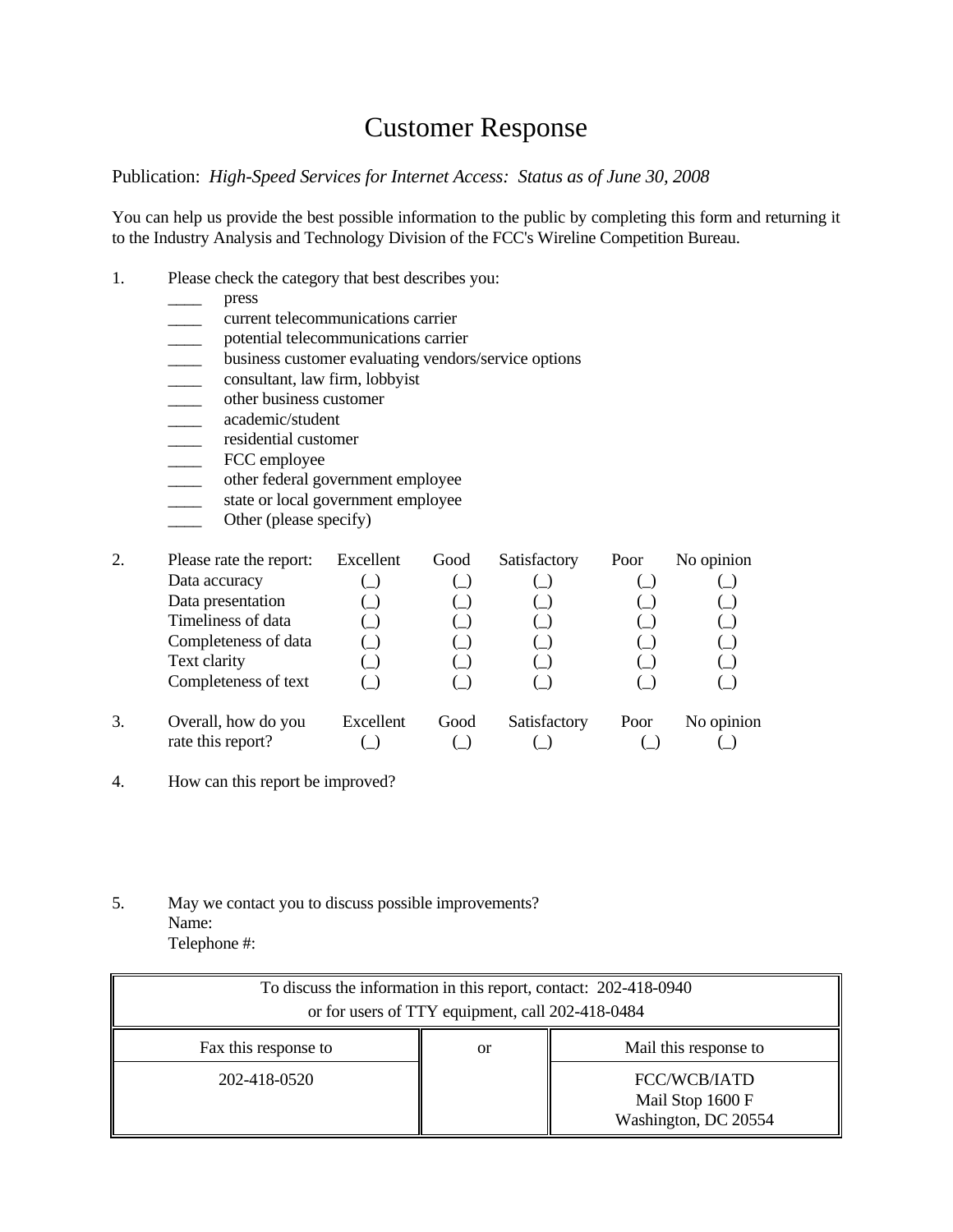# Customer Response

Publication: *High-Speed Services for Internet Access: Status as of June 30, 2008*

You can help us provide the best possible information to the public by completing this form and returning it to the Industry Analysis and Technology Division of the FCC's Wireline Competition Bureau.

1. Please check the category that best describes you:
   - ____ press
   - ____ current telecommunications carrier
   - ____ potential telecommunications carrier
   - ____ business customer evaluating vendors/service options
   - ____ consultant, law firm, lobbyist
   - ____ other business customer
   - ____ academic/student
   - ____ residential customer
   - ____ FCC employee
   - ____ other federal government employee
   - ____ state or local government employee
   - ____ Other (please specify)

2. Please rate the report:

| Please rate the report: | Excellent | Good | Satisfactory | Poor | No opinion |
|---|---|---|---|---|---|
| Data accuracy | (_) | (_) | (_) | (_) | (_) |
| Data presentation | (_) | (_) | (_) | (_) | (_) |
| Timeliness of data | (_) | (_) | (_) | (_) | (_) |
| Completeness of data | (_) | (_) | (_) | (_) | (_) |
| Text clarity | (_) | (_) | (_) | (_) | (_) |
| Completeness of text | (_) | (_) | (_) | (_) | (_) |

3. Overall, how do you rate this report?

| | Excellent | Good | Satisfactory | Poor | No opinion |
|---|---|---|---|---|---|
| Overall, how do you rate this report? | (_) | (_) | (_) | (_) | (_) |

4. How can this report be improved?

5. May we contact you to discuss possible improvements?
   Name:
   Telephone #:

| To discuss the information in this report, contact: 202-418-0940<br>or for users of TTY equipment, call 202-418-0484 | | |
|---|---|---|
| Fax this response to | or | Mail this response to |
| 202-418-0520 | | FCC/WCB/IATD<br>Mail Stop 1600 F<br>Washington, DC 20554 |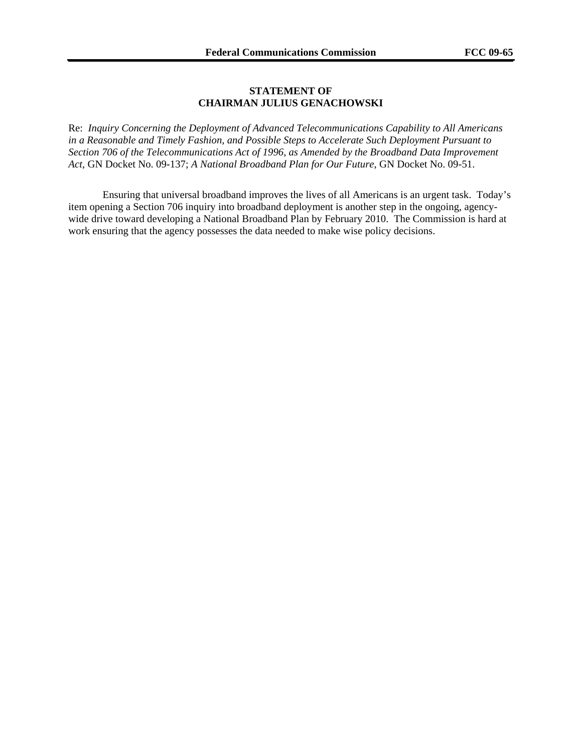**STATEMENT OF**
**CHAIRMAN JULIUS GENACHOWSKI**

Re: *Inquiry Concerning the Deployment of Advanced Telecommunications Capability to All Americans in a Reasonable and Timely Fashion, and Possible Steps to Accelerate Such Deployment Pursuant to Section 706 of the Telecommunications Act of 1996, as Amended by the Broadband Data Improvement Act*, GN Docket No. 09-137; *A National Broadband Plan for Our Future*, GN Docket No. 09-51.

Ensuring that universal broadband improves the lives of all Americans is an urgent task. Today's item opening a Section 706 inquiry into broadband deployment is another step in the ongoing, agency-wide drive toward developing a National Broadband Plan by February 2010. The Commission is hard at work ensuring that the agency possesses the data needed to make wise policy decisions.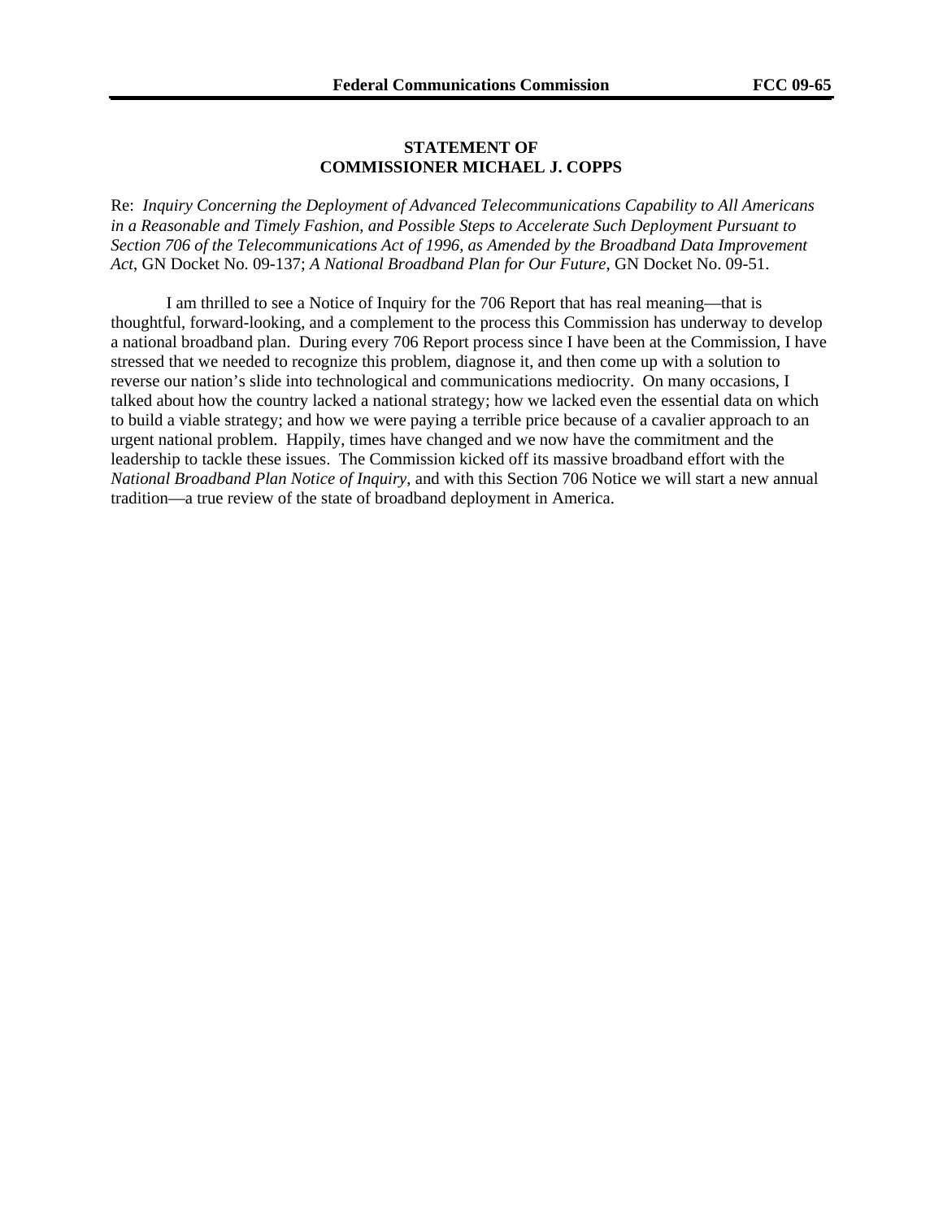**STATEMENT OF**
**COMMISSIONER MICHAEL J. COPPS**

Re: *Inquiry Concerning the Deployment of Advanced Telecommunications Capability to All Americans in a Reasonable and Timely Fashion, and Possible Steps to Accelerate Such Deployment Pursuant to Section 706 of the Telecommunications Act of 1996, as Amended by the Broadband Data Improvement Act*, GN Docket No. 09-137; *A National Broadband Plan for Our Future*, GN Docket No. 09-51.

I am thrilled to see a Notice of Inquiry for the 706 Report that has real meaning—that is thoughtful, forward-looking, and a complement to the process this Commission has underway to develop a national broadband plan. During every 706 Report process since I have been at the Commission, I have stressed that we needed to recognize this problem, diagnose it, and then come up with a solution to reverse our nation's slide into technological and communications mediocrity. On many occasions, I talked about how the country lacked a national strategy; how we lacked even the essential data on which to build a viable strategy; and how we were paying a terrible price because of a cavalier approach to an urgent national problem. Happily, times have changed and we now have the commitment and the leadership to tackle these issues. The Commission kicked off its massive broadband effort with the *National Broadband Plan Notice of Inquiry*, and with this Section 706 Notice we will start a new annual tradition—a true review of the state of broadband deployment in America.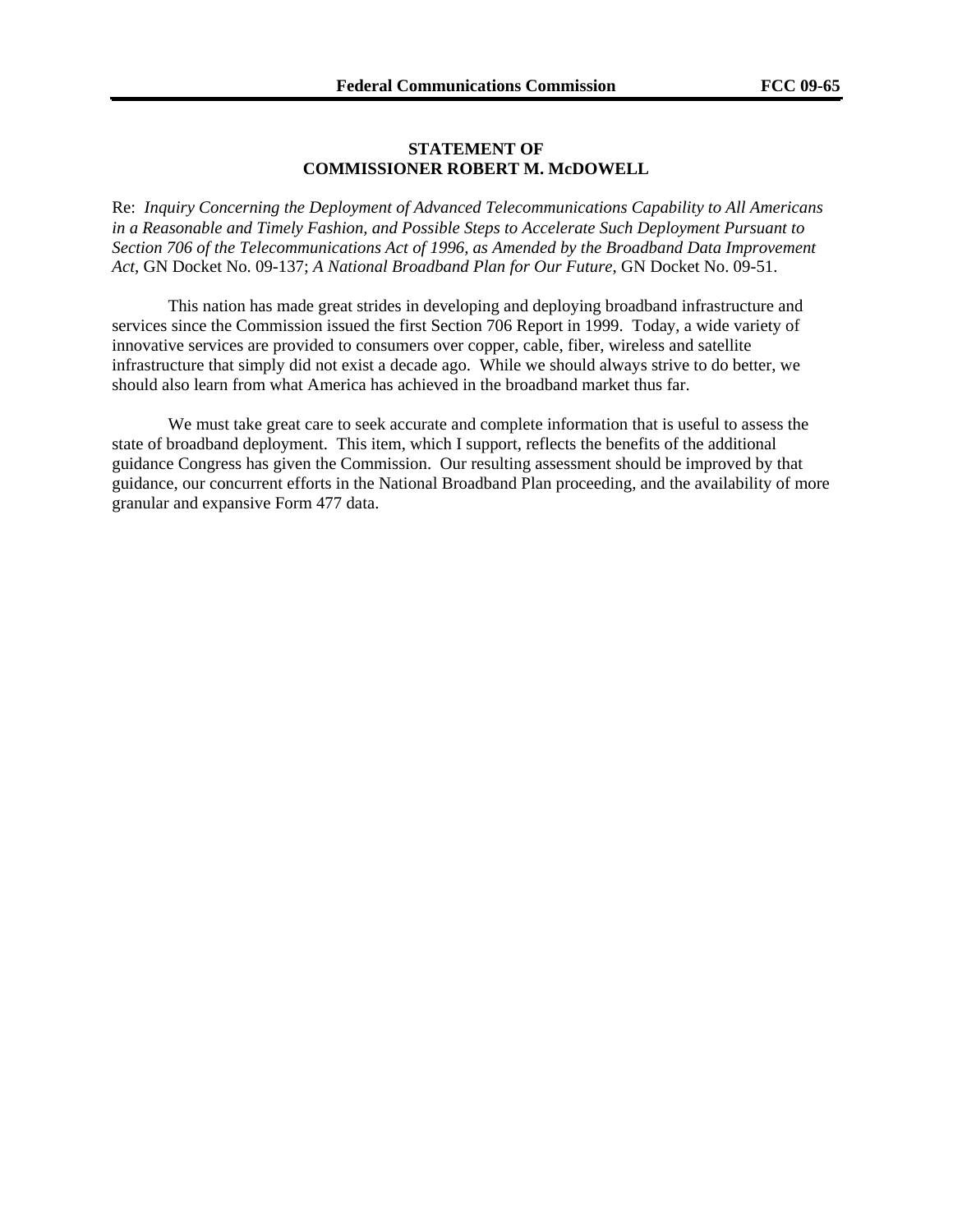**STATEMENT OF**
**COMMISSIONER ROBERT M. McDOWELL**

Re: *Inquiry Concerning the Deployment of Advanced Telecommunications Capability to All Americans in a Reasonable and Timely Fashion, and Possible Steps to Accelerate Such Deployment Pursuant to Section 706 of the Telecommunications Act of 1996, as Amended by the Broadband Data Improvement Act*, GN Docket No. 09-137; *A National Broadband Plan for Our Future*, GN Docket No. 09-51.

This nation has made great strides in developing and deploying broadband infrastructure and services since the Commission issued the first Section 706 Report in 1999. Today, a wide variety of innovative services are provided to consumers over copper, cable, fiber, wireless and satellite infrastructure that simply did not exist a decade ago. While we should always strive to do better, we should also learn from what America has achieved in the broadband market thus far.

We must take great care to seek accurate and complete information that is useful to assess the state of broadband deployment. This item, which I support, reflects the benefits of the additional guidance Congress has given the Commission. Our resulting assessment should be improved by that guidance, our concurrent efforts in the National Broadband Plan proceeding, and the availability of more granular and expansive Form 477 data.